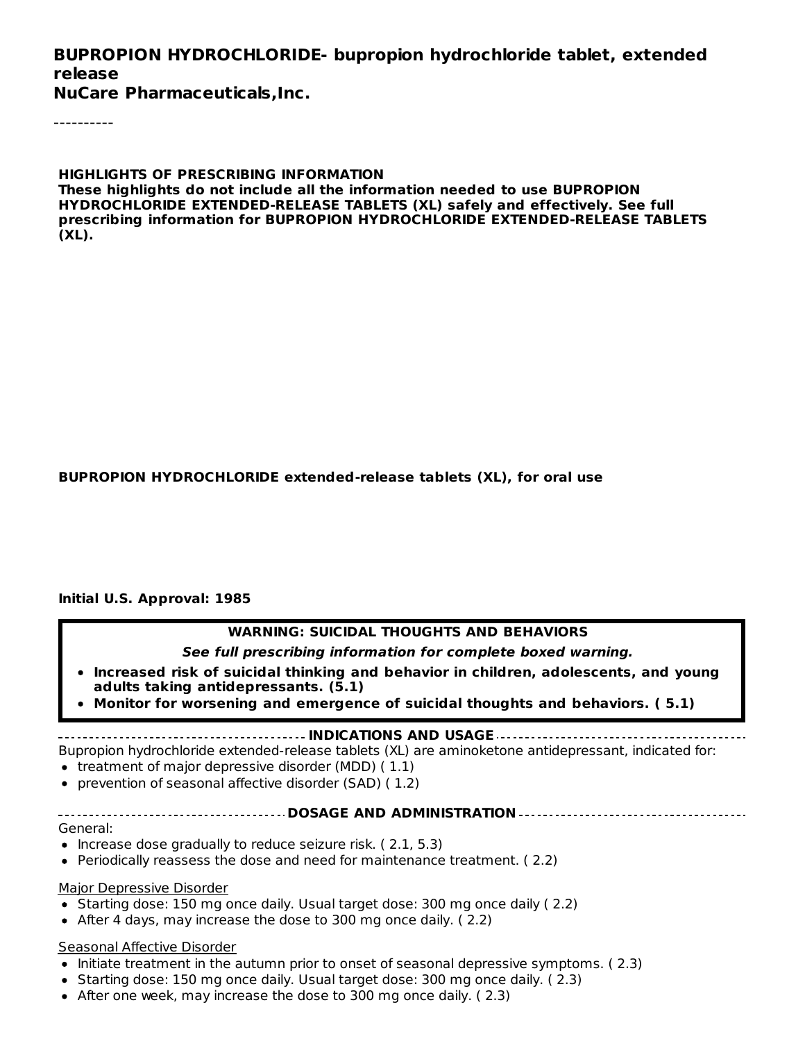**BUPROPION HYDROCHLORIDE- bupropion hydrochloride tablet, extended release**
**NuCare Pharmaceuticals,Inc.**

----------

**HIGHLIGHTS OF PRESCRIBING INFORMATION**
**These highlights do not include all the information needed to use BUPROPION HYDROCHLORIDE EXTENDED-RELEASE TABLETS (XL) safely and effectively. See full prescribing information for BUPROPION HYDROCHLORIDE EXTENDED-RELEASE TABLETS (XL).**

**BUPROPION HYDROCHLORIDE extended-release tablets (XL), for oral use**

**Initial U.S. Approval: 1985**

**WARNING: SUICIDAL THOUGHTS AND BEHAVIORS**

***See full prescribing information for complete boxed warning.***

- **Increased risk of suicidal thinking and behavior in children, adolescents, and young adults taking antidepressants. (5.1)**
- **Monitor for worsening and emergence of suicidal thoughts and behaviors. ( 5.1)**

**INDICATIONS AND USAGE**

Bupropion hydrochloride extended-release tablets (XL) are aminoketone antidepressant, indicated for:

- treatment of major depressive disorder (MDD) ( 1.1)
- prevention of seasonal affective disorder (SAD) ( 1.2)

**DOSAGE AND ADMINISTRATION**

General:

- Increase dose gradually to reduce seizure risk. ( 2.1, 5.3)
- Periodically reassess the dose and need for maintenance treatment. ( 2.2)

Major Depressive Disorder

- Starting dose: 150 mg once daily. Usual target dose: 300 mg once daily ( 2.2)
- After 4 days, may increase the dose to 300 mg once daily. ( 2.2)

Seasonal Affective Disorder

- Initiate treatment in the autumn prior to onset of seasonal depressive symptoms. ( 2.3)
- Starting dose: 150 mg once daily. Usual target dose: 300 mg once daily. ( 2.3)
- After one week, may increase the dose to 300 mg once daily. ( 2.3)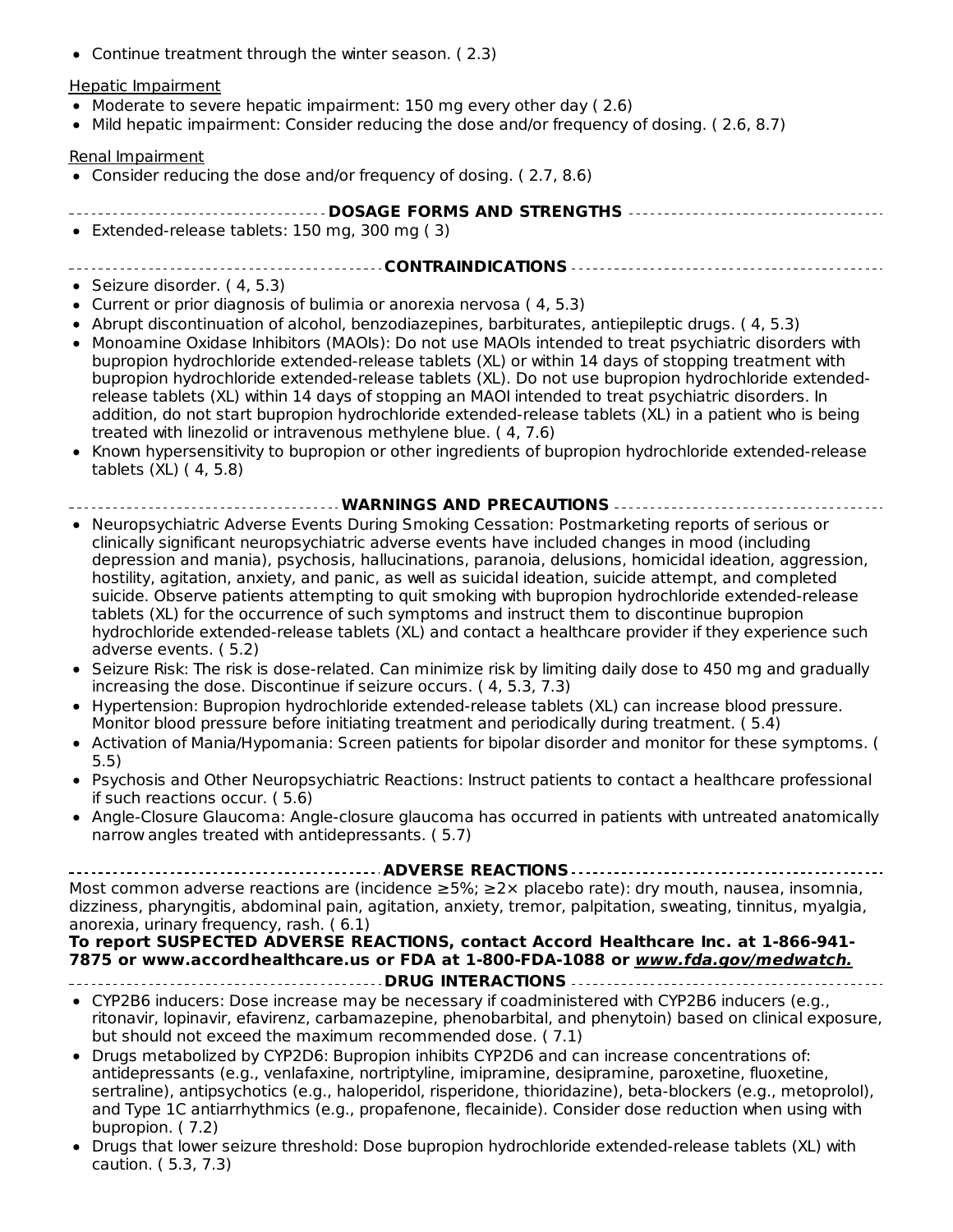- Continue treatment through the winter season. ( 2.3)

Hepatic Impairment

- Moderate to severe hepatic impairment: 150 mg every other day ( 2.6)
- Mild hepatic impairment: Consider reducing the dose and/or frequency of dosing. ( 2.6, 8.7)

Renal Impairment

- Consider reducing the dose and/or frequency of dosing. ( 2.7, 8.6)

## DOSAGE FORMS AND STRENGTHS

- Extended-release tablets: 150 mg, 300 mg ( 3)

## CONTRAINDICATIONS

- Seizure disorder. ( 4, 5.3)
- Current or prior diagnosis of bulimia or anorexia nervosa ( 4, 5.3)
- Abrupt discontinuation of alcohol, benzodiazepines, barbiturates, antiepileptic drugs. ( 4, 5.3)
- Monoamine Oxidase Inhibitors (MAOIs): Do not use MAOIs intended to treat psychiatric disorders with bupropion hydrochloride extended-release tablets (XL) or within 14 days of stopping treatment with bupropion hydrochloride extended-release tablets (XL). Do not use bupropion hydrochloride extended-release tablets (XL) within 14 days of stopping an MAOI intended to treat psychiatric disorders. In addition, do not start bupropion hydrochloride extended-release tablets (XL) in a patient who is being treated with linezolid or intravenous methylene blue. ( 4, 7.6)
- Known hypersensitivity to bupropion or other ingredients of bupropion hydrochloride extended-release tablets (XL) ( 4, 5.8)

## WARNINGS AND PRECAUTIONS

- Neuropsychiatric Adverse Events During Smoking Cessation: Postmarketing reports of serious or clinically significant neuropsychiatric adverse events have included changes in mood (including depression and mania), psychosis, hallucinations, paranoia, delusions, homicidal ideation, aggression, hostility, agitation, anxiety, and panic, as well as suicidal ideation, suicide attempt, and completed suicide. Observe patients attempting to quit smoking with bupropion hydrochloride extended-release tablets (XL) for the occurrence of such symptoms and instruct them to discontinue bupropion hydrochloride extended-release tablets (XL) and contact a healthcare provider if they experience such adverse events. ( 5.2)
- Seizure Risk: The risk is dose-related. Can minimize risk by limiting daily dose to 450 mg and gradually increasing the dose. Discontinue if seizure occurs. ( 4, 5.3, 7.3)
- Hypertension: Bupropion hydrochloride extended-release tablets (XL) can increase blood pressure. Monitor blood pressure before initiating treatment and periodically during treatment. ( 5.4)
- Activation of Mania/Hypomania: Screen patients for bipolar disorder and monitor for these symptoms. ( 5.5)
- Psychosis and Other Neuropsychiatric Reactions: Instruct patients to contact a healthcare professional if such reactions occur. ( 5.6)
- Angle-Closure Glaucoma: Angle-closure glaucoma has occurred in patients with untreated anatomically narrow angles treated with antidepressants. ( 5.7)

## ADVERSE REACTIONS

Most common adverse reactions are (incidence ≥5%; ≥2× placebo rate): dry mouth, nausea, insomnia, dizziness, pharyngitis, abdominal pain, agitation, anxiety, tremor, palpitation, sweating, tinnitus, myalgia, anorexia, urinary frequency, rash. ( 6.1)

**To report SUSPECTED ADVERSE REACTIONS, contact Accord Healthcare Inc. at 1-866-941-7875 or www.accordhealthcare.us or FDA at 1-800-FDA-1088 or *www.fda.gov/medwatch.***

## DRUG INTERACTIONS

- CYP2B6 inducers: Dose increase may be necessary if coadministered with CYP2B6 inducers (e.g., ritonavir, lopinavir, efavirenz, carbamazepine, phenobarbital, and phenytoin) based on clinical exposure, but should not exceed the maximum recommended dose. ( 7.1)
- Drugs metabolized by CYP2D6: Bupropion inhibits CYP2D6 and can increase concentrations of: antidepressants (e.g., venlafaxine, nortriptyline, imipramine, desipramine, paroxetine, fluoxetine, sertraline), antipsychotics (e.g., haloperidol, risperidone, thioridazine), beta-blockers (e.g., metoprolol), and Type 1C antiarrhythmics (e.g., propafenone, flecainide). Consider dose reduction when using with bupropion. ( 7.2)
- Drugs that lower seizure threshold: Dose bupropion hydrochloride extended-release tablets (XL) with caution. ( 5.3, 7.3)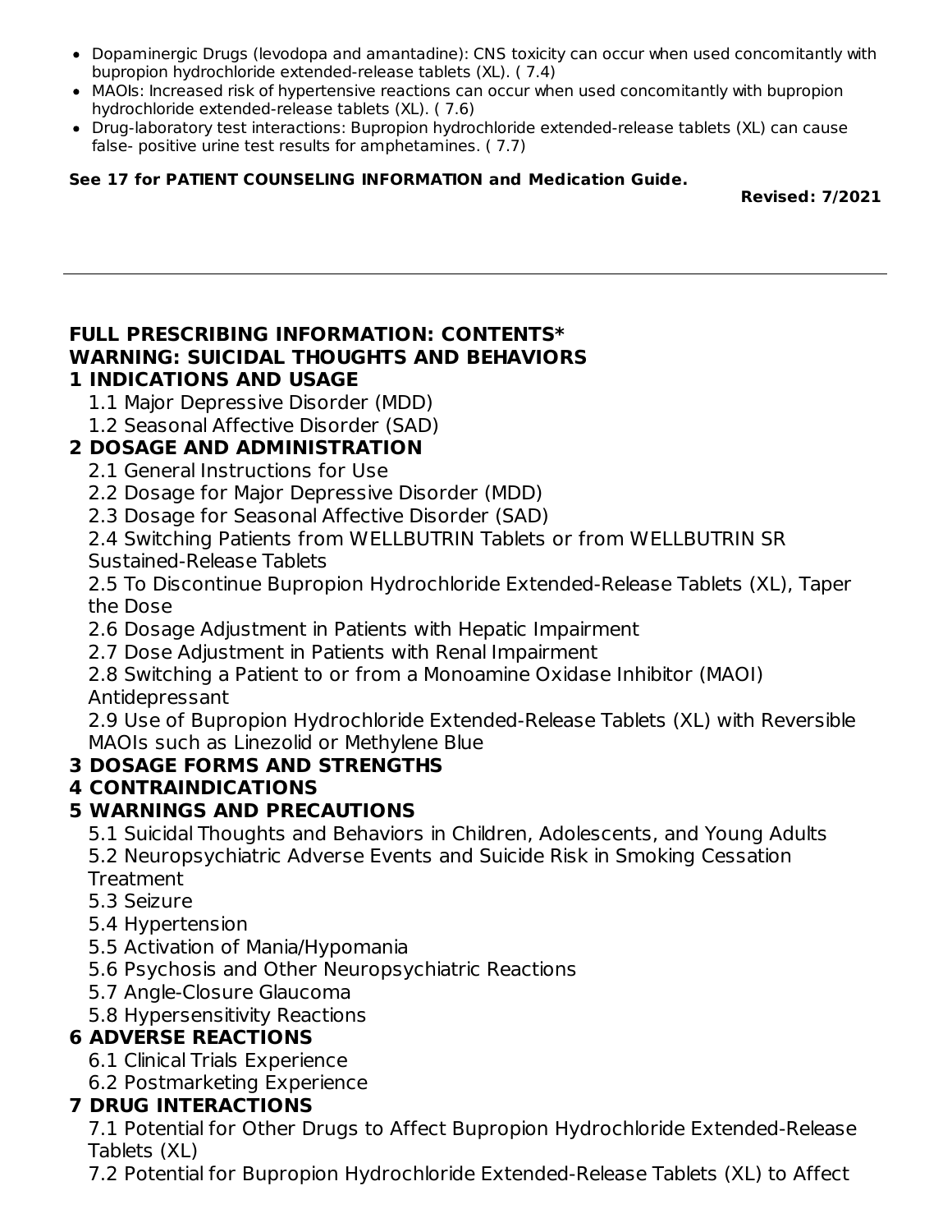- Dopaminergic Drugs (levodopa and amantadine): CNS toxicity can occur when used concomitantly with bupropion hydrochloride extended-release tablets (XL). ( 7.4)
- MAOIs: Increased risk of hypertensive reactions can occur when used concomitantly with bupropion hydrochloride extended-release tablets (XL). ( 7.6)
- Drug-laboratory test interactions: Bupropion hydrochloride extended-release tablets (XL) can cause false- positive urine test results for amphetamines. ( 7.7)

**See 17 for PATIENT COUNSELING INFORMATION and Medication Guide.**

**Revised: 7/2021**

---

## FULL PRESCRIBING INFORMATION: CONTENTS*

## WARNING: SUICIDAL THOUGHTS AND BEHAVIORS

## 1 INDICATIONS AND USAGE

1.1 Major Depressive Disorder (MDD)

1.2 Seasonal Affective Disorder (SAD)

## 2 DOSAGE AND ADMINISTRATION

2.1 General Instructions for Use

2.2 Dosage for Major Depressive Disorder (MDD)

2.3 Dosage for Seasonal Affective Disorder (SAD)

2.4 Switching Patients from WELLBUTRIN Tablets or from WELLBUTRIN SR Sustained-Release Tablets

2.5 To Discontinue Bupropion Hydrochloride Extended-Release Tablets (XL), Taper the Dose

2.6 Dosage Adjustment in Patients with Hepatic Impairment

2.7 Dose Adjustment in Patients with Renal Impairment

2.8 Switching a Patient to or from a Monoamine Oxidase Inhibitor (MAOI) Antidepressant

2.9 Use of Bupropion Hydrochloride Extended-Release Tablets (XL) with Reversible MAOIs such as Linezolid or Methylene Blue

## 3 DOSAGE FORMS AND STRENGTHS

## 4 CONTRAINDICATIONS

## 5 WARNINGS AND PRECAUTIONS

5.1 Suicidal Thoughts and Behaviors in Children, Adolescents, and Young Adults

5.2 Neuropsychiatric Adverse Events and Suicide Risk in Smoking Cessation Treatment

5.3 Seizure

5.4 Hypertension

5.5 Activation of Mania/Hypomania

5.6 Psychosis and Other Neuropsychiatric Reactions

5.7 Angle-Closure Glaucoma

5.8 Hypersensitivity Reactions

## 6 ADVERSE REACTIONS

6.1 Clinical Trials Experience

6.2 Postmarketing Experience

## 7 DRUG INTERACTIONS

7.1 Potential for Other Drugs to Affect Bupropion Hydrochloride Extended-Release Tablets (XL)

7.2 Potential for Bupropion Hydrochloride Extended-Release Tablets (XL) to Affect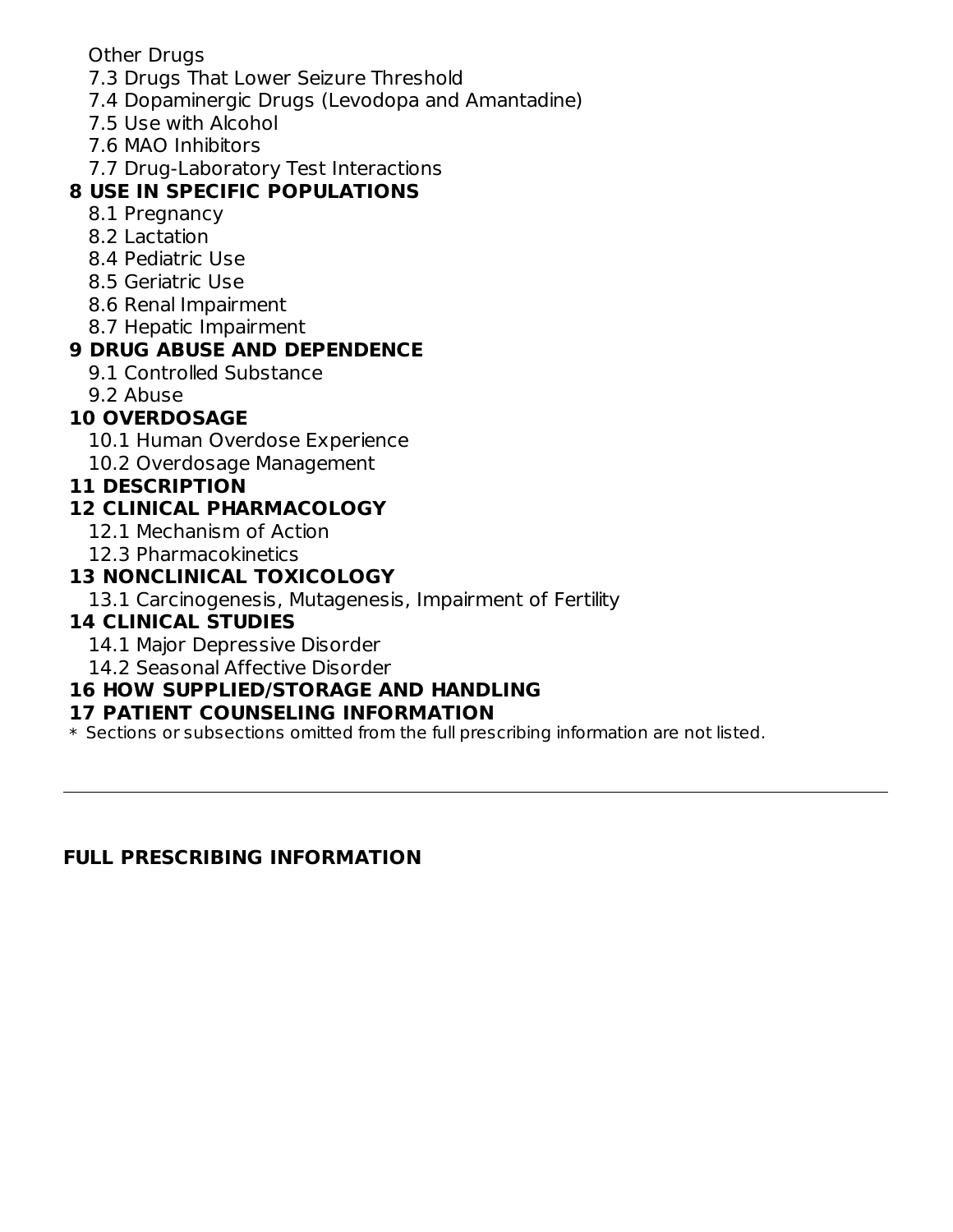Other Drugs

7.3 Drugs That Lower Seizure Threshold

7.4 Dopaminergic Drugs (Levodopa and Amantadine)

7.5 Use with Alcohol

7.6 MAO Inhibitors

7.7 Drug-Laboratory Test Interactions

**8 USE IN SPECIFIC POPULATIONS**

8.1 Pregnancy

8.2 Lactation

8.4 Pediatric Use

8.5 Geriatric Use

8.6 Renal Impairment

8.7 Hepatic Impairment

**9 DRUG ABUSE AND DEPENDENCE**

9.1 Controlled Substance

9.2 Abuse

**10 OVERDOSAGE**

10.1 Human Overdose Experience

10.2 Overdosage Management

**11 DESCRIPTION**

**12 CLINICAL PHARMACOLOGY**

12.1 Mechanism of Action

12.3 Pharmacokinetics

**13 NONCLINICAL TOXICOLOGY**

13.1 Carcinogenesis, Mutagenesis, Impairment of Fertility

**14 CLINICAL STUDIES**

14.1 Major Depressive Disorder

14.2 Seasonal Affective Disorder

**16 HOW SUPPLIED/STORAGE AND HANDLING**

**17 PATIENT COUNSELING INFORMATION**

* Sections or subsections omitted from the full prescribing information are not listed.

---

## FULL PRESCRIBING INFORMATION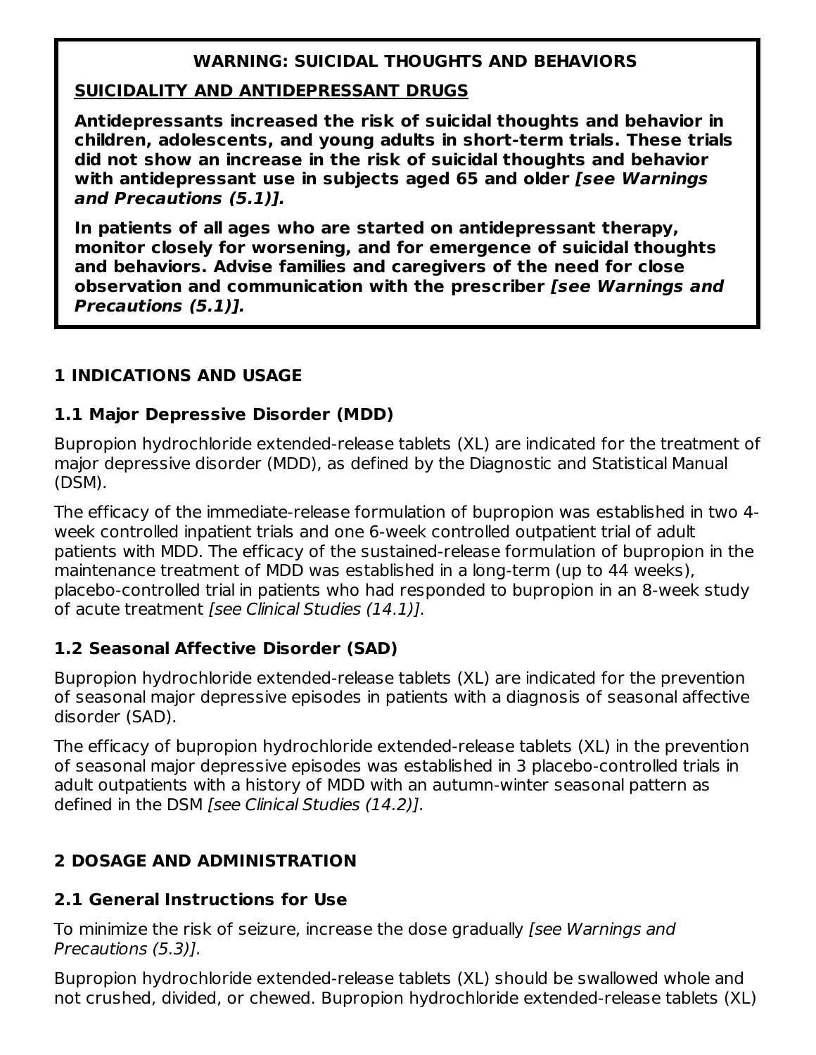**WARNING: SUICIDAL THOUGHTS AND BEHAVIORS**

**SUICIDALITY AND ANTIDEPRESSANT DRUGS**

**Antidepressants increased the risk of suicidal thoughts and behavior in children, adolescents, and young adults in short-term trials. These trials did not show an increase in the risk of suicidal thoughts and behavior with antidepressant use in subjects aged 65 and older *[see Warnings and Precautions (5.1)].***

**In patients of all ages who are started on antidepressant therapy, monitor closely for worsening, and for emergence of suicidal thoughts and behaviors. Advise families and caregivers of the need for close observation and communication with the prescriber *[see Warnings and Precautions (5.1)].***

## 1 INDICATIONS AND USAGE

### 1.1 Major Depressive Disorder (MDD)

Bupropion hydrochloride extended-release tablets (XL) are indicated for the treatment of major depressive disorder (MDD), as defined by the Diagnostic and Statistical Manual (DSM).

The efficacy of the immediate-release formulation of bupropion was established in two 4-week controlled inpatient trials and one 6-week controlled outpatient trial of adult patients with MDD. The efficacy of the sustained-release formulation of bupropion in the maintenance treatment of MDD was established in a long-term (up to 44 weeks), placebo-controlled trial in patients who had responded to bupropion in an 8-week study of acute treatment *[see Clinical Studies (14.1)].*

### 1.2 Seasonal Affective Disorder (SAD)

Bupropion hydrochloride extended-release tablets (XL) are indicated for the prevention of seasonal major depressive episodes in patients with a diagnosis of seasonal affective disorder (SAD).

The efficacy of bupropion hydrochloride extended-release tablets (XL) in the prevention of seasonal major depressive episodes was established in 3 placebo-controlled trials in adult outpatients with a history of MDD with an autumn-winter seasonal pattern as defined in the DSM *[see Clinical Studies (14.2)].*

## 2 DOSAGE AND ADMINISTRATION

### 2.1 General Instructions for Use

To minimize the risk of seizure, increase the dose gradually *[see Warnings and Precautions (5.3)].*

Bupropion hydrochloride extended-release tablets (XL) should be swallowed whole and not crushed, divided, or chewed. Bupropion hydrochloride extended-release tablets (XL)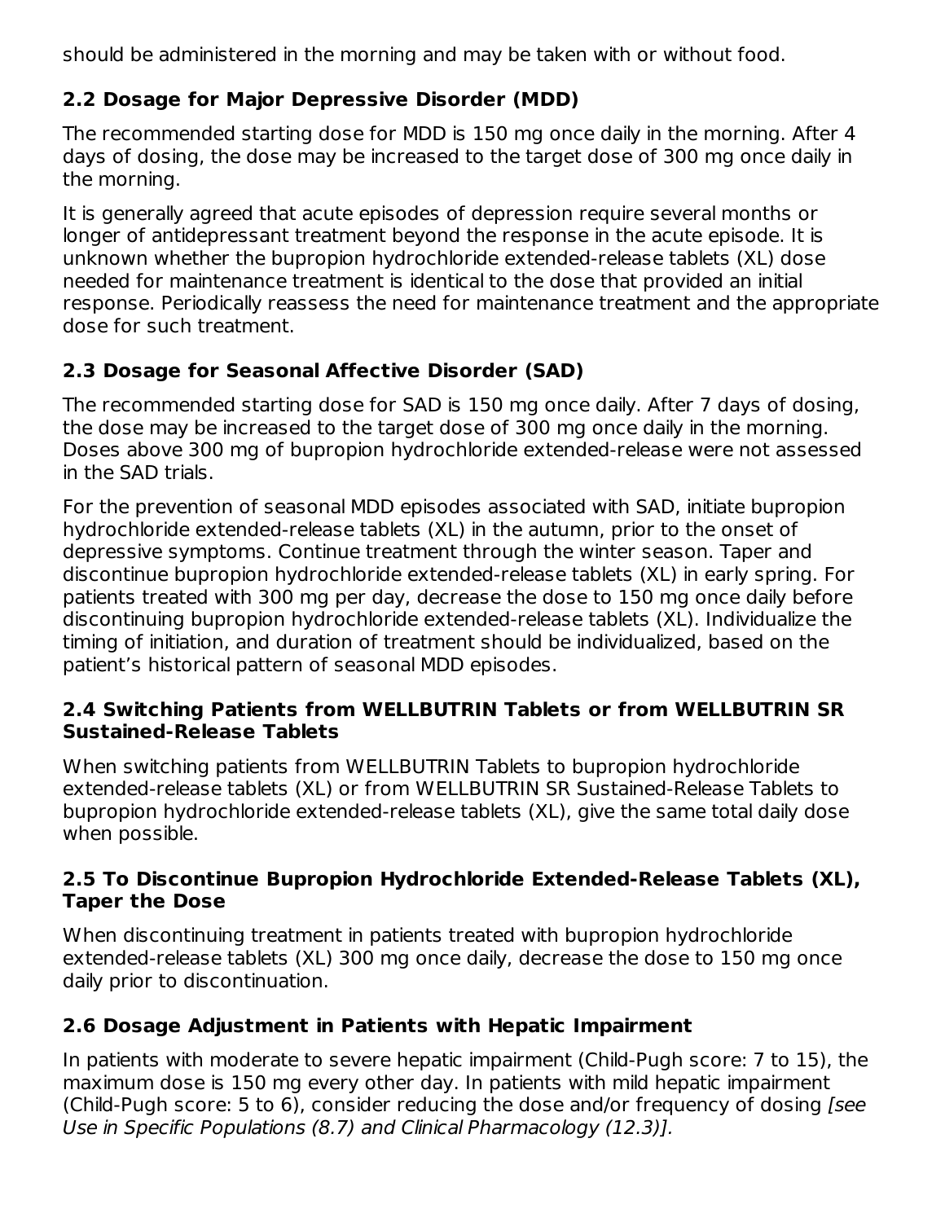should be administered in the morning and may be taken with or without food.

### 2.2 Dosage for Major Depressive Disorder (MDD)

The recommended starting dose for MDD is 150 mg once daily in the morning. After 4 days of dosing, the dose may be increased to the target dose of 300 mg once daily in the morning.

It is generally agreed that acute episodes of depression require several months or longer of antidepressant treatment beyond the response in the acute episode. It is unknown whether the bupropion hydrochloride extended-release tablets (XL) dose needed for maintenance treatment is identical to the dose that provided an initial response. Periodically reassess the need for maintenance treatment and the appropriate dose for such treatment.

### 2.3 Dosage for Seasonal Affective Disorder (SAD)

The recommended starting dose for SAD is 150 mg once daily. After 7 days of dosing, the dose may be increased to the target dose of 300 mg once daily in the morning. Doses above 300 mg of bupropion hydrochloride extended-release were not assessed in the SAD trials.

For the prevention of seasonal MDD episodes associated with SAD, initiate bupropion hydrochloride extended-release tablets (XL) in the autumn, prior to the onset of depressive symptoms. Continue treatment through the winter season. Taper and discontinue bupropion hydrochloride extended-release tablets (XL) in early spring. For patients treated with 300 mg per day, decrease the dose to 150 mg once daily before discontinuing bupropion hydrochloride extended-release tablets (XL). Individualize the timing of initiation, and duration of treatment should be individualized, based on the patient's historical pattern of seasonal MDD episodes.

### 2.4 Switching Patients from WELLBUTRIN Tablets or from WELLBUTRIN SR Sustained-Release Tablets

When switching patients from WELLBUTRIN Tablets to bupropion hydrochloride extended-release tablets (XL) or from WELLBUTRIN SR Sustained-Release Tablets to bupropion hydrochloride extended-release tablets (XL), give the same total daily dose when possible.

### 2.5 To Discontinue Bupropion Hydrochloride Extended-Release Tablets (XL), Taper the Dose

When discontinuing treatment in patients treated with bupropion hydrochloride extended-release tablets (XL) 300 mg once daily, decrease the dose to 150 mg once daily prior to discontinuation.

### 2.6 Dosage Adjustment in Patients with Hepatic Impairment

In patients with moderate to severe hepatic impairment (Child-Pugh score: 7 to 15), the maximum dose is 150 mg every other day. In patients with mild hepatic impairment (Child-Pugh score: 5 to 6), consider reducing the dose and/or frequency of dosing *[see Use in Specific Populations (8.7) and Clinical Pharmacology (12.3)].*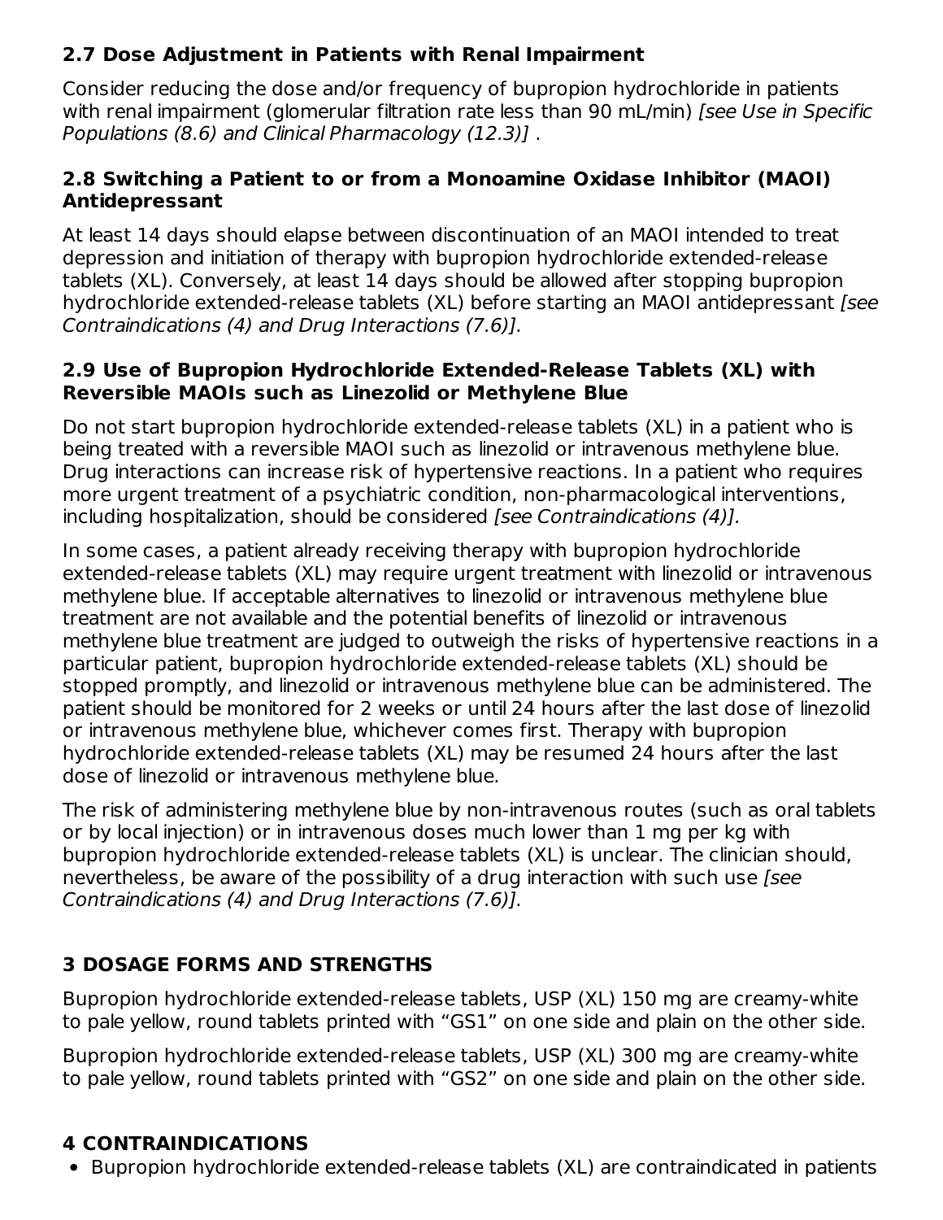### 2.7 Dose Adjustment in Patients with Renal Impairment

Consider reducing the dose and/or frequency of bupropion hydrochloride in patients with renal impairment (glomerular filtration rate less than 90 mL/min) *[see Use in Specific Populations (8.6) and Clinical Pharmacology (12.3)]* .

### 2.8 Switching a Patient to or from a Monoamine Oxidase Inhibitor (MAOI) Antidepressant

At least 14 days should elapse between discontinuation of an MAOI intended to treat depression and initiation of therapy with bupropion hydrochloride extended-release tablets (XL). Conversely, at least 14 days should be allowed after stopping bupropion hydrochloride extended-release tablets (XL) before starting an MAOI antidepressant *[see Contraindications (4) and Drug Interactions (7.6)].*

### 2.9 Use of Bupropion Hydrochloride Extended-Release Tablets (XL) with Reversible MAOIs such as Linezolid or Methylene Blue

Do not start bupropion hydrochloride extended-release tablets (XL) in a patient who is being treated with a reversible MAOI such as linezolid or intravenous methylene blue. Drug interactions can increase risk of hypertensive reactions. In a patient who requires more urgent treatment of a psychiatric condition, non-pharmacological interventions, including hospitalization, should be considered *[see Contraindications (4)].*

In some cases, a patient already receiving therapy with bupropion hydrochloride extended-release tablets (XL) may require urgent treatment with linezolid or intravenous methylene blue. If acceptable alternatives to linezolid or intravenous methylene blue treatment are not available and the potential benefits of linezolid or intravenous methylene blue treatment are judged to outweigh the risks of hypertensive reactions in a particular patient, bupropion hydrochloride extended-release tablets (XL) should be stopped promptly, and linezolid or intravenous methylene blue can be administered. The patient should be monitored for 2 weeks or until 24 hours after the last dose of linezolid or intravenous methylene blue, whichever comes first. Therapy with bupropion hydrochloride extended-release tablets (XL) may be resumed 24 hours after the last dose of linezolid or intravenous methylene blue.

The risk of administering methylene blue by non-intravenous routes (such as oral tablets or by local injection) or in intravenous doses much lower than 1 mg per kg with bupropion hydrochloride extended-release tablets (XL) is unclear. The clinician should, nevertheless, be aware of the possibility of a drug interaction with such use *[see Contraindications (4) and Drug Interactions (7.6)].*

## 3 DOSAGE FORMS AND STRENGTHS

Bupropion hydrochloride extended-release tablets, USP (XL) 150 mg are creamy-white to pale yellow, round tablets printed with “GS1” on one side and plain on the other side.

Bupropion hydrochloride extended-release tablets, USP (XL) 300 mg are creamy-white to pale yellow, round tablets printed with “GS2” on one side and plain on the other side.

## 4 CONTRAINDICATIONS

- Bupropion hydrochloride extended-release tablets (XL) are contraindicated in patients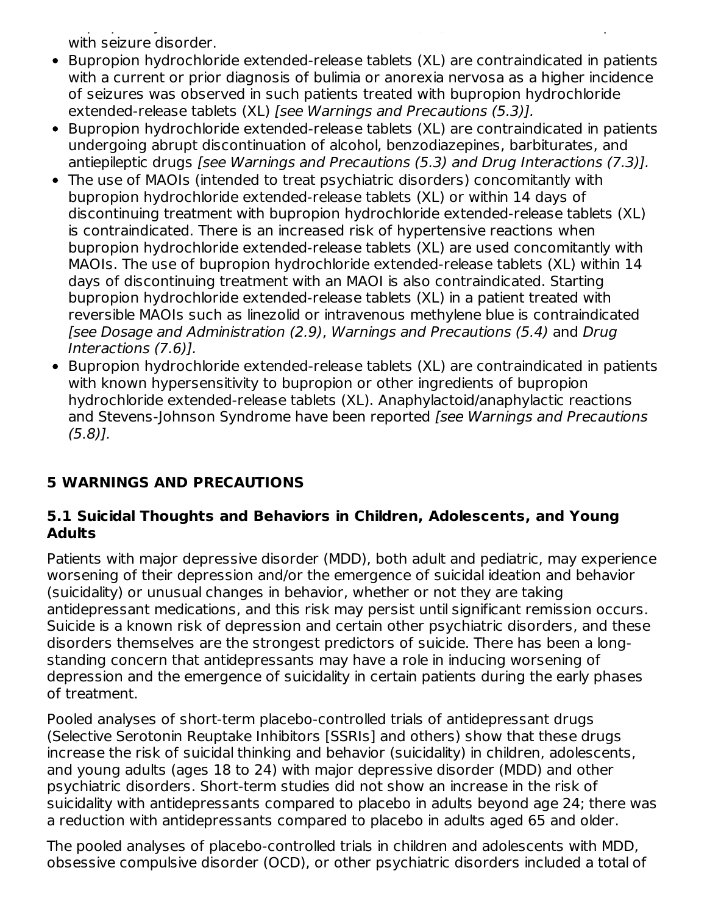with seizure disorder.

- Bupropion hydrochloride extended-release tablets (XL) are contraindicated in patients with a current or prior diagnosis of bulimia or anorexia nervosa as a higher incidence of seizures was observed in such patients treated with bupropion hydrochloride extended-release tablets (XL) *[see Warnings and Precautions (5.3)].*
- Bupropion hydrochloride extended-release tablets (XL) are contraindicated in patients undergoing abrupt discontinuation of alcohol, benzodiazepines, barbiturates, and antiepileptic drugs *[see Warnings and Precautions (5.3) and Drug Interactions (7.3)].*
- The use of MAOIs (intended to treat psychiatric disorders) concomitantly with bupropion hydrochloride extended-release tablets (XL) or within 14 days of discontinuing treatment with bupropion hydrochloride extended-release tablets (XL) is contraindicated. There is an increased risk of hypertensive reactions when bupropion hydrochloride extended-release tablets (XL) are used concomitantly with MAOIs. The use of bupropion hydrochloride extended-release tablets (XL) within 14 days of discontinuing treatment with an MAOI is also contraindicated. Starting bupropion hydrochloride extended-release tablets (XL) in a patient treated with reversible MAOIs such as linezolid or intravenous methylene blue is contraindicated *[see Dosage and Administration (2.9)*, *Warnings and Precautions (5.4)* and *Drug Interactions (7.6)].*
- Bupropion hydrochloride extended-release tablets (XL) are contraindicated in patients with known hypersensitivity to bupropion or other ingredients of bupropion hydrochloride extended-release tablets (XL). Anaphylactoid/anaphylactic reactions and Stevens-Johnson Syndrome have been reported *[see Warnings and Precautions (5.8)].*

## 5 WARNINGS AND PRECAUTIONS

### 5.1 Suicidal Thoughts and Behaviors in Children, Adolescents, and Young Adults

Patients with major depressive disorder (MDD), both adult and pediatric, may experience worsening of their depression and/or the emergence of suicidal ideation and behavior (suicidality) or unusual changes in behavior, whether or not they are taking antidepressant medications, and this risk may persist until significant remission occurs. Suicide is a known risk of depression and certain other psychiatric disorders, and these disorders themselves are the strongest predictors of suicide. There has been a long-standing concern that antidepressants may have a role in inducing worsening of depression and the emergence of suicidality in certain patients during the early phases of treatment.

Pooled analyses of short-term placebo-controlled trials of antidepressant drugs (Selective Serotonin Reuptake Inhibitors [SSRIs] and others) show that these drugs increase the risk of suicidal thinking and behavior (suicidality) in children, adolescents, and young adults (ages 18 to 24) with major depressive disorder (MDD) and other psychiatric disorders. Short-term studies did not show an increase in the risk of suicidality with antidepressants compared to placebo in adults beyond age 24; there was a reduction with antidepressants compared to placebo in adults aged 65 and older.

The pooled analyses of placebo-controlled trials in children and adolescents with MDD, obsessive compulsive disorder (OCD), or other psychiatric disorders included a total of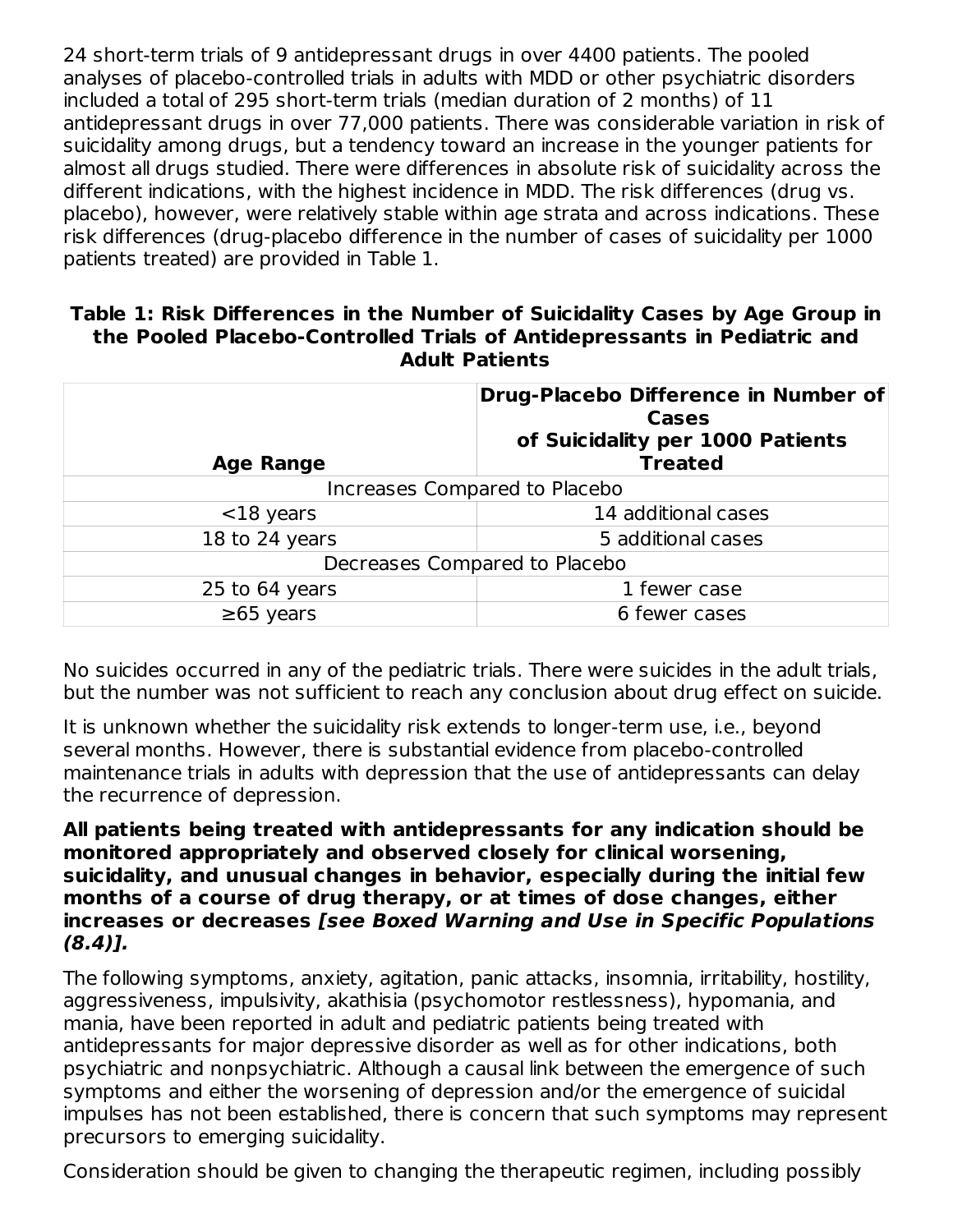24 short-term trials of 9 antidepressant drugs in over 4400 patients. The pooled analyses of placebo-controlled trials in adults with MDD or other psychiatric disorders included a total of 295 short-term trials (median duration of 2 months) of 11 antidepressant drugs in over 77,000 patients. There was considerable variation in risk of suicidality among drugs, but a tendency toward an increase in the younger patients for almost all drugs studied. There were differences in absolute risk of suicidality across the different indications, with the highest incidence in MDD. The risk differences (drug vs. placebo), however, were relatively stable within age strata and across indications. These risk differences (drug-placebo difference in the number of cases of suicidality per 1000 patients treated) are provided in Table 1.

**Table 1: Risk Differences in the Number of Suicidality Cases by Age Group in the Pooled Placebo-Controlled Trials of Antidepressants in Pediatric and Adult Patients**

| Age Range | Drug-Placebo Difference in Number of Cases of Suicidality per 1000 Patients Treated |
|---|---|
| Increases Compared to Placebo | |
| <18 years | 14 additional cases |
| 18 to 24 years | 5 additional cases |
| Decreases Compared to Placebo | |
| 25 to 64 years | 1 fewer case |
| ≥65 years | 6 fewer cases |

No suicides occurred in any of the pediatric trials. There were suicides in the adult trials, but the number was not sufficient to reach any conclusion about drug effect on suicide.

It is unknown whether the suicidality risk extends to longer-term use, i.e., beyond several months. However, there is substantial evidence from placebo-controlled maintenance trials in adults with depression that the use of antidepressants can delay the recurrence of depression.

**All patients being treated with antidepressants for any indication should be monitored appropriately and observed closely for clinical worsening, suicidality, and unusual changes in behavior, especially during the initial few months of a course of drug therapy, or at times of dose changes, either increases or decreases *[see Boxed Warning and Use in Specific Populations (8.4)].***

The following symptoms, anxiety, agitation, panic attacks, insomnia, irritability, hostility, aggressiveness, impulsivity, akathisia (psychomotor restlessness), hypomania, and mania, have been reported in adult and pediatric patients being treated with antidepressants for major depressive disorder as well as for other indications, both psychiatric and nonpsychiatric. Although a causal link between the emergence of such symptoms and either the worsening of depression and/or the emergence of suicidal impulses has not been established, there is concern that such symptoms may represent precursors to emerging suicidality.

Consideration should be given to changing the therapeutic regimen, including possibly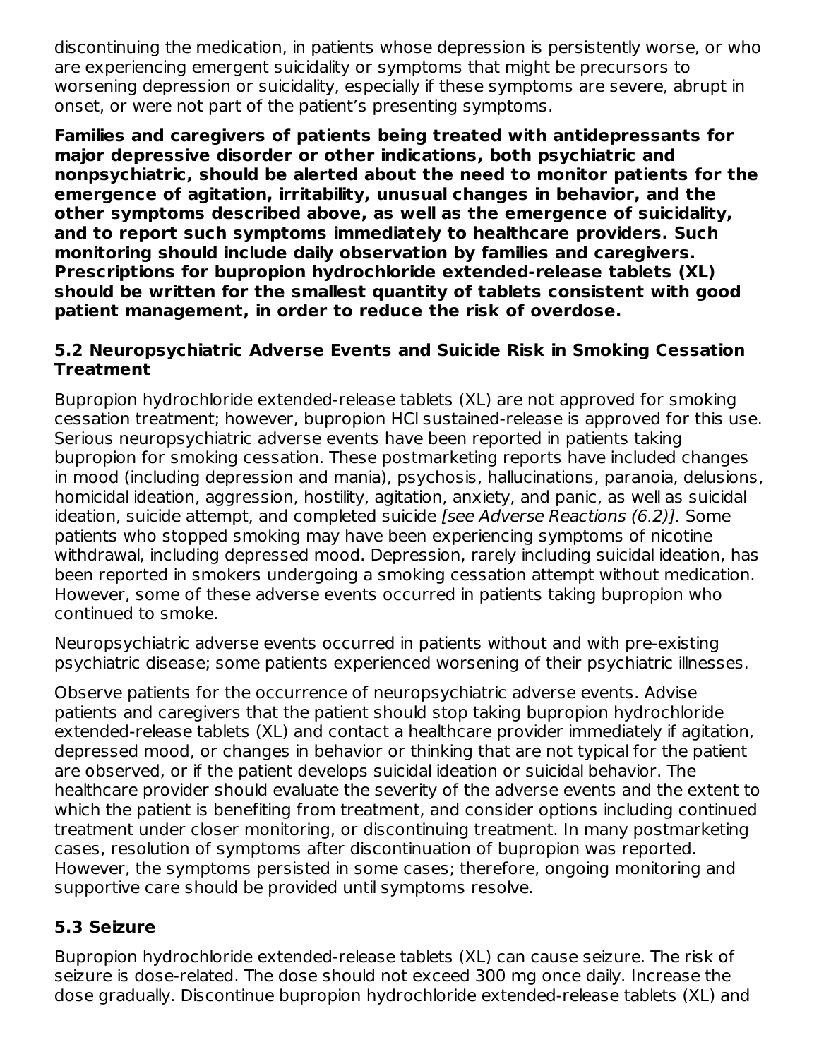discontinuing the medication, in patients whose depression is persistently worse, or who are experiencing emergent suicidality or symptoms that might be precursors to worsening depression or suicidality, especially if these symptoms are severe, abrupt in onset, or were not part of the patient's presenting symptoms.

**Families and caregivers of patients being treated with antidepressants for major depressive disorder or other indications, both psychiatric and nonpsychiatric, should be alerted about the need to monitor patients for the emergence of agitation, irritability, unusual changes in behavior, and the other symptoms described above, as well as the emergence of suicidality, and to report such symptoms immediately to healthcare providers. Such monitoring should include daily observation by families and caregivers. Prescriptions for bupropion hydrochloride extended-release tablets (XL) should be written for the smallest quantity of tablets consistent with good patient management, in order to reduce the risk of overdose.**

### 5.2 Neuropsychiatric Adverse Events and Suicide Risk in Smoking Cessation Treatment

Bupropion hydrochloride extended-release tablets (XL) are not approved for smoking cessation treatment; however, bupropion HCl sustained-release is approved for this use. Serious neuropsychiatric adverse events have been reported in patients taking bupropion for smoking cessation. These postmarketing reports have included changes in mood (including depression and mania), psychosis, hallucinations, paranoia, delusions, homicidal ideation, aggression, hostility, agitation, anxiety, and panic, as well as suicidal ideation, suicide attempt, and completed suicide *[see Adverse Reactions (6.2)]*. Some patients who stopped smoking may have been experiencing symptoms of nicotine withdrawal, including depressed mood. Depression, rarely including suicidal ideation, has been reported in smokers undergoing a smoking cessation attempt without medication. However, some of these adverse events occurred in patients taking bupropion who continued to smoke.

Neuropsychiatric adverse events occurred in patients without and with pre-existing psychiatric disease; some patients experienced worsening of their psychiatric illnesses.

Observe patients for the occurrence of neuropsychiatric adverse events. Advise patients and caregivers that the patient should stop taking bupropion hydrochloride extended-release tablets (XL) and contact a healthcare provider immediately if agitation, depressed mood, or changes in behavior or thinking that are not typical for the patient are observed, or if the patient develops suicidal ideation or suicidal behavior. The healthcare provider should evaluate the severity of the adverse events and the extent to which the patient is benefiting from treatment, and consider options including continued treatment under closer monitoring, or discontinuing treatment. In many postmarketing cases, resolution of symptoms after discontinuation of bupropion was reported. However, the symptoms persisted in some cases; therefore, ongoing monitoring and supportive care should be provided until symptoms resolve.

### 5.3 Seizure

Bupropion hydrochloride extended-release tablets (XL) can cause seizure. The risk of seizure is dose-related. The dose should not exceed 300 mg once daily. Increase the dose gradually. Discontinue bupropion hydrochloride extended-release tablets (XL) and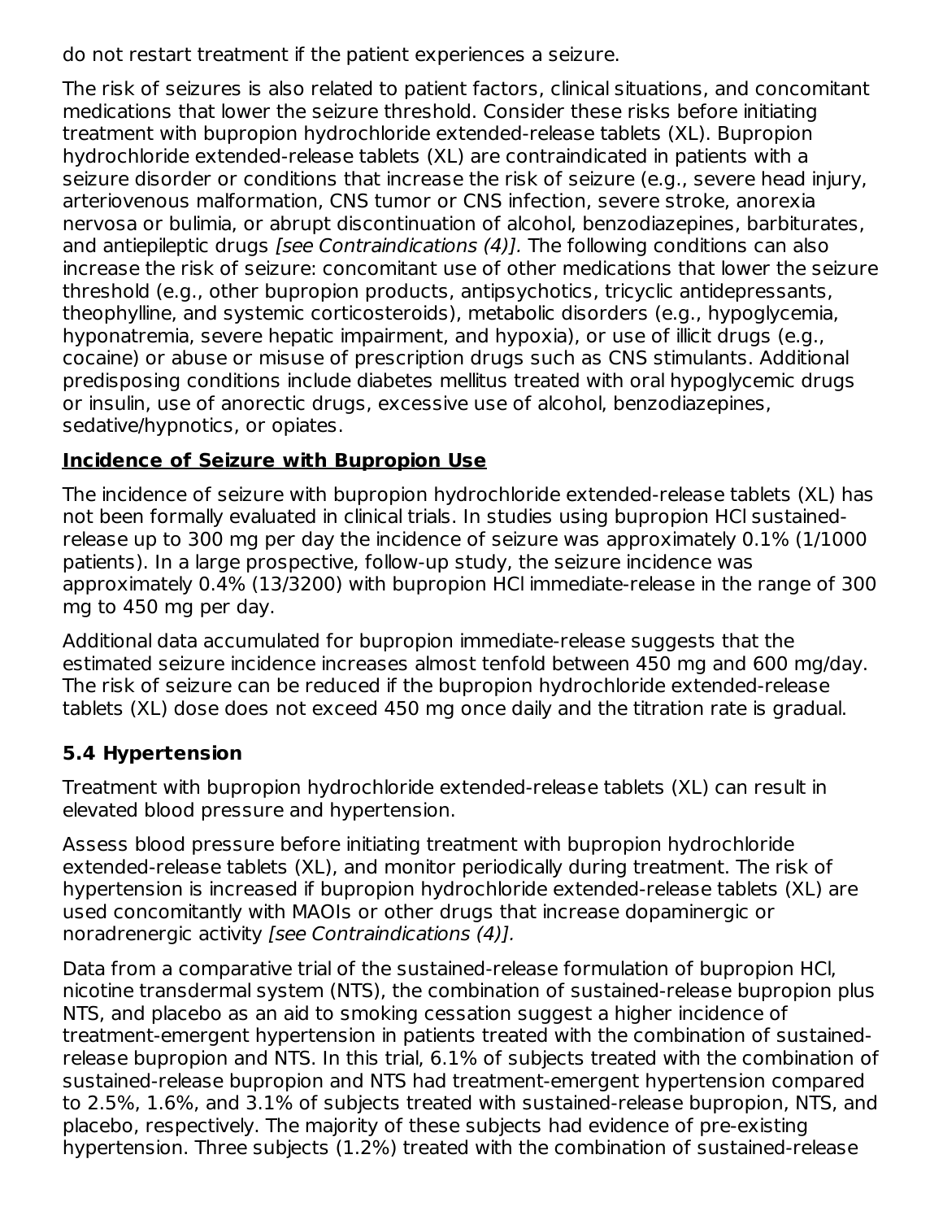do not restart treatment if the patient experiences a seizure.

The risk of seizures is also related to patient factors, clinical situations, and concomitant medications that lower the seizure threshold. Consider these risks before initiating treatment with bupropion hydrochloride extended-release tablets (XL). Bupropion hydrochloride extended-release tablets (XL) are contraindicated in patients with a seizure disorder or conditions that increase the risk of seizure (e.g., severe head injury, arteriovenous malformation, CNS tumor or CNS infection, severe stroke, anorexia nervosa or bulimia, or abrupt discontinuation of alcohol, benzodiazepines, barbiturates, and antiepileptic drugs *[see Contraindications (4)]*. The following conditions can also increase the risk of seizure: concomitant use of other medications that lower the seizure threshold (e.g., other bupropion products, antipsychotics, tricyclic antidepressants, theophylline, and systemic corticosteroids), metabolic disorders (e.g., hypoglycemia, hyponatremia, severe hepatic impairment, and hypoxia), or use of illicit drugs (e.g., cocaine) or abuse or misuse of prescription drugs such as CNS stimulants. Additional predisposing conditions include diabetes mellitus treated with oral hypoglycemic drugs or insulin, use of anorectic drugs, excessive use of alcohol, benzodiazepines, sedative/hypnotics, or opiates.

**Incidence of Seizure with Bupropion Use**

The incidence of seizure with bupropion hydrochloride extended-release tablets (XL) has not been formally evaluated in clinical trials. In studies using bupropion HCl sustained-release up to 300 mg per day the incidence of seizure was approximately 0.1% (1/1000 patients). In a large prospective, follow-up study, the seizure incidence was approximately 0.4% (13/3200) with bupropion HCl immediate-release in the range of 300 mg to 450 mg per day.

Additional data accumulated for bupropion immediate-release suggests that the estimated seizure incidence increases almost tenfold between 450 mg and 600 mg/day. The risk of seizure can be reduced if the bupropion hydrochloride extended-release tablets (XL) dose does not exceed 450 mg once daily and the titration rate is gradual.

### 5.4 Hypertension

Treatment with bupropion hydrochloride extended-release tablets (XL) can result in elevated blood pressure and hypertension.

Assess blood pressure before initiating treatment with bupropion hydrochloride extended-release tablets (XL), and monitor periodically during treatment. The risk of hypertension is increased if bupropion hydrochloride extended-release tablets (XL) are used concomitantly with MAOIs or other drugs that increase dopaminergic or noradrenergic activity *[see Contraindications (4)]*.

Data from a comparative trial of the sustained-release formulation of bupropion HCl, nicotine transdermal system (NTS), the combination of sustained-release bupropion plus NTS, and placebo as an aid to smoking cessation suggest a higher incidence of treatment-emergent hypertension in patients treated with the combination of sustained-release bupropion and NTS. In this trial, 6.1% of subjects treated with the combination of sustained-release bupropion and NTS had treatment-emergent hypertension compared to 2.5%, 1.6%, and 3.1% of subjects treated with sustained-release bupropion, NTS, and placebo, respectively. The majority of these subjects had evidence of pre-existing hypertension. Three subjects (1.2%) treated with the combination of sustained-release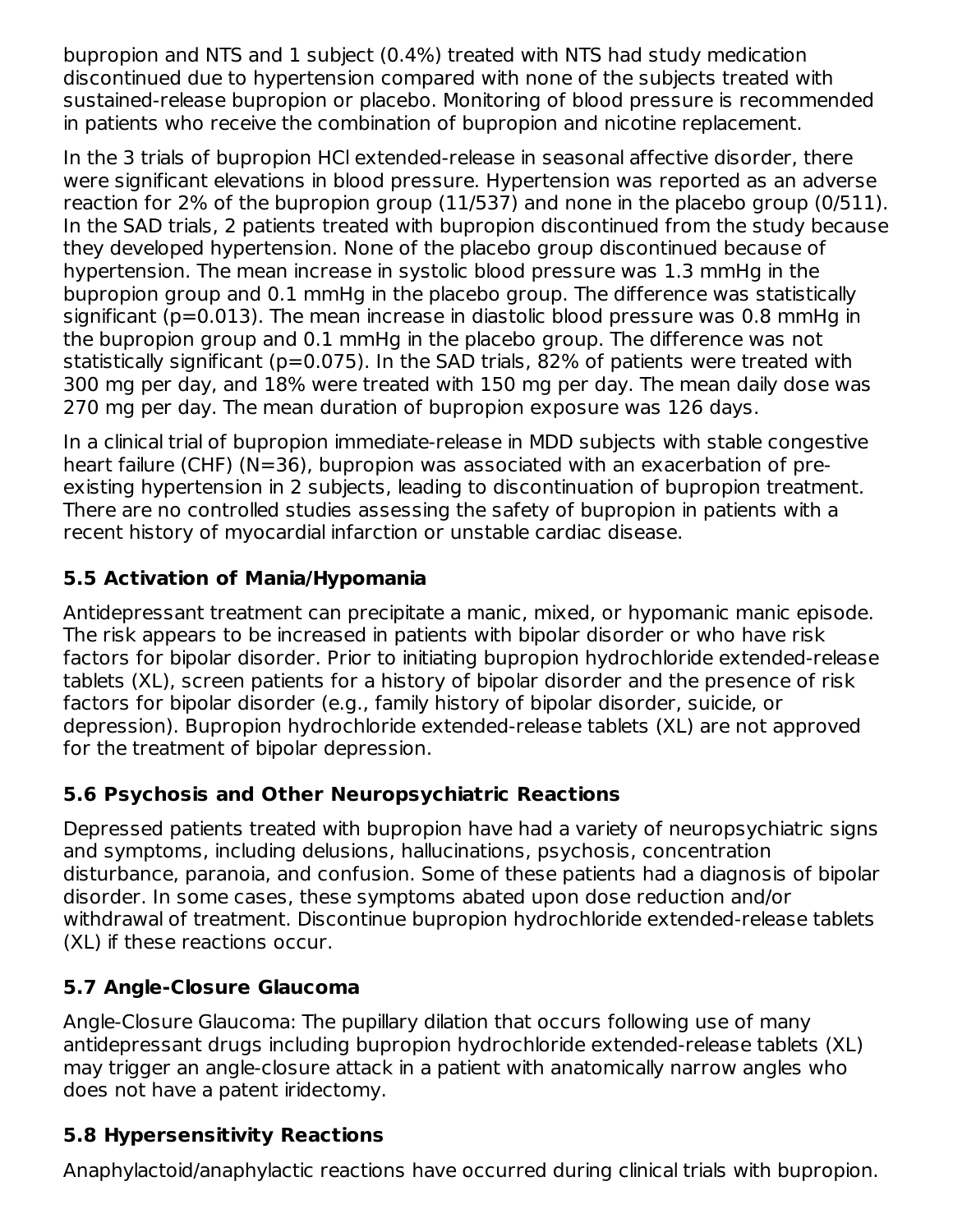bupropion and NTS and 1 subject (0.4%) treated with NTS had study medication discontinued due to hypertension compared with none of the subjects treated with sustained-release bupropion or placebo. Monitoring of blood pressure is recommended in patients who receive the combination of bupropion and nicotine replacement.

In the 3 trials of bupropion HCl extended-release in seasonal affective disorder, there were significant elevations in blood pressure. Hypertension was reported as an adverse reaction for 2% of the bupropion group (11/537) and none in the placebo group (0/511). In the SAD trials, 2 patients treated with bupropion discontinued from the study because they developed hypertension. None of the placebo group discontinued because of hypertension. The mean increase in systolic blood pressure was 1.3 mmHg in the bupropion group and 0.1 mmHg in the placebo group. The difference was statistically significant ($p=0.013$). The mean increase in diastolic blood pressure was 0.8 mmHg in the bupropion group and 0.1 mmHg in the placebo group. The difference was not statistically significant ($p=0.075$). In the SAD trials, 82% of patients were treated with 300 mg per day, and 18% were treated with 150 mg per day. The mean daily dose was 270 mg per day. The mean duration of bupropion exposure was 126 days.

In a clinical trial of bupropion immediate-release in MDD subjects with stable congestive heart failure (CHF) (N=36), bupropion was associated with an exacerbation of pre-existing hypertension in 2 subjects, leading to discontinuation of bupropion treatment. There are no controlled studies assessing the safety of bupropion in patients with a recent history of myocardial infarction or unstable cardiac disease.

### 5.5 Activation of Mania/Hypomania

Antidepressant treatment can precipitate a manic, mixed, or hypomanic manic episode. The risk appears to be increased in patients with bipolar disorder or who have risk factors for bipolar disorder. Prior to initiating bupropion hydrochloride extended-release tablets (XL), screen patients for a history of bipolar disorder and the presence of risk factors for bipolar disorder (e.g., family history of bipolar disorder, suicide, or depression). Bupropion hydrochloride extended-release tablets (XL) are not approved for the treatment of bipolar depression.

### 5.6 Psychosis and Other Neuropsychiatric Reactions

Depressed patients treated with bupropion have had a variety of neuropsychiatric signs and symptoms, including delusions, hallucinations, psychosis, concentration disturbance, paranoia, and confusion. Some of these patients had a diagnosis of bipolar disorder. In some cases, these symptoms abated upon dose reduction and/or withdrawal of treatment. Discontinue bupropion hydrochloride extended-release tablets (XL) if these reactions occur.

### 5.7 Angle-Closure Glaucoma

Angle-Closure Glaucoma: The pupillary dilation that occurs following use of many antidepressant drugs including bupropion hydrochloride extended-release tablets (XL) may trigger an angle-closure attack in a patient with anatomically narrow angles who does not have a patent iridectomy.

### 5.8 Hypersensitivity Reactions

Anaphylactoid/anaphylactic reactions have occurred during clinical trials with bupropion.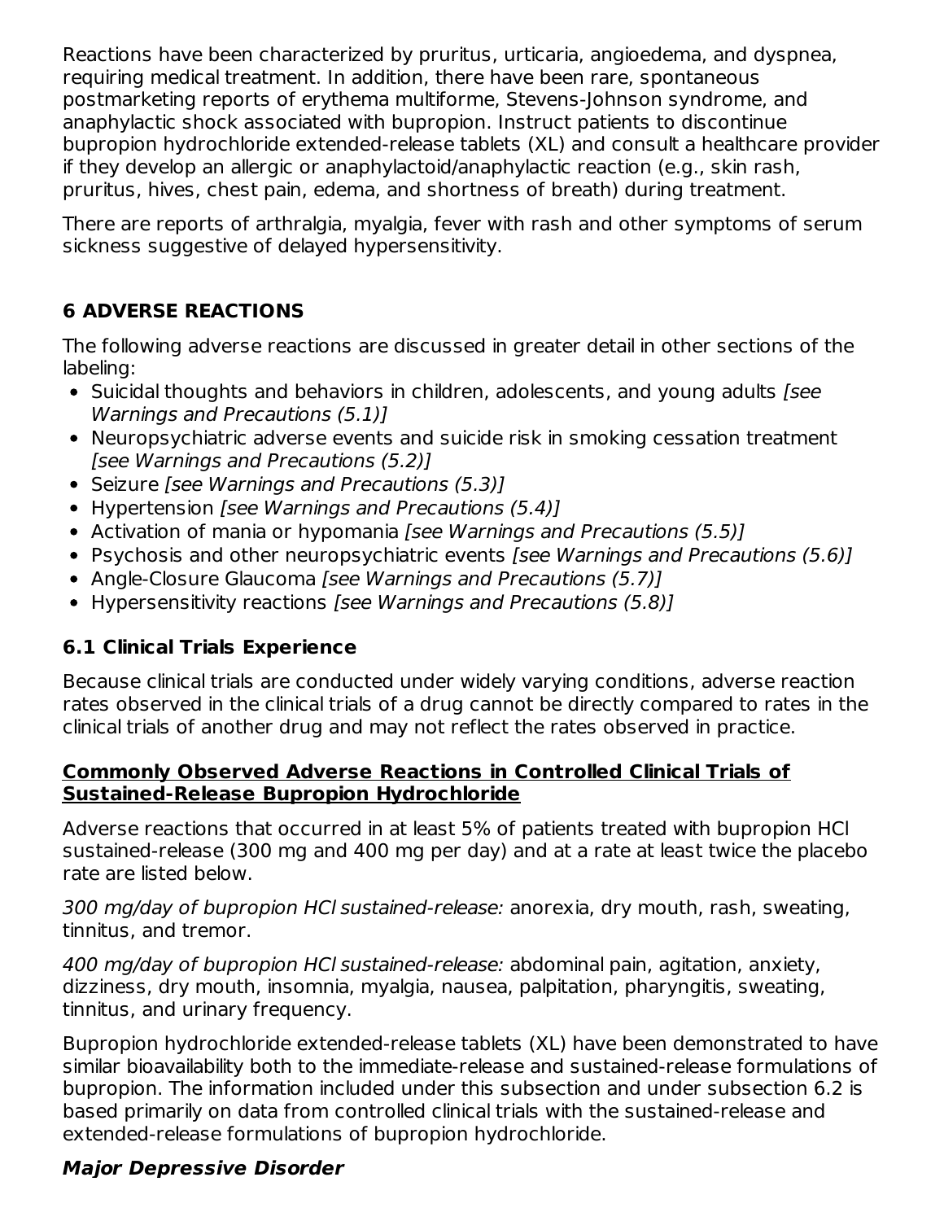Reactions have been characterized by pruritus, urticaria, angioedema, and dyspnea, requiring medical treatment. In addition, there have been rare, spontaneous postmarketing reports of erythema multiforme, Stevens-Johnson syndrome, and anaphylactic shock associated with bupropion. Instruct patients to discontinue bupropion hydrochloride extended-release tablets (XL) and consult a healthcare provider if they develop an allergic or anaphylactoid/anaphylactic reaction (e.g., skin rash, pruritus, hives, chest pain, edema, and shortness of breath) during treatment.

There are reports of arthralgia, myalgia, fever with rash and other symptoms of serum sickness suggestive of delayed hypersensitivity.

## 6 ADVERSE REACTIONS

The following adverse reactions are discussed in greater detail in other sections of the labeling:

- Suicidal thoughts and behaviors in children, adolescents, and young adults *[see Warnings and Precautions (5.1)]*
- Neuropsychiatric adverse events and suicide risk in smoking cessation treatment *[see Warnings and Precautions (5.2)]*
- Seizure *[see Warnings and Precautions (5.3)]*
- Hypertension *[see Warnings and Precautions (5.4)]*
- Activation of mania or hypomania *[see Warnings and Precautions (5.5)]*
- Psychosis and other neuropsychiatric events *[see Warnings and Precautions (5.6)]*
- Angle-Closure Glaucoma *[see Warnings and Precautions (5.7)]*
- Hypersensitivity reactions *[see Warnings and Precautions (5.8)]*

### 6.1 Clinical Trials Experience

Because clinical trials are conducted under widely varying conditions, adverse reaction rates observed in the clinical trials of a drug cannot be directly compared to rates in the clinical trials of another drug and may not reflect the rates observed in practice.

**Commonly Observed Adverse Reactions in Controlled Clinical Trials of Sustained-Release Bupropion Hydrochloride**

Adverse reactions that occurred in at least 5% of patients treated with bupropion HCl sustained-release (300 mg and 400 mg per day) and at a rate at least twice the placebo rate are listed below.

*300 mg/day of bupropion HCl sustained-release:* anorexia, dry mouth, rash, sweating, tinnitus, and tremor.

*400 mg/day of bupropion HCl sustained-release:* abdominal pain, agitation, anxiety, dizziness, dry mouth, insomnia, myalgia, nausea, palpitation, pharyngitis, sweating, tinnitus, and urinary frequency.

Bupropion hydrochloride extended-release tablets (XL) have been demonstrated to have similar bioavailability both to the immediate-release and sustained-release formulations of bupropion. The information included under this subsection and under subsection 6.2 is based primarily on data from controlled clinical trials with the sustained-release and extended-release formulations of bupropion hydrochloride.

***Major Depressive Disorder***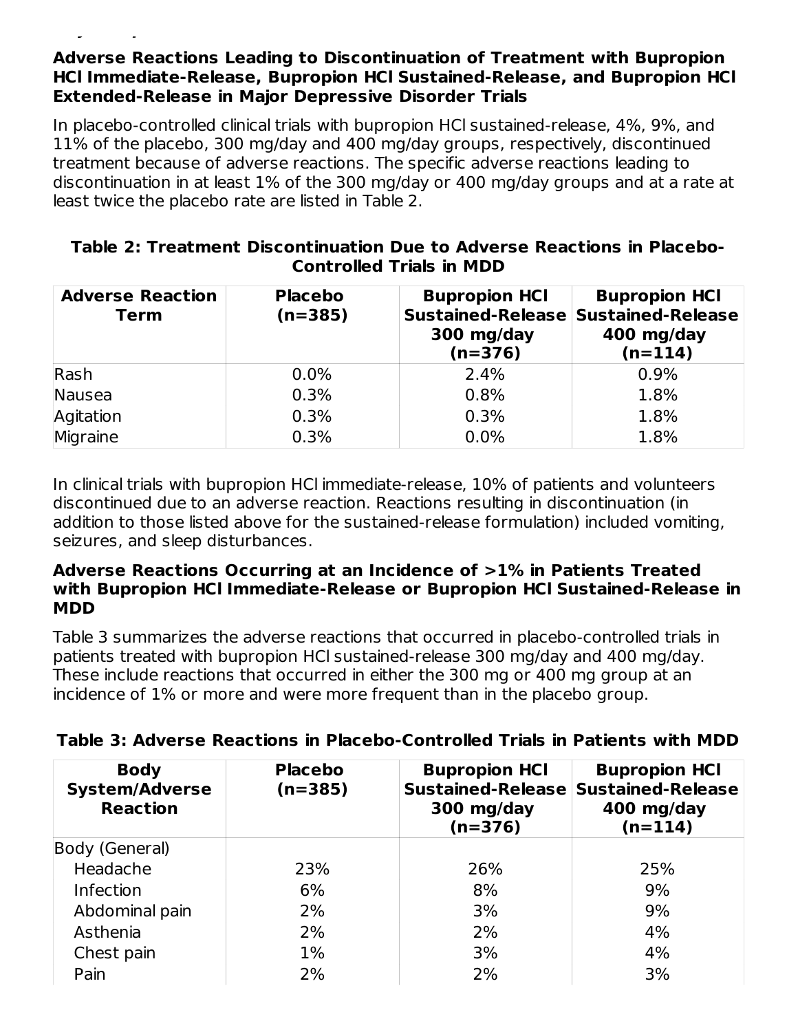### Adverse Reactions Leading to Discontinuation of Treatment with Bupropion HCl Immediate-Release, Bupropion HCl Sustained-Release, and Bupropion HCl Extended-Release in Major Depressive Disorder Trials

In placebo-controlled clinical trials with bupropion HCl sustained-release, 4%, 9%, and 11% of the placebo, 300 mg/day and 400 mg/day groups, respectively, discontinued treatment because of adverse reactions. The specific adverse reactions leading to discontinuation in at least 1% of the 300 mg/day or 400 mg/day groups and at a rate at least twice the placebo rate are listed in Table 2.

**Table 2: Treatment Discontinuation Due to Adverse Reactions in Placebo-Controlled Trials in MDD**

| Adverse Reaction Term | Placebo (n=385) | Bupropion HCl Sustained-Release 300 mg/day (n=376) | Bupropion HCl Sustained-Release 400 mg/day (n=114) |
|---|---|---|---|
| Rash | 0.0% | 2.4% | 0.9% |
| Nausea | 0.3% | 0.8% | 1.8% |
| Agitation | 0.3% | 0.3% | 1.8% |
| Migraine | 0.3% | 0.0% | 1.8% |

In clinical trials with bupropion HCl immediate-release, 10% of patients and volunteers discontinued due to an adverse reaction. Reactions resulting in discontinuation (in addition to those listed above for the sustained-release formulation) included vomiting, seizures, and sleep disturbances.

### Adverse Reactions Occurring at an Incidence of >1% in Patients Treated with Bupropion HCl Immediate-Release or Bupropion HCl Sustained-Release in MDD

Table 3 summarizes the adverse reactions that occurred in placebo-controlled trials in patients treated with bupropion HCl sustained-release 300 mg/day and 400 mg/day. These include reactions that occurred in either the 300 mg or 400 mg group at an incidence of 1% or more and were more frequent than in the placebo group.

**Table 3: Adverse Reactions in Placebo-Controlled Trials in Patients with MDD**

| Body System/Adverse Reaction | Placebo (n=385) | Bupropion HCl Sustained-Release 300 mg/day (n=376) | Bupropion HCl Sustained-Release 400 mg/day (n=114) |
|---|---|---|---|
| Body (General) | | | |
| Headache | 23% | 26% | 25% |
| Infection | 6% | 8% | 9% |
| Abdominal pain | 2% | 3% | 9% |
| Asthenia | 2% | 2% | 4% |
| Chest pain | 1% | 3% | 4% |
| Pain | 2% | 2% | 3% |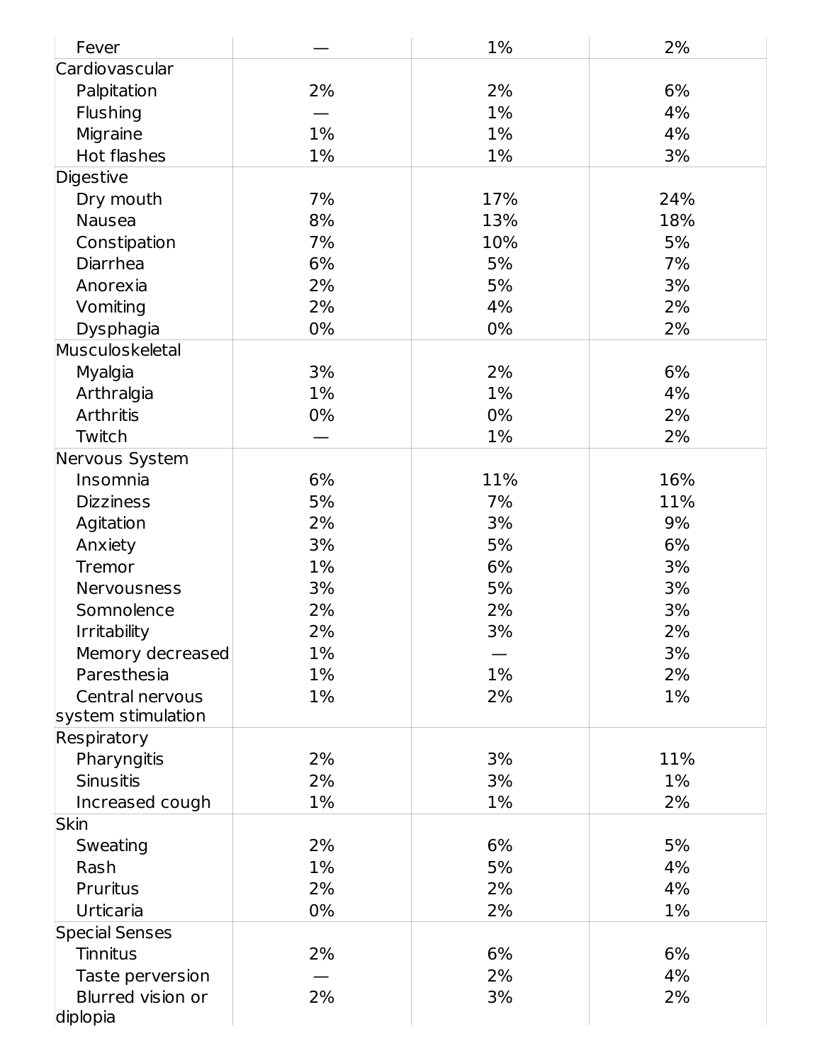| | | | |
|---|---|---|---|
| Fever | — | 1% | 2% |
| Cardiovascular | | | |
| Palpitation | 2% | 2% | 6% |
| Flushing | — | 1% | 4% |
| Migraine | 1% | 1% | 4% |
| Hot flashes | 1% | 1% | 3% |
| Digestive | | | |
| Dry mouth | 7% | 17% | 24% |
| Nausea | 8% | 13% | 18% |
| Constipation | 7% | 10% | 5% |
| Diarrhea | 6% | 5% | 7% |
| Anorexia | 2% | 5% | 3% |
| Vomiting | 2% | 4% | 2% |
| Dysphagia | 0% | 0% | 2% |
| Musculoskeletal | | | |
| Myalgia | 3% | 2% | 6% |
| Arthralgia | 1% | 1% | 4% |
| Arthritis | 0% | 0% | 2% |
| Twitch | — | 1% | 2% |
| Nervous System | | | |
| Insomnia | 6% | 11% | 16% |
| Dizziness | 5% | 7% | 11% |
| Agitation | 2% | 3% | 9% |
| Anxiety | 3% | 5% | 6% |
| Tremor | 1% | 6% | 3% |
| Nervousness | 3% | 5% | 3% |
| Somnolence | 2% | 2% | 3% |
| Irritability | 2% | 3% | 2% |
| Memory decreased | 1% | — | 3% |
| Paresthesia | 1% | 1% | 2% |
| Central nervous system stimulation | 1% | 2% | 1% |
| Respiratory | | | |
| Pharyngitis | 2% | 3% | 11% |
| Sinusitis | 2% | 3% | 1% |
| Increased cough | 1% | 1% | 2% |
| Skin | | | |
| Sweating | 2% | 6% | 5% |
| Rash | 1% | 5% | 4% |
| Pruritus | 2% | 2% | 4% |
| Urticaria | 0% | 2% | 1% |
| Special Senses | | | |
| Tinnitus | 2% | 6% | 6% |
| Taste perversion | — | 2% | 4% |
| Blurred vision or diplopia | 2% | 3% | 2% |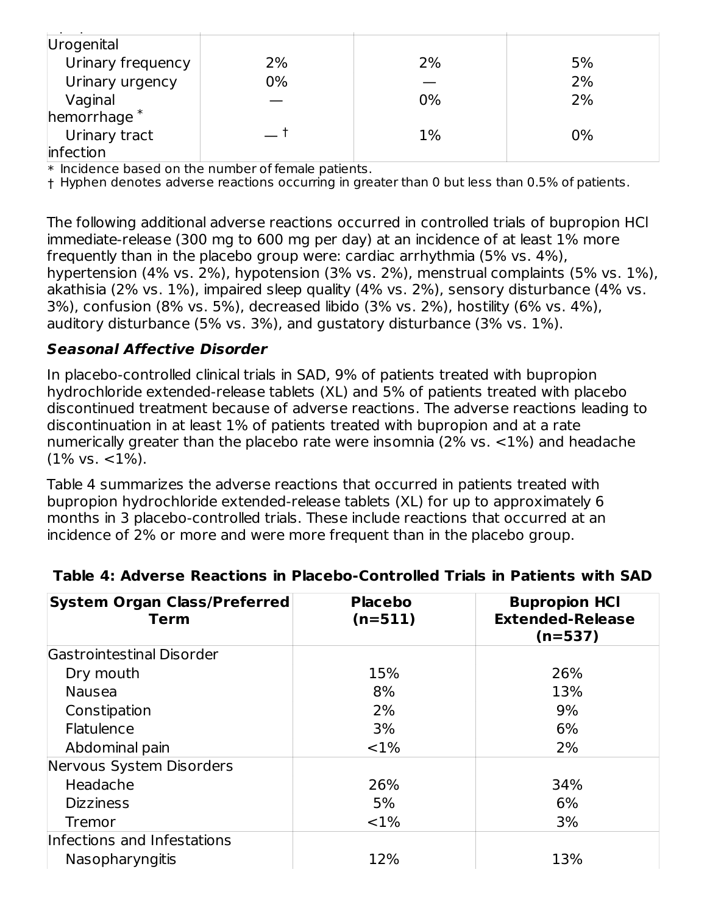| | | | |
|---|---|---|---|
| Urogenital | | | |
| Urinary frequency | 2% | 2% | 5% |
| Urinary urgency | 0% | — | 2% |
| Vaginal hemorrhage * | — | 0% | 2% |
| Urinary tract infection | — † | 1% | 0% |

* Incidence based on the number of female patients.
† Hyphen denotes adverse reactions occurring in greater than 0 but less than 0.5% of patients.

The following additional adverse reactions occurred in controlled trials of bupropion HCl immediate-release (300 mg to 600 mg per day) at an incidence of at least 1% more frequently than in the placebo group were: cardiac arrhythmia (5% vs. 4%), hypertension (4% vs. 2%), hypotension (3% vs. 2%), menstrual complaints (5% vs. 1%), akathisia (2% vs. 1%), impaired sleep quality (4% vs. 2%), sensory disturbance (4% vs. 3%), confusion (8% vs. 5%), decreased libido (3% vs. 2%), hostility (6% vs. 4%), auditory disturbance (5% vs. 3%), and gustatory disturbance (3% vs. 1%).

### *Seasonal Affective Disorder*

In placebo-controlled clinical trials in SAD, 9% of patients treated with bupropion hydrochloride extended-release tablets (XL) and 5% of patients treated with placebo discontinued treatment because of adverse reactions. The adverse reactions leading to discontinuation in at least 1% of patients treated with bupropion and at a rate numerically greater than the placebo rate were insomnia (2% vs. <1%) and headache (1% vs. <1%).

Table 4 summarizes the adverse reactions that occurred in patients treated with bupropion hydrochloride extended-release tablets (XL) for up to approximately 6 months in 3 placebo-controlled trials. These include reactions that occurred at an incidence of 2% or more and were more frequent than in the placebo group.

**Table 4: Adverse Reactions in Placebo-Controlled Trials in Patients with SAD**

| System Organ Class/Preferred Term | Placebo (n=511) | Bupropion HCl Extended-Release (n=537) |
|---|---|---|
| Gastrointestinal Disorder | | |
| Dry mouth | 15% | 26% |
| Nausea | 8% | 13% |
| Constipation | 2% | 9% |
| Flatulence | 3% | 6% |
| Abdominal pain | <1% | 2% |
| Nervous System Disorders | | |
| Headache | 26% | 34% |
| Dizziness | 5% | 6% |
| Tremor | <1% | 3% |
| Infections and Infestations | | |
| Nasopharyngitis | 12% | 13% |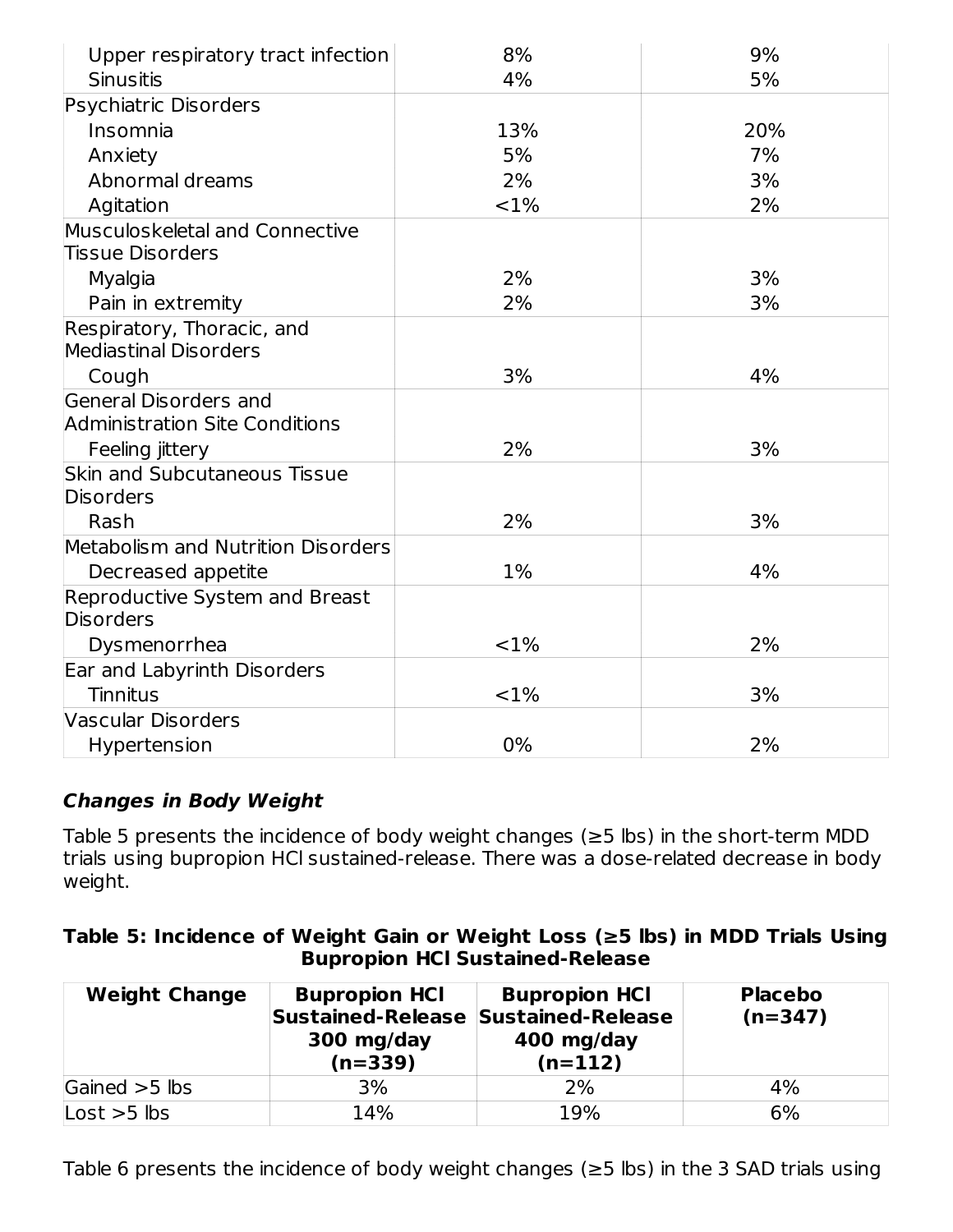| | | |
|---|---|---|
| Upper respiratory tract infection | 8% | 9% |
| Sinusitis | 4% | 5% |
| Psychiatric Disorders | | |
| Insomnia | 13% | 20% |
| Anxiety | 5% | 7% |
| Abnormal dreams | 2% | 3% |
| Agitation | <1% | 2% |
| Musculoskeletal and Connective Tissue Disorders | | |
| Myalgia | 2% | 3% |
| Pain in extremity | 2% | 3% |
| Respiratory, Thoracic, and Mediastinal Disorders | | |
| Cough | 3% | 4% |
| General Disorders and Administration Site Conditions | | |
| Feeling jittery | 2% | 3% |
| Skin and Subcutaneous Tissue Disorders | | |
| Rash | 2% | 3% |
| Metabolism and Nutrition Disorders | | |
| Decreased appetite | 1% | 4% |
| Reproductive System and Breast Disorders | | |
| Dysmenorrhea | <1% | 2% |
| Ear and Labyrinth Disorders | | |
| Tinnitus | <1% | 3% |
| Vascular Disorders | | |
| Hypertension | 0% | 2% |

***Changes in Body Weight***

Table 5 presents the incidence of body weight changes (≥5 lbs) in the short-term MDD trials using bupropion HCl sustained-release. There was a dose-related decrease in body weight.

**Table 5: Incidence of Weight Gain or Weight Loss (≥5 lbs) in MDD Trials Using Bupropion HCl Sustained-Release**

| Weight Change | Bupropion HCl Sustained-Release 300 mg/day (n=339) | Bupropion HCl Sustained-Release 400 mg/day (n=112) | Placebo (n=347) |
|---|---|---|---|
| Gained >5 lbs | 3% | 2% | 4% |
| Lost >5 lbs | 14% | 19% | 6% |

Table 6 presents the incidence of body weight changes (≥5 lbs) in the 3 SAD trials using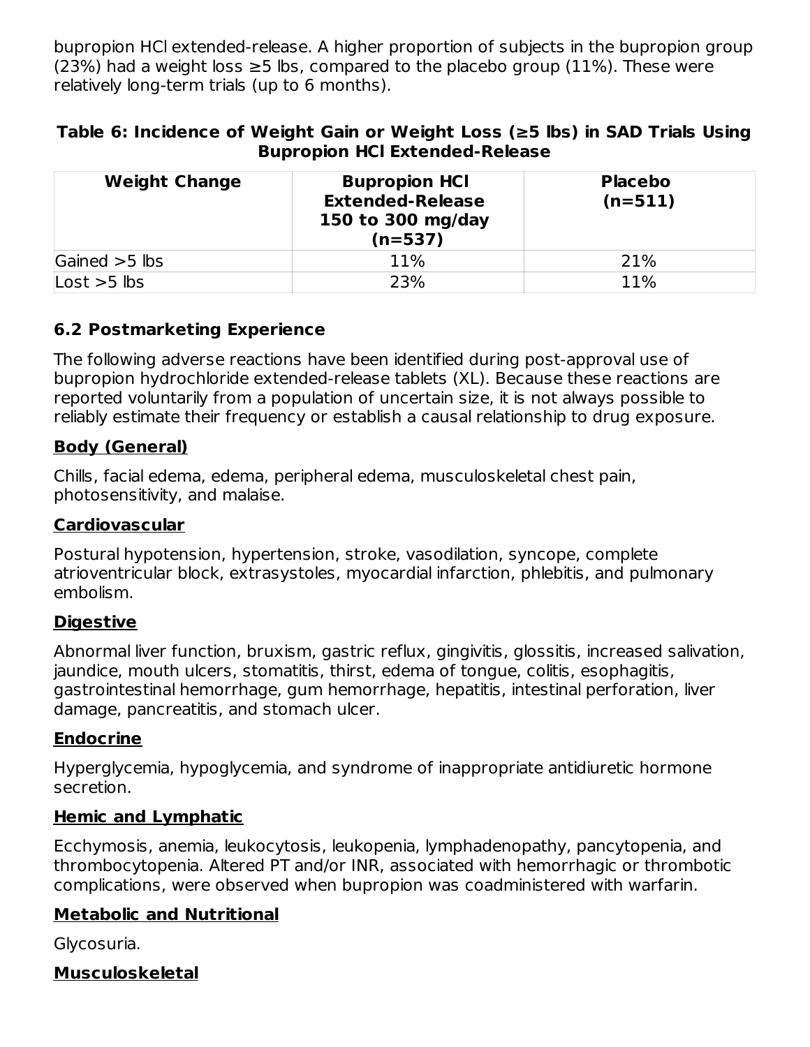bupropion HCl extended-release. A higher proportion of subjects in the bupropion group (23%) had a weight loss ≥5 lbs, compared to the placebo group (11%). These were relatively long-term trials (up to 6 months).

**Table 6: Incidence of Weight Gain or Weight Loss (≥5 lbs) in SAD Trials Using Bupropion HCl Extended-Release**

| Weight Change | Bupropion HCl Extended-Release 150 to 300 mg/day (n=537) | Placebo (n=511) |
|---|---|---|
| Gained >5 lbs | 11% | 21% |
| Lost >5 lbs | 23% | 11% |

### 6.2 Postmarketing Experience

The following adverse reactions have been identified during post-approval use of bupropion hydrochloride extended-release tablets (XL). Because these reactions are reported voluntarily from a population of uncertain size, it is not always possible to reliably estimate their frequency or establish a causal relationship to drug exposure.

**Body (General)**

Chills, facial edema, edema, peripheral edema, musculoskeletal chest pain, photosensitivity, and malaise.

**Cardiovascular**

Postural hypotension, hypertension, stroke, vasodilation, syncope, complete atrioventricular block, extrasystoles, myocardial infarction, phlebitis, and pulmonary embolism.

**Digestive**

Abnormal liver function, bruxism, gastric reflux, gingivitis, glossitis, increased salivation, jaundice, mouth ulcers, stomatitis, thirst, edema of tongue, colitis, esophagitis, gastrointestinal hemorrhage, gum hemorrhage, hepatitis, intestinal perforation, liver damage, pancreatitis, and stomach ulcer.

**Endocrine**

Hyperglycemia, hypoglycemia, and syndrome of inappropriate antidiuretic hormone secretion.

**Hemic and Lymphatic**

Ecchymosis, anemia, leukocytosis, leukopenia, lymphadenopathy, pancytopenia, and thrombocytopenia. Altered PT and/or INR, associated with hemorrhagic or thrombotic complications, were observed when bupropion was coadministered with warfarin.

**Metabolic and Nutritional**

Glycosuria.

**Musculoskeletal**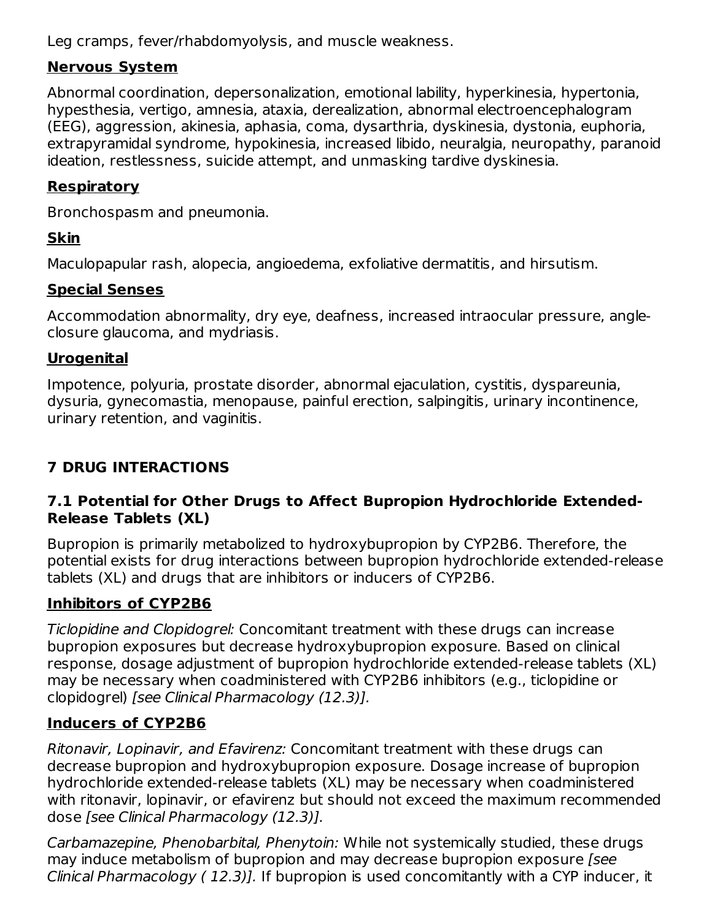Leg cramps, fever/rhabdomyolysis, and muscle weakness.

**Nervous System**

Abnormal coordination, depersonalization, emotional lability, hyperkinesia, hypertonia, hypesthesia, vertigo, amnesia, ataxia, derealization, abnormal electroencephalogram (EEG), aggression, akinesia, aphasia, coma, dysarthria, dyskinesia, dystonia, euphoria, extrapyramidal syndrome, hypokinesia, increased libido, neuralgia, neuropathy, paranoid ideation, restlessness, suicide attempt, and unmasking tardive dyskinesia.

**Respiratory**

Bronchospasm and pneumonia.

**Skin**

Maculopapular rash, alopecia, angioedema, exfoliative dermatitis, and hirsutism.

**Special Senses**

Accommodation abnormality, dry eye, deafness, increased intraocular pressure, angle-closure glaucoma, and mydriasis.

**Urogenital**

Impotence, polyuria, prostate disorder, abnormal ejaculation, cystitis, dyspareunia, dysuria, gynecomastia, menopause, painful erection, salpingitis, urinary incontinence, urinary retention, and vaginitis.

## 7 DRUG INTERACTIONS

### 7.1 Potential for Other Drugs to Affect Bupropion Hydrochloride Extended-Release Tablets (XL)

Bupropion is primarily metabolized to hydroxybupropion by CYP2B6. Therefore, the potential exists for drug interactions between bupropion hydrochloride extended-release tablets (XL) and drugs that are inhibitors or inducers of CYP2B6.

**Inhibitors of CYP2B6**

*Ticlopidine and Clopidogrel:* Concomitant treatment with these drugs can increase bupropion exposures but decrease hydroxybupropion exposure. Based on clinical response, dosage adjustment of bupropion hydrochloride extended-release tablets (XL) may be necessary when coadministered with CYP2B6 inhibitors (e.g., ticlopidine or clopidogrel) *[see Clinical Pharmacology (12.3)].*

**Inducers of CYP2B6**

*Ritonavir, Lopinavir, and Efavirenz:* Concomitant treatment with these drugs can decrease bupropion and hydroxybupropion exposure. Dosage increase of bupropion hydrochloride extended-release tablets (XL) may be necessary when coadministered with ritonavir, lopinavir, or efavirenz but should not exceed the maximum recommended dose *[see Clinical Pharmacology (12.3)].*

*Carbamazepine, Phenobarbital, Phenytoin:* While not systemically studied, these drugs may induce metabolism of bupropion and may decrease bupropion exposure *[see Clinical Pharmacology ( 12.3)].* If bupropion is used concomitantly with a CYP inducer, it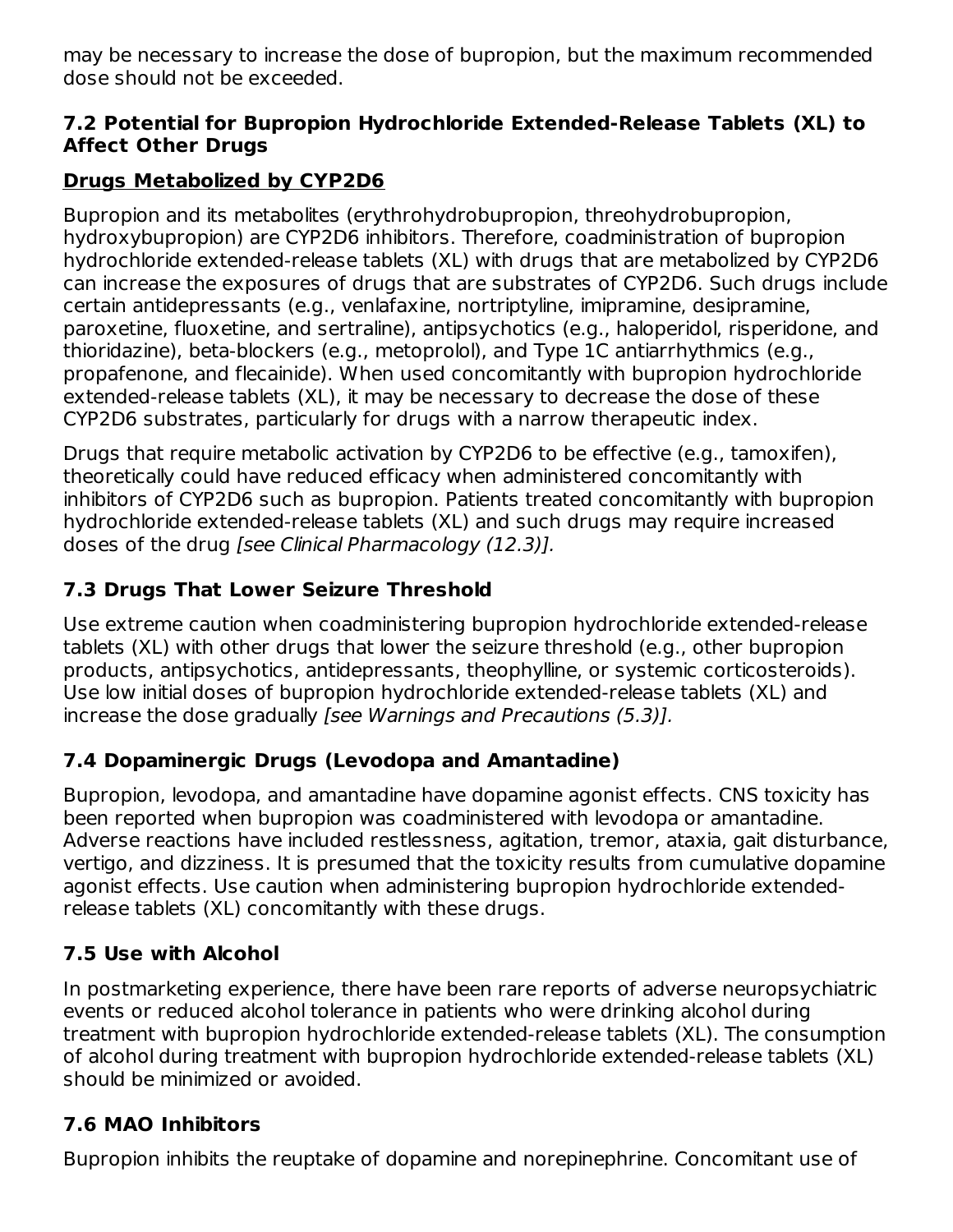may be necessary to increase the dose of bupropion, but the maximum recommended dose should not be exceeded.

### 7.2 Potential for Bupropion Hydrochloride Extended-Release Tablets (XL) to Affect Other Drugs

**Drugs Metabolized by CYP2D6**

Bupropion and its metabolites (erythrohydrobupropion, threohydrobupropion, hydroxybupropion) are CYP2D6 inhibitors. Therefore, coadministration of bupropion hydrochloride extended-release tablets (XL) with drugs that are metabolized by CYP2D6 can increase the exposures of drugs that are substrates of CYP2D6. Such drugs include certain antidepressants (e.g., venlafaxine, nortriptyline, imipramine, desipramine, paroxetine, fluoxetine, and sertraline), antipsychotics (e.g., haloperidol, risperidone, and thioridazine), beta-blockers (e.g., metoprolol), and Type 1C antiarrhythmics (e.g., propafenone, and flecainide). When used concomitantly with bupropion hydrochloride extended-release tablets (XL), it may be necessary to decrease the dose of these CYP2D6 substrates, particularly for drugs with a narrow therapeutic index.

Drugs that require metabolic activation by CYP2D6 to be effective (e.g., tamoxifen), theoretically could have reduced efficacy when administered concomitantly with inhibitors of CYP2D6 such as bupropion. Patients treated concomitantly with bupropion hydrochloride extended-release tablets (XL) and such drugs may require increased doses of the drug *[see Clinical Pharmacology (12.3)].*

### 7.3 Drugs That Lower Seizure Threshold

Use extreme caution when coadministering bupropion hydrochloride extended-release tablets (XL) with other drugs that lower the seizure threshold (e.g., other bupropion products, antipsychotics, antidepressants, theophylline, or systemic corticosteroids). Use low initial doses of bupropion hydrochloride extended-release tablets (XL) and increase the dose gradually *[see Warnings and Precautions (5.3)].*

### 7.4 Dopaminergic Drugs (Levodopa and Amantadine)

Bupropion, levodopa, and amantadine have dopamine agonist effects. CNS toxicity has been reported when bupropion was coadministered with levodopa or amantadine. Adverse reactions have included restlessness, agitation, tremor, ataxia, gait disturbance, vertigo, and dizziness. It is presumed that the toxicity results from cumulative dopamine agonist effects. Use caution when administering bupropion hydrochloride extended-release tablets (XL) concomitantly with these drugs.

### 7.5 Use with Alcohol

In postmarketing experience, there have been rare reports of adverse neuropsychiatric events or reduced alcohol tolerance in patients who were drinking alcohol during treatment with bupropion hydrochloride extended-release tablets (XL). The consumption of alcohol during treatment with bupropion hydrochloride extended-release tablets (XL) should be minimized or avoided.

### 7.6 MAO Inhibitors

Bupropion inhibits the reuptake of dopamine and norepinephrine. Concomitant use of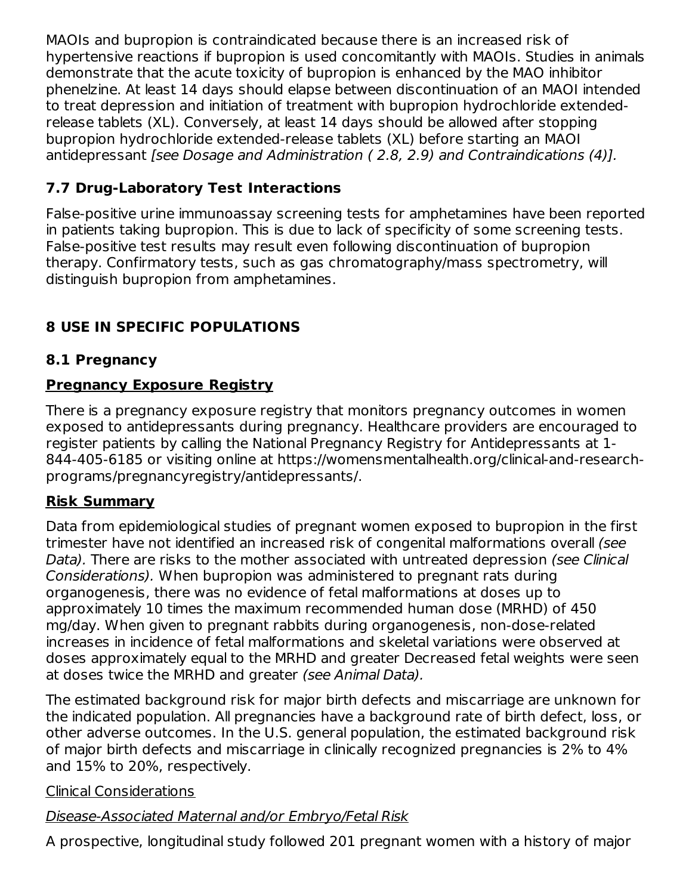MAOIs and bupropion is contraindicated because there is an increased risk of hypertensive reactions if bupropion is used concomitantly with MAOIs. Studies in animals demonstrate that the acute toxicity of bupropion is enhanced by the MAO inhibitor phenelzine. At least 14 days should elapse between discontinuation of an MAOI intended to treat depression and initiation of treatment with bupropion hydrochloride extended-release tablets (XL). Conversely, at least 14 days should be allowed after stopping bupropion hydrochloride extended-release tablets (XL) before starting an MAOI antidepressant *[see Dosage and Administration ( 2.8, 2.9) and Contraindications (4)].*

### 7.7 Drug-Laboratory Test Interactions

False-positive urine immunoassay screening tests for amphetamines have been reported in patients taking bupropion. This is due to lack of specificity of some screening tests. False-positive test results may result even following discontinuation of bupropion therapy. Confirmatory tests, such as gas chromatography/mass spectrometry, will distinguish bupropion from amphetamines.

## 8 USE IN SPECIFIC POPULATIONS

### 8.1 Pregnancy

**Pregnancy Exposure Registry**

There is a pregnancy exposure registry that monitors pregnancy outcomes in women exposed to antidepressants during pregnancy. Healthcare providers are encouraged to register patients by calling the National Pregnancy Registry for Antidepressants at 1-844-405-6185 or visiting online at https://womensmentalhealth.org/clinical-and-research-programs/pregnancyregistry/antidepressants/.

**Risk Summary**

Data from epidemiological studies of pregnant women exposed to bupropion in the first trimester have not identified an increased risk of congenital malformations overall *(see Data).* There are risks to the mother associated with untreated depression *(see Clinical Considerations).* When bupropion was administered to pregnant rats during organogenesis, there was no evidence of fetal malformations at doses up to approximately 10 times the maximum recommended human dose (MRHD) of 450 mg/day. When given to pregnant rabbits during organogenesis, non-dose-related increases in incidence of fetal malformations and skeletal variations were observed at doses approximately equal to the MRHD and greater Decreased fetal weights were seen at doses twice the MRHD and greater *(see Animal Data).*

The estimated background risk for major birth defects and miscarriage are unknown for the indicated population. All pregnancies have a background rate of birth defect, loss, or other adverse outcomes. In the U.S. general population, the estimated background risk of major birth defects and miscarriage in clinically recognized pregnancies is 2% to 4% and 15% to 20%, respectively.

Clinical Considerations

*Disease-Associated Maternal and/or Embryo/Fetal Risk*

A prospective, longitudinal study followed 201 pregnant women with a history of major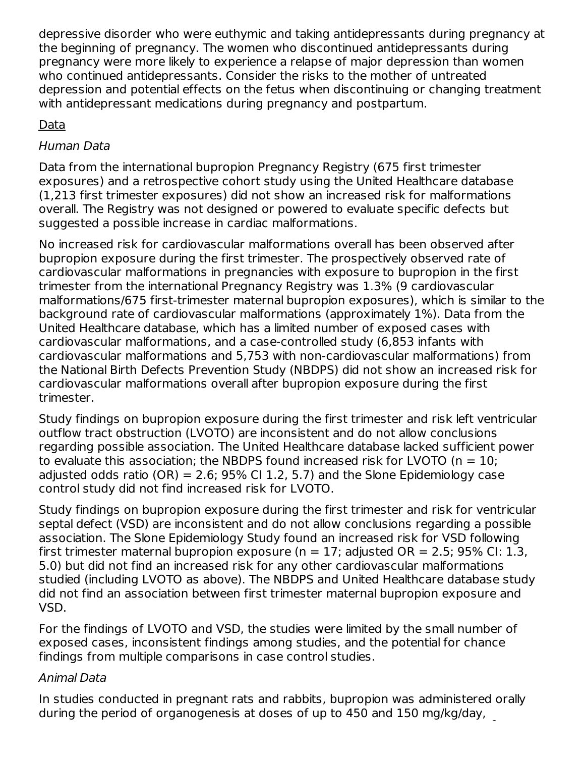depressive disorder who were euthymic and taking antidepressants during pregnancy at the beginning of pregnancy. The women who discontinued antidepressants during pregnancy were more likely to experience a relapse of major depression than women who continued antidepressants. Consider the risks to the mother of untreated depression and potential effects on the fetus when discontinuing or changing treatment with antidepressant medications during pregnancy and postpartum.

Data

*Human Data*

Data from the international bupropion Pregnancy Registry (675 first trimester exposures) and a retrospective cohort study using the United Healthcare database (1,213 first trimester exposures) did not show an increased risk for malformations overall. The Registry was not designed or powered to evaluate specific defects but suggested a possible increase in cardiac malformations.

No increased risk for cardiovascular malformations overall has been observed after bupropion exposure during the first trimester. The prospectively observed rate of cardiovascular malformations in pregnancies with exposure to bupropion in the first trimester from the international Pregnancy Registry was 1.3% (9 cardiovascular malformations/675 first-trimester maternal bupropion exposures), which is similar to the background rate of cardiovascular malformations (approximately 1%). Data from the United Healthcare database, which has a limited number of exposed cases with cardiovascular malformations, and a case-controlled study (6,853 infants with cardiovascular malformations and 5,753 with non-cardiovascular malformations) from the National Birth Defects Prevention Study (NBDPS) did not show an increased risk for cardiovascular malformations overall after bupropion exposure during the first trimester.

Study findings on bupropion exposure during the first trimester and risk left ventricular outflow tract obstruction (LVOTO) are inconsistent and do not allow conclusions regarding possible association. The United Healthcare database lacked sufficient power to evaluate this association; the NBDPS found increased risk for LVOTO (n = 10; adjusted odds ratio (OR) = 2.6; 95% CI 1.2, 5.7) and the Slone Epidemiology case control study did not find increased risk for LVOTO.

Study findings on bupropion exposure during the first trimester and risk for ventricular septal defect (VSD) are inconsistent and do not allow conclusions regarding a possible association. The Slone Epidemiology Study found an increased risk for VSD following first trimester maternal bupropion exposure (n = 17; adjusted OR = 2.5; 95% CI: 1.3, 5.0) but did not find an increased risk for any other cardiovascular malformations studied (including LVOTO as above). The NBDPS and United Healthcare database study did not find an association between first trimester maternal bupropion exposure and VSD.

For the findings of LVOTO and VSD, the studies were limited by the small number of exposed cases, inconsistent findings among studies, and the potential for chance findings from multiple comparisons in case control studies.

*Animal Data*

In studies conducted in pregnant rats and rabbits, bupropion was administered orally during the period of organogenesis at doses of up to 450 and 150 mg/kg/day,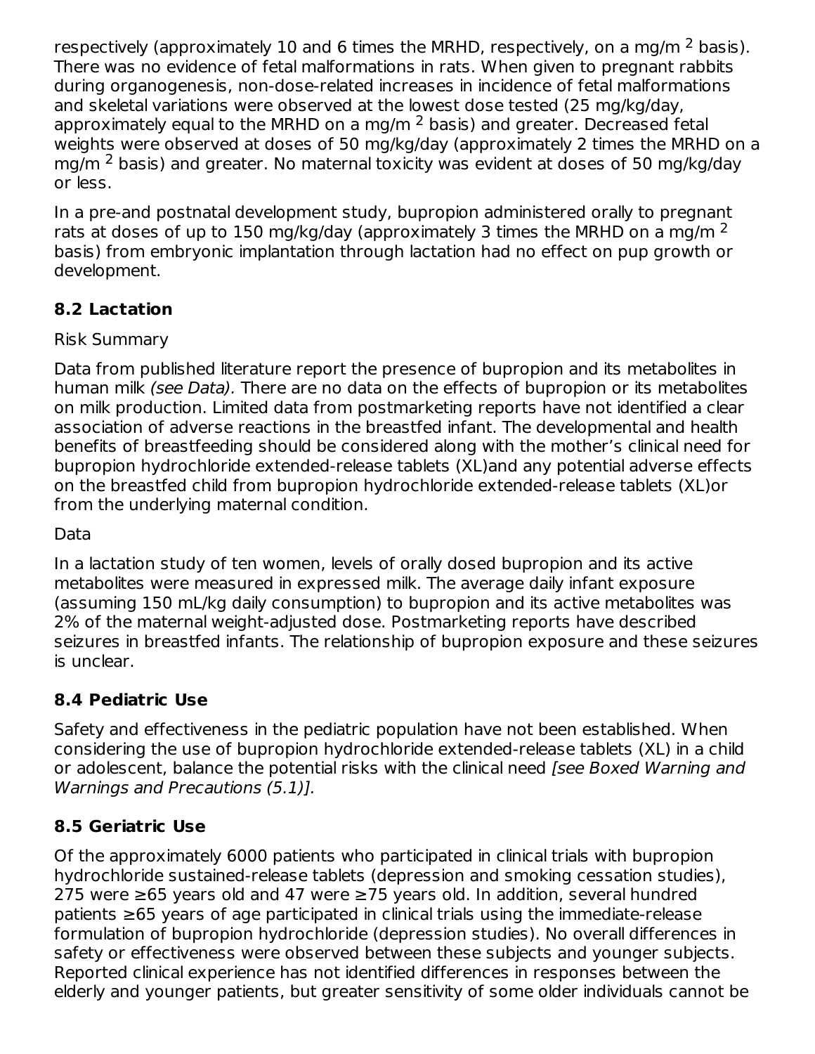respectively (approximately 10 and 6 times the MRHD, respectively, on a mg/m $^2$ basis). There was no evidence of fetal malformations in rats. When given to pregnant rabbits during organogenesis, non-dose-related increases in incidence of fetal malformations and skeletal variations were observed at the lowest dose tested (25 mg/kg/day, approximately equal to the MRHD on a mg/m $^2$ basis) and greater. Decreased fetal weights were observed at doses of 50 mg/kg/day (approximately 2 times the MRHD on a mg/m $^2$ basis) and greater. No maternal toxicity was evident at doses of 50 mg/kg/day or less.

In a pre-and postnatal development study, bupropion administered orally to pregnant rats at doses of up to 150 mg/kg/day (approximately 3 times the MRHD on a mg/m $^2$ basis) from embryonic implantation through lactation had no effect on pup growth or development.

### 8.2 Lactation

Risk Summary

Data from published literature report the presence of bupropion and its metabolites in human milk *(see Data).* There are no data on the effects of bupropion or its metabolites on milk production. Limited data from postmarketing reports have not identified a clear association of adverse reactions in the breastfed infant. The developmental and health benefits of breastfeeding should be considered along with the mother's clinical need for bupropion hydrochloride extended-release tablets (XL)and any potential adverse effects on the breastfed child from bupropion hydrochloride extended-release tablets (XL)or from the underlying maternal condition.

Data

In a lactation study of ten women, levels of orally dosed bupropion and its active metabolites were measured in expressed milk. The average daily infant exposure (assuming 150 mL/kg daily consumption) to bupropion and its active metabolites was 2% of the maternal weight-adjusted dose. Postmarketing reports have described seizures in breastfed infants. The relationship of bupropion exposure and these seizures is unclear.

### 8.4 Pediatric Use

Safety and effectiveness in the pediatric population have not been established. When considering the use of bupropion hydrochloride extended-release tablets (XL) in a child or adolescent, balance the potential risks with the clinical need *[see Boxed Warning and Warnings and Precautions (5.1)].*

### 8.5 Geriatric Use

Of the approximately 6000 patients who participated in clinical trials with bupropion hydrochloride sustained-release tablets (depression and smoking cessation studies), 275 were ≥65 years old and 47 were ≥75 years old. In addition, several hundred patients ≥65 years of age participated in clinical trials using the immediate-release formulation of bupropion hydrochloride (depression studies). No overall differences in safety or effectiveness were observed between these subjects and younger subjects. Reported clinical experience has not identified differences in responses between the elderly and younger patients, but greater sensitivity of some older individuals cannot be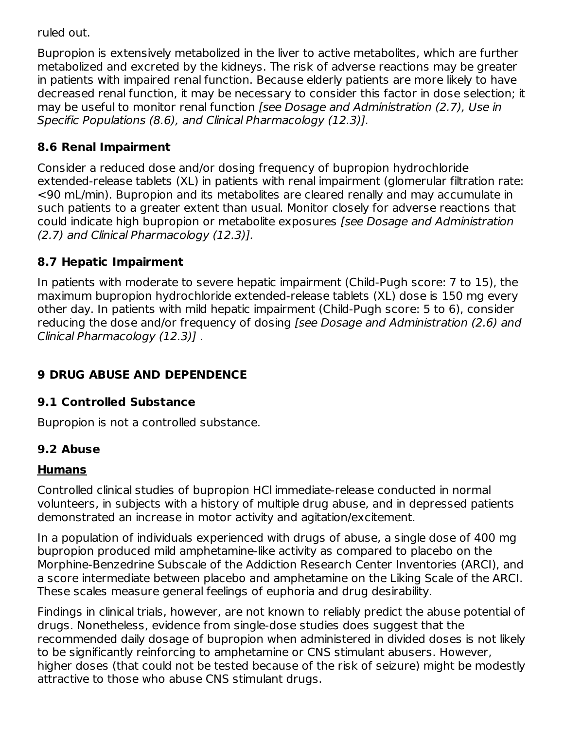ruled out.

Bupropion is extensively metabolized in the liver to active metabolites, which are further metabolized and excreted by the kidneys. The risk of adverse reactions may be greater in patients with impaired renal function. Because elderly patients are more likely to have decreased renal function, it may be necessary to consider this factor in dose selection; it may be useful to monitor renal function *[see Dosage and Administration (2.7), Use in Specific Populations (8.6), and Clinical Pharmacology (12.3)].*

### 8.6 Renal Impairment

Consider a reduced dose and/or dosing frequency of bupropion hydrochloride extended-release tablets (XL) in patients with renal impairment (glomerular filtration rate: <90 mL/min). Bupropion and its metabolites are cleared renally and may accumulate in such patients to a greater extent than usual. Monitor closely for adverse reactions that could indicate high bupropion or metabolite exposures *[see Dosage and Administration (2.7) and Clinical Pharmacology (12.3)].*

### 8.7 Hepatic Impairment

In patients with moderate to severe hepatic impairment (Child-Pugh score: 7 to 15), the maximum bupropion hydrochloride extended-release tablets (XL) dose is 150 mg every other day. In patients with mild hepatic impairment (Child-Pugh score: 5 to 6), consider reducing the dose and/or frequency of dosing *[see Dosage and Administration (2.6) and Clinical Pharmacology (12.3)]* .

## 9 DRUG ABUSE AND DEPENDENCE

### 9.1 Controlled Substance

Bupropion is not a controlled substance.

### 9.2 Abuse

**Humans**

Controlled clinical studies of bupropion HCl immediate-release conducted in normal volunteers, in subjects with a history of multiple drug abuse, and in depressed patients demonstrated an increase in motor activity and agitation/excitement.

In a population of individuals experienced with drugs of abuse, a single dose of 400 mg bupropion produced mild amphetamine-like activity as compared to placebo on the Morphine-Benzedrine Subscale of the Addiction Research Center Inventories (ARCI), and a score intermediate between placebo and amphetamine on the Liking Scale of the ARCI. These scales measure general feelings of euphoria and drug desirability.

Findings in clinical trials, however, are not known to reliably predict the abuse potential of drugs. Nonetheless, evidence from single-dose studies does suggest that the recommended daily dosage of bupropion when administered in divided doses is not likely to be significantly reinforcing to amphetamine or CNS stimulant abusers. However, higher doses (that could not be tested because of the risk of seizure) might be modestly attractive to those who abuse CNS stimulant drugs.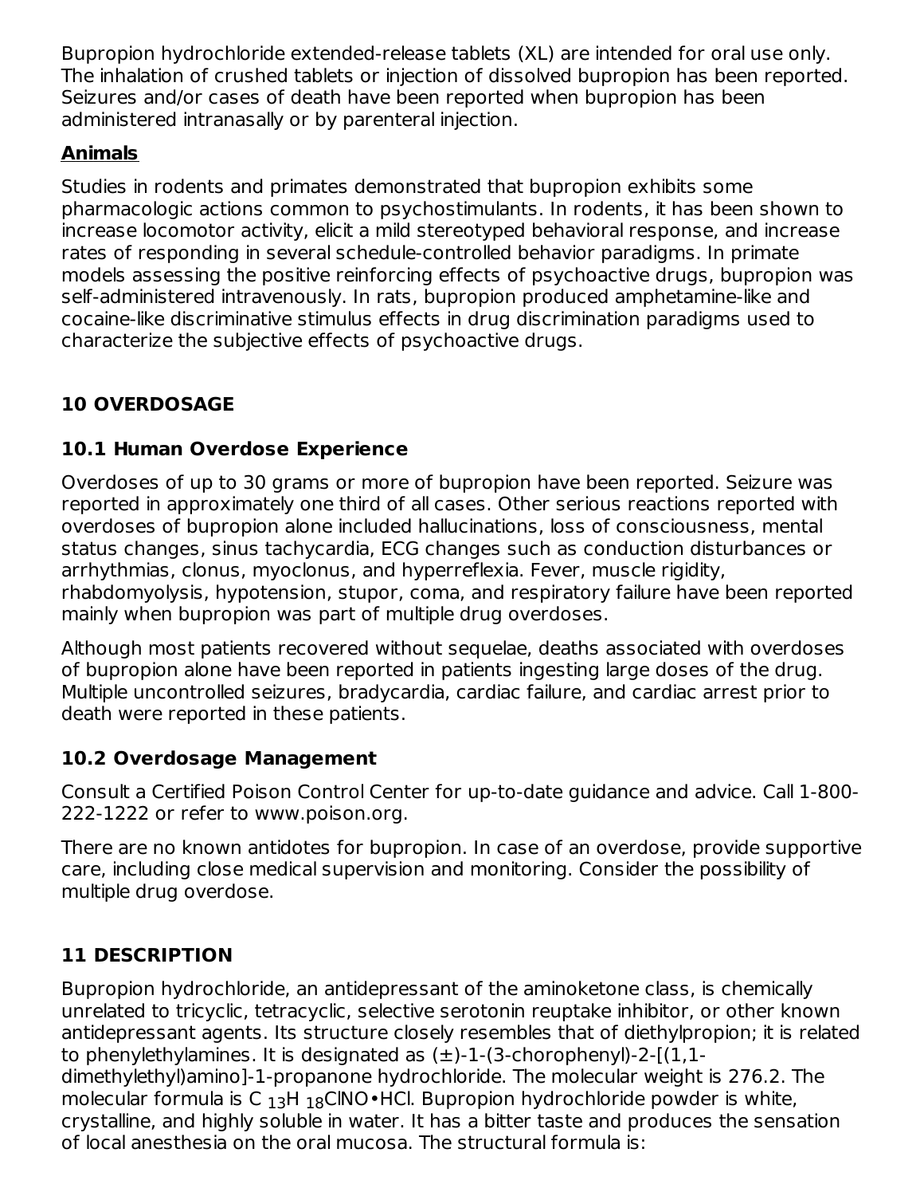Bupropion hydrochloride extended-release tablets (XL) are intended for oral use only. The inhalation of crushed tablets or injection of dissolved bupropion has been reported. Seizures and/or cases of death have been reported when bupropion has been administered intranasally or by parenteral injection.

**Animals**

Studies in rodents and primates demonstrated that bupropion exhibits some pharmacologic actions common to psychostimulants. In rodents, it has been shown to increase locomotor activity, elicit a mild stereotyped behavioral response, and increase rates of responding in several schedule-controlled behavior paradigms. In primate models assessing the positive reinforcing effects of psychoactive drugs, bupropion was self-administered intravenously. In rats, bupropion produced amphetamine-like and cocaine-like discriminative stimulus effects in drug discrimination paradigms used to characterize the subjective effects of psychoactive drugs.

## 10 OVERDOSAGE

### 10.1 Human Overdose Experience

Overdoses of up to 30 grams or more of bupropion have been reported. Seizure was reported in approximately one third of all cases. Other serious reactions reported with overdoses of bupropion alone included hallucinations, loss of consciousness, mental status changes, sinus tachycardia, ECG changes such as conduction disturbances or arrhythmias, clonus, myoclonus, and hyperreflexia. Fever, muscle rigidity, rhabdomyolysis, hypotension, stupor, coma, and respiratory failure have been reported mainly when bupropion was part of multiple drug overdoses.

Although most patients recovered without sequelae, deaths associated with overdoses of bupropion alone have been reported in patients ingesting large doses of the drug. Multiple uncontrolled seizures, bradycardia, cardiac failure, and cardiac arrest prior to death were reported in these patients.

### 10.2 Overdosage Management

Consult a Certified Poison Control Center for up-to-date guidance and advice. Call 1-800-222-1222 or refer to www.poison.org.

There are no known antidotes for bupropion. In case of an overdose, provide supportive care, including close medical supervision and monitoring. Consider the possibility of multiple drug overdose.

## 11 DESCRIPTION

Bupropion hydrochloride, an antidepressant of the aminoketone class, is chemically unrelated to tricyclic, tetracyclic, selective serotonin reuptake inhibitor, or other known antidepressant agents. Its structure closely resembles that of diethylpropion; it is related to phenylethylamines. It is designated as (±)-1-(3-chorophenyl)-2-[(1,1-dimethylethyl)amino]-1-propanone hydrochloride. The molecular weight is 276.2. The molecular formula is $C_{13}H_{18}ClNO•HCl$. Bupropion hydrochloride powder is white, crystalline, and highly soluble in water. It has a bitter taste and produces the sensation of local anesthesia on the oral mucosa. The structural formula is: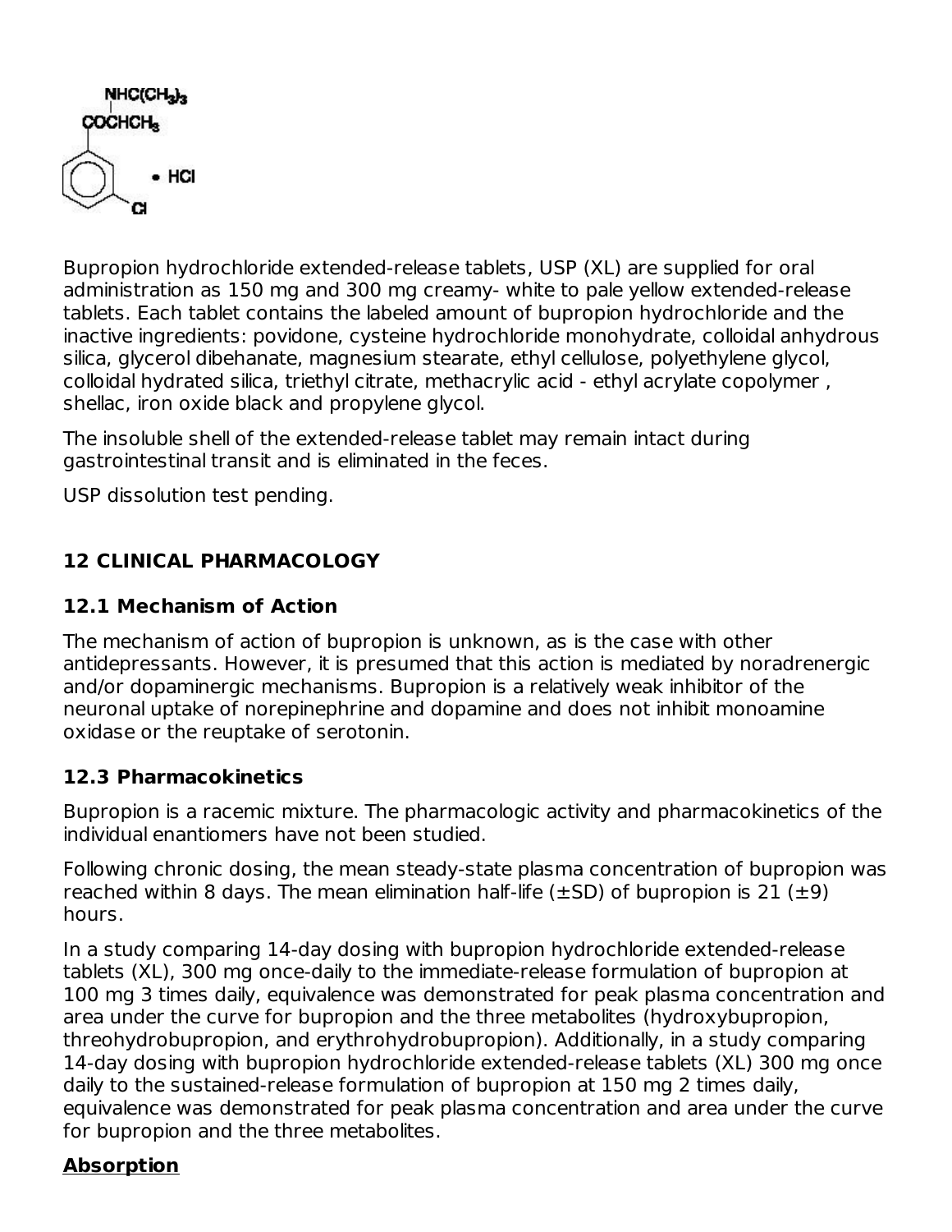Bupropion hydrochloride extended-release tablets, USP (XL) are supplied for oral administration as 150 mg and 300 mg creamy- white to pale yellow extended-release tablets. Each tablet contains the labeled amount of bupropion hydrochloride and the inactive ingredients: povidone, cysteine hydrochloride monohydrate, colloidal anhydrous silica, glycerol dibehanate, magnesium stearate, ethyl cellulose, polyethylene glycol, colloidal hydrated silica, triethyl citrate, methacrylic acid - ethyl acrylate copolymer , shellac, iron oxide black and propylene glycol.

The insoluble shell of the extended-release tablet may remain intact during gastrointestinal transit and is eliminated in the feces.

USP dissolution test pending.

## 12 CLINICAL PHARMACOLOGY

### 12.1 Mechanism of Action

The mechanism of action of bupropion is unknown, as is the case with other antidepressants. However, it is presumed that this action is mediated by noradrenergic and/or dopaminergic mechanisms. Bupropion is a relatively weak inhibitor of the neuronal uptake of norepinephrine and dopamine and does not inhibit monoamine oxidase or the reuptake of serotonin.

### 12.3 Pharmacokinetics

Bupropion is a racemic mixture. The pharmacologic activity and pharmacokinetics of the individual enantiomers have not been studied.

Following chronic dosing, the mean steady-state plasma concentration of bupropion was reached within 8 days. The mean elimination half-life (±SD) of bupropion is 21 (±9) hours.

In a study comparing 14-day dosing with bupropion hydrochloride extended-release tablets (XL), 300 mg once-daily to the immediate-release formulation of bupropion at 100 mg 3 times daily, equivalence was demonstrated for peak plasma concentration and area under the curve for bupropion and the three metabolites (hydroxybupropion, threohydrobupropion, and erythrohydrobupropion). Additionally, in a study comparing 14-day dosing with bupropion hydrochloride extended-release tablets (XL) 300 mg once daily to the sustained-release formulation of bupropion at 150 mg 2 times daily, equivalence was demonstrated for peak plasma concentration and area under the curve for bupropion and the three metabolites.

**Absorption**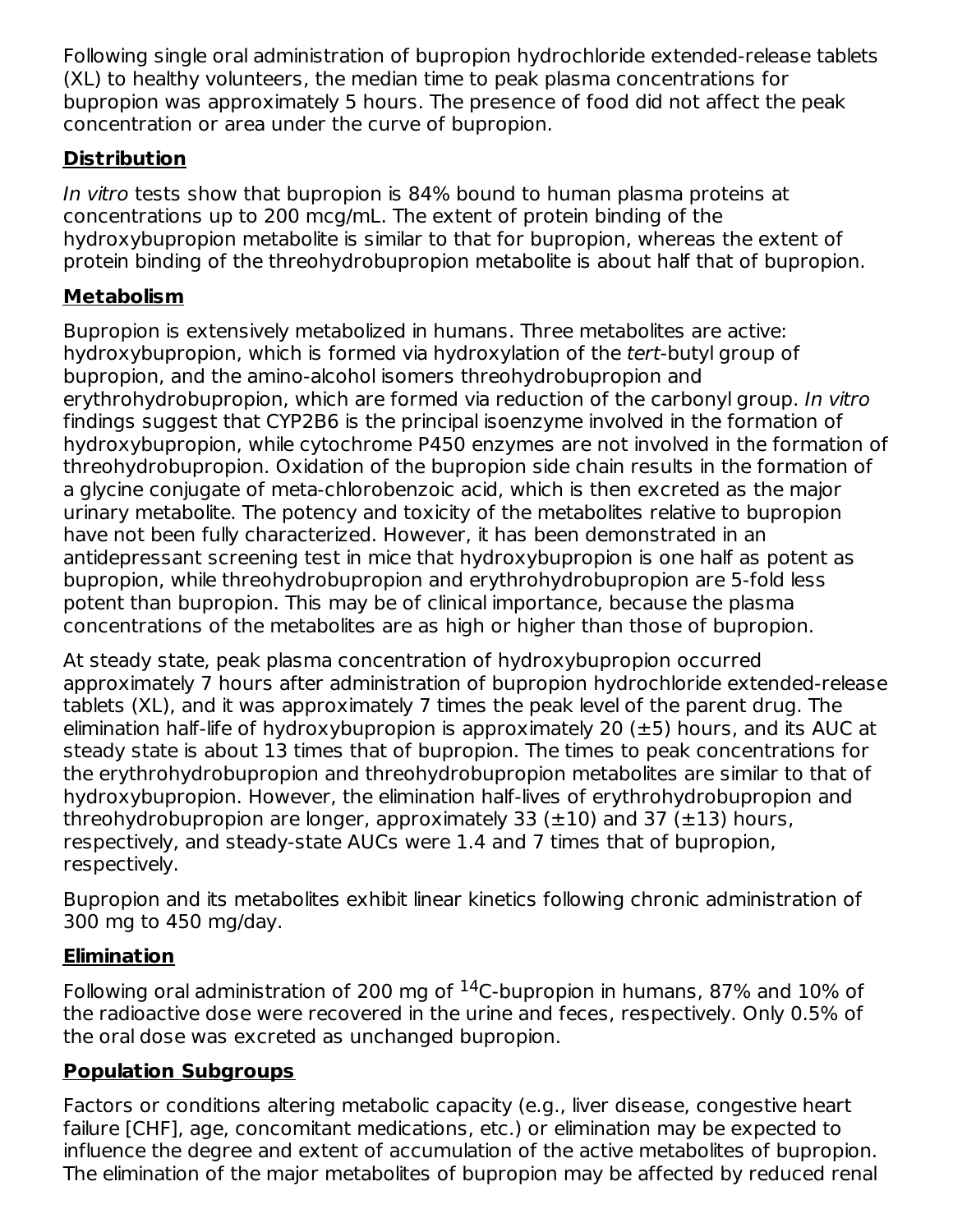Following single oral administration of bupropion hydrochloride extended-release tablets (XL) to healthy volunteers, the median time to peak plasma concentrations for bupropion was approximately 5 hours. The presence of food did not affect the peak concentration or area under the curve of bupropion.

**Distribution**

*In vitro* tests show that bupropion is 84% bound to human plasma proteins at concentrations up to 200 mcg/mL. The extent of protein binding of the hydroxybupropion metabolite is similar to that for bupropion, whereas the extent of protein binding of the threohydrobupropion metabolite is about half that of bupropion.

**Metabolism**

Bupropion is extensively metabolized in humans. Three metabolites are active: hydroxybupropion, which is formed via hydroxylation of the *tert*-butyl group of bupropion, and the amino-alcohol isomers threohydrobupropion and erythrohydrobupropion, which are formed via reduction of the carbonyl group. *In vitro* findings suggest that CYP2B6 is the principal isoenzyme involved in the formation of hydroxybupropion, while cytochrome P450 enzymes are not involved in the formation of threohydrobupropion. Oxidation of the bupropion side chain results in the formation of a glycine conjugate of meta-chlorobenzoic acid, which is then excreted as the major urinary metabolite. The potency and toxicity of the metabolites relative to bupropion have not been fully characterized. However, it has been demonstrated in an antidepressant screening test in mice that hydroxybupropion is one half as potent as bupropion, while threohydrobupropion and erythrohydrobupropion are 5-fold less potent than bupropion. This may be of clinical importance, because the plasma concentrations of the metabolites are as high or higher than those of bupropion.

At steady state, peak plasma concentration of hydroxybupropion occurred approximately 7 hours after administration of bupropion hydrochloride extended-release tablets (XL), and it was approximately 7 times the peak level of the parent drug. The elimination half-life of hydroxybupropion is approximately 20 ($\pm$5) hours, and its AUC at steady state is about 13 times that of bupropion. The times to peak concentrations for the erythrohydrobupropion and threohydrobupropion metabolites are similar to that of hydroxybupropion. However, the elimination half-lives of erythrohydrobupropion and threohydrobupropion are longer, approximately 33 ($\pm$10) and 37 ($\pm$13) hours, respectively, and steady-state AUCs were 1.4 and 7 times that of bupropion, respectively.

Bupropion and its metabolites exhibit linear kinetics following chronic administration of 300 mg to 450 mg/day.

**Elimination**

Following oral administration of 200 mg of $^{14}$C-bupropion in humans, 87% and 10% of the radioactive dose were recovered in the urine and feces, respectively. Only 0.5% of the oral dose was excreted as unchanged bupropion.

**Population Subgroups**

Factors or conditions altering metabolic capacity (e.g., liver disease, congestive heart failure [CHF], age, concomitant medications, etc.) or elimination may be expected to influence the degree and extent of accumulation of the active metabolites of bupropion. The elimination of the major metabolites of bupropion may be affected by reduced renal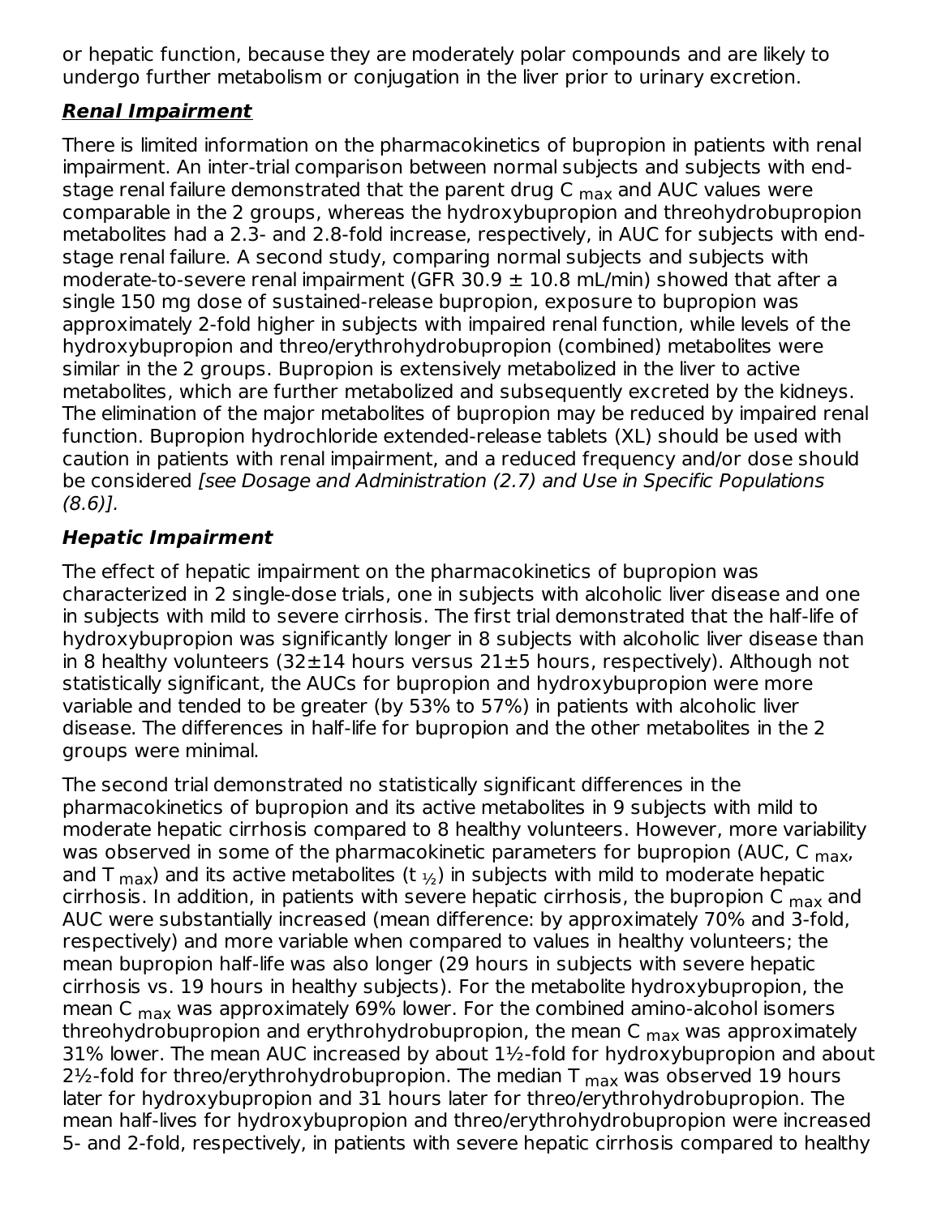or hepatic function, because they are moderately polar compounds and are likely to undergo further metabolism or conjugation in the liver prior to urinary excretion.

***Renal Impairment***

There is limited information on the pharmacokinetics of bupropion in patients with renal impairment. An inter-trial comparison between normal subjects and subjects with end-stage renal failure demonstrated that the parent drug $C_{max}$ and AUC values were comparable in the 2 groups, whereas the hydroxybupropion and threohydrobupropion metabolites had a 2.3- and 2.8-fold increase, respectively, in AUC for subjects with end-stage renal failure. A second study, comparing normal subjects and subjects with moderate-to-severe renal impairment (GFR 30.9 ± 10.8 mL/min) showed that after a single 150 mg dose of sustained-release bupropion, exposure to bupropion was approximately 2-fold higher in subjects with impaired renal function, while levels of the hydroxybupropion and threo/erythrohydrobupropion (combined) metabolites were similar in the 2 groups. Bupropion is extensively metabolized in the liver to active metabolites, which are further metabolized and subsequently excreted by the kidneys. The elimination of the major metabolites of bupropion may be reduced by impaired renal function. Bupropion hydrochloride extended-release tablets (XL) should be used with caution in patients with renal impairment, and a reduced frequency and/or dose should be considered *[see Dosage and Administration (2.7) and Use in Specific Populations (8.6)].*

***Hepatic Impairment***

The effect of hepatic impairment on the pharmacokinetics of bupropion was characterized in 2 single-dose trials, one in subjects with alcoholic liver disease and one in subjects with mild to severe cirrhosis. The first trial demonstrated that the half-life of hydroxybupropion was significantly longer in 8 subjects with alcoholic liver disease than in 8 healthy volunteers (32±14 hours versus 21±5 hours, respectively). Although not statistically significant, the AUCs for bupropion and hydroxybupropion were more variable and tended to be greater (by 53% to 57%) in patients with alcoholic liver disease. The differences in half-life for bupropion and the other metabolites in the 2 groups were minimal.

The second trial demonstrated no statistically significant differences in the pharmacokinetics of bupropion and its active metabolites in 9 subjects with mild to moderate hepatic cirrhosis compared to 8 healthy volunteers. However, more variability was observed in some of the pharmacokinetic parameters for bupropion (AUC, $C_{max}$, and $T_{max}$) and its active metabolites ($t_{½}$) in subjects with mild to moderate hepatic cirrhosis. In addition, in patients with severe hepatic cirrhosis, the bupropion $C_{max}$ and AUC were substantially increased (mean difference: by approximately 70% and 3-fold, respectively) and more variable when compared to values in healthy volunteers; the mean bupropion half-life was also longer (29 hours in subjects with severe hepatic cirrhosis vs. 19 hours in healthy subjects). For the metabolite hydroxybupropion, the mean $C_{max}$ was approximately 69% lower. For the combined amino-alcohol isomers threohydrobupropion and erythrohydrobupropion, the mean $C_{max}$ was approximately 31% lower. The mean AUC increased by about 1½-fold for hydroxybupropion and about 2½-fold for threo/erythrohydrobupropion. The median $T_{max}$ was observed 19 hours later for hydroxybupropion and 31 hours later for threo/erythrohydrobupropion. The mean half-lives for hydroxybupropion and threo/erythrohydrobupropion were increased 5- and 2-fold, respectively, in patients with severe hepatic cirrhosis compared to healthy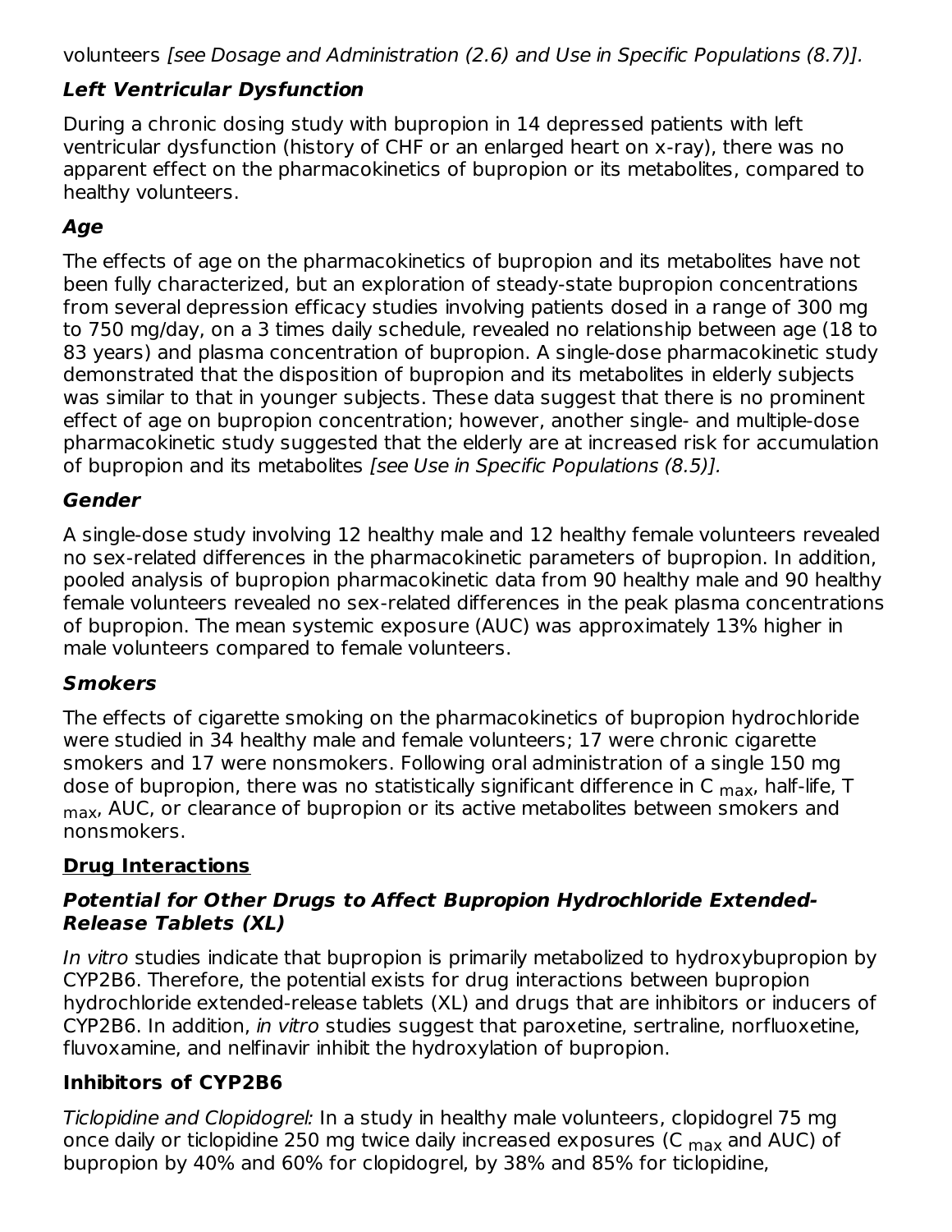volunteers *[see Dosage and Administration (2.6) and Use in Specific Populations (8.7)].*

### *Left Ventricular Dysfunction*

During a chronic dosing study with bupropion in 14 depressed patients with left ventricular dysfunction (history of CHF or an enlarged heart on x-ray), there was no apparent effect on the pharmacokinetics of bupropion or its metabolites, compared to healthy volunteers.

### *Age*

The effects of age on the pharmacokinetics of bupropion and its metabolites have not been fully characterized, but an exploration of steady-state bupropion concentrations from several depression efficacy studies involving patients dosed in a range of 300 mg to 750 mg/day, on a 3 times daily schedule, revealed no relationship between age (18 to 83 years) and plasma concentration of bupropion. A single-dose pharmacokinetic study demonstrated that the disposition of bupropion and its metabolites in elderly subjects was similar to that in younger subjects. These data suggest that there is no prominent effect of age on bupropion concentration; however, another single- and multiple-dose pharmacokinetic study suggested that the elderly are at increased risk for accumulation of bupropion and its metabolites *[see Use in Specific Populations (8.5)].*

### *Gender*

A single-dose study involving 12 healthy male and 12 healthy female volunteers revealed no sex-related differences in the pharmacokinetic parameters of bupropion. In addition, pooled analysis of bupropion pharmacokinetic data from 90 healthy male and 90 healthy female volunteers revealed no sex-related differences in the peak plasma concentrations of bupropion. The mean systemic exposure (AUC) was approximately 13% higher in male volunteers compared to female volunteers.

### *Smokers*

The effects of cigarette smoking on the pharmacokinetics of bupropion hydrochloride were studied in 34 healthy male and female volunteers; 17 were chronic cigarette smokers and 17 were nonsmokers. Following oral administration of a single 150 mg dose of bupropion, there was no statistically significant difference in $C_{max}$, half-life, $T_{max}$, AUC, or clearance of bupropion or its active metabolites between smokers and nonsmokers.

## Drug Interactions

### *Potential for Other Drugs to Affect Bupropion Hydrochloride Extended-Release Tablets (XL)*

*In vitro* studies indicate that bupropion is primarily metabolized to hydroxybupropion by CYP2B6. Therefore, the potential exists for drug interactions between bupropion hydrochloride extended-release tablets (XL) and drugs that are inhibitors or inducers of CYP2B6. In addition, *in vitro* studies suggest that paroxetine, sertraline, norfluoxetine, fluvoxamine, and nelfinavir inhibit the hydroxylation of bupropion.

### Inhibitors of CYP2B6

*Ticlopidine and Clopidogrel:* In a study in healthy male volunteers, clopidogrel 75 mg once daily or ticlopidine 250 mg twice daily increased exposures ($C_{max}$ and AUC) of bupropion by 40% and 60% for clopidogrel, by 38% and 85% for ticlopidine,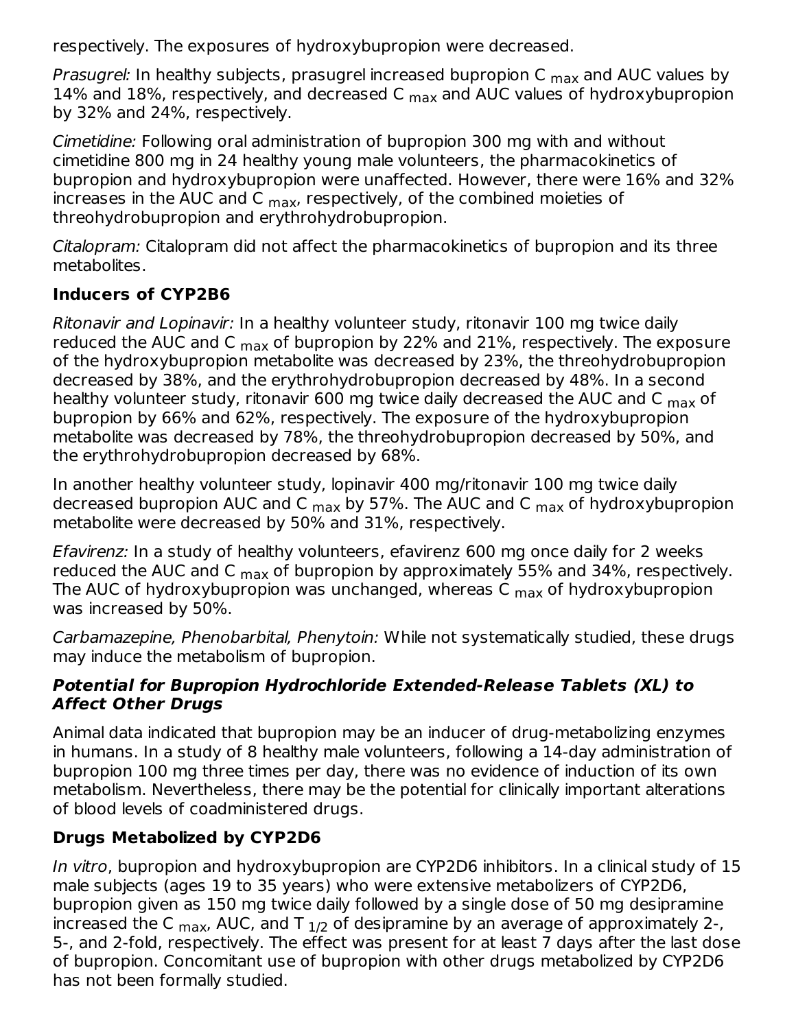respectively. The exposures of hydroxybupropion were decreased.

*Prasugrel:* In healthy subjects, prasugrel increased bupropion $C_{max}$ and AUC values by 14% and 18%, respectively, and decreased $C_{max}$ and AUC values of hydroxybupropion by 32% and 24%, respectively.

*Cimetidine:* Following oral administration of bupropion 300 mg with and without cimetidine 800 mg in 24 healthy young male volunteers, the pharmacokinetics of bupropion and hydroxybupropion were unaffected. However, there were 16% and 32% increases in the AUC and $C_{max}$, respectively, of the combined moieties of threohydrobupropion and erythrohydrobupropion.

*Citalopram:* Citalopram did not affect the pharmacokinetics of bupropion and its three metabolites.

**Inducers of CYP2B6**

*Ritonavir and Lopinavir:* In a healthy volunteer study, ritonavir 100 mg twice daily reduced the AUC and $C_{max}$ of bupropion by 22% and 21%, respectively. The exposure of the hydroxybupropion metabolite was decreased by 23%, the threohydrobupropion decreased by 38%, and the erythrohydrobupropion decreased by 48%. In a second healthy volunteer study, ritonavir 600 mg twice daily decreased the AUC and $C_{max}$ of bupropion by 66% and 62%, respectively. The exposure of the hydroxybupropion metabolite was decreased by 78%, the threohydrobupropion decreased by 50%, and the erythrohydrobupropion decreased by 68%.

In another healthy volunteer study, lopinavir 400 mg/ritonavir 100 mg twice daily decreased bupropion AUC and $C_{max}$ by 57%. The AUC and $C_{max}$ of hydroxybupropion metabolite were decreased by 50% and 31%, respectively.

*Efavirenz:* In a study of healthy volunteers, efavirenz 600 mg once daily for 2 weeks reduced the AUC and $C_{max}$ of bupropion by approximately 55% and 34%, respectively. The AUC of hydroxybupropion was unchanged, whereas $C_{max}$ of hydroxybupropion was increased by 50%.

*Carbamazepine, Phenobarbital, Phenytoin:* While not systematically studied, these drugs may induce the metabolism of bupropion.

***Potential for Bupropion Hydrochloride Extended-Release Tablets (XL) to Affect Other Drugs***

Animal data indicated that bupropion may be an inducer of drug-metabolizing enzymes in humans. In a study of 8 healthy male volunteers, following a 14-day administration of bupropion 100 mg three times per day, there was no evidence of induction of its own metabolism. Nevertheless, there may be the potential for clinically important alterations of blood levels of coadministered drugs.

**Drugs Metabolized by CYP2D6**

*In vitro*, bupropion and hydroxybupropion are CYP2D6 inhibitors. In a clinical study of 15 male subjects (ages 19 to 35 years) who were extensive metabolizers of CYP2D6, bupropion given as 150 mg twice daily followed by a single dose of 50 mg desipramine increased the $C_{max}$, AUC, and $T_{1/2}$ of desipramine by an average of approximately 2-, 5-, and 2-fold, respectively. The effect was present for at least 7 days after the last dose of bupropion. Concomitant use of bupropion with other drugs metabolized by CYP2D6 has not been formally studied.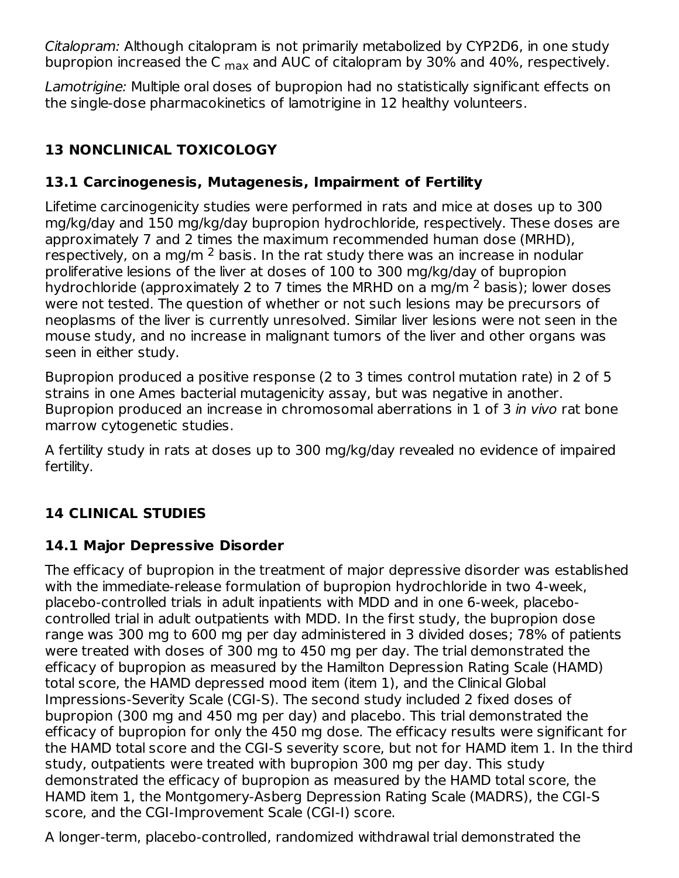*Citalopram:* Although citalopram is not primarily metabolized by CYP2D6, in one study bupropion increased the $C_{max}$ and AUC of citalopram by 30% and 40%, respectively.

*Lamotrigine:* Multiple oral doses of bupropion had no statistically significant effects on the single-dose pharmacokinetics of lamotrigine in 12 healthy volunteers.

## 13 NONCLINICAL TOXICOLOGY

### 13.1 Carcinogenesis, Mutagenesis, Impairment of Fertility

Lifetime carcinogenicity studies were performed in rats and mice at doses up to 300 mg/kg/day and 150 mg/kg/day bupropion hydrochloride, respectively. These doses are approximately 7 and 2 times the maximum recommended human dose (MRHD), respectively, on a mg/$m^2$ basis. In the rat study there was an increase in nodular proliferative lesions of the liver at doses of 100 to 300 mg/kg/day of bupropion hydrochloride (approximately 2 to 7 times the MRHD on a mg/$m^2$ basis); lower doses were not tested. The question of whether or not such lesions may be precursors of neoplasms of the liver is currently unresolved. Similar liver lesions were not seen in the mouse study, and no increase in malignant tumors of the liver and other organs was seen in either study.

Bupropion produced a positive response (2 to 3 times control mutation rate) in 2 of 5 strains in one Ames bacterial mutagenicity assay, but was negative in another. Bupropion produced an increase in chromosomal aberrations in 1 of 3 *in vivo* rat bone marrow cytogenetic studies.

A fertility study in rats at doses up to 300 mg/kg/day revealed no evidence of impaired fertility.

## 14 CLINICAL STUDIES

### 14.1 Major Depressive Disorder

The efficacy of bupropion in the treatment of major depressive disorder was established with the immediate-release formulation of bupropion hydrochloride in two 4-week, placebo-controlled trials in adult inpatients with MDD and in one 6-week, placebo-controlled trial in adult outpatients with MDD. In the first study, the bupropion dose range was 300 mg to 600 mg per day administered in 3 divided doses; 78% of patients were treated with doses of 300 mg to 450 mg per day. The trial demonstrated the efficacy of bupropion as measured by the Hamilton Depression Rating Scale (HAMD) total score, the HAMD depressed mood item (item 1), and the Clinical Global Impressions-Severity Scale (CGI-S). The second study included 2 fixed doses of bupropion (300 mg and 450 mg per day) and placebo. This trial demonstrated the efficacy of bupropion for only the 450 mg dose. The efficacy results were significant for the HAMD total score and the CGI-S severity score, but not for HAMD item 1. In the third study, outpatients were treated with bupropion 300 mg per day. This study demonstrated the efficacy of bupropion as measured by the HAMD total score, the HAMD item 1, the Montgomery-Asberg Depression Rating Scale (MADRS), the CGI-S score, and the CGI-Improvement Scale (CGI-I) score.

A longer-term, placebo-controlled, randomized withdrawal trial demonstrated the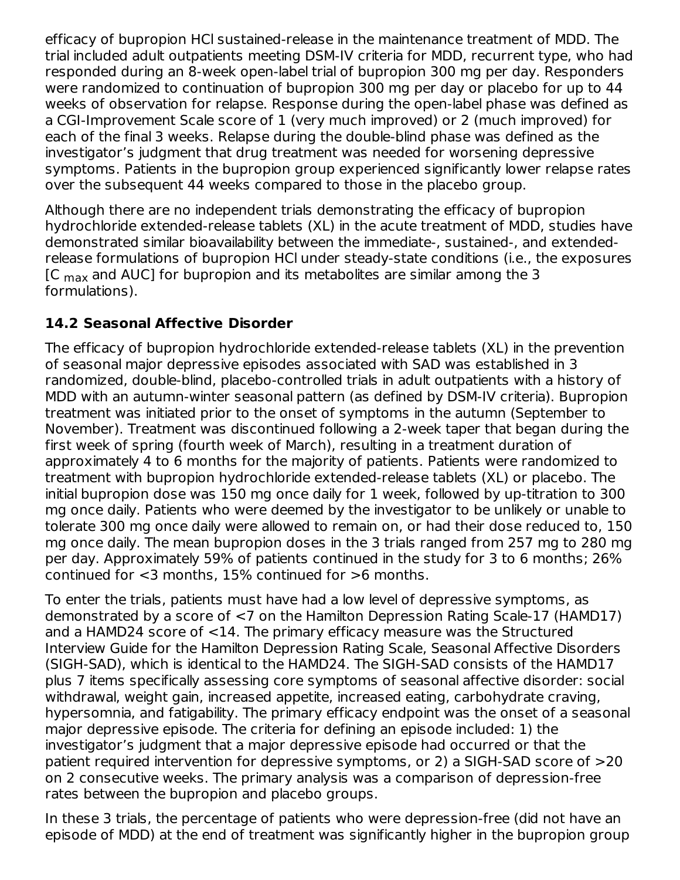efficacy of bupropion HCl sustained-release in the maintenance treatment of MDD. The trial included adult outpatients meeting DSM-IV criteria for MDD, recurrent type, who had responded during an 8-week open-label trial of bupropion 300 mg per day. Responders were randomized to continuation of bupropion 300 mg per day or placebo for up to 44 weeks of observation for relapse. Response during the open-label phase was defined as a CGI-Improvement Scale score of 1 (very much improved) or 2 (much improved) for each of the final 3 weeks. Relapse during the double-blind phase was defined as the investigator's judgment that drug treatment was needed for worsening depressive symptoms. Patients in the bupropion group experienced significantly lower relapse rates over the subsequent 44 weeks compared to those in the placebo group.

Although there are no independent trials demonstrating the efficacy of bupropion hydrochloride extended-release tablets (XL) in the acute treatment of MDD, studies have demonstrated similar bioavailability between the immediate-, sustained-, and extended-release formulations of bupropion HCl under steady-state conditions (i.e., the exposures [$C_{max}$ and AUC] for bupropion and its metabolites are similar among the 3 formulations).

### 14.2 Seasonal Affective Disorder

The efficacy of bupropion hydrochloride extended-release tablets (XL) in the prevention of seasonal major depressive episodes associated with SAD was established in 3 randomized, double-blind, placebo-controlled trials in adult outpatients with a history of MDD with an autumn-winter seasonal pattern (as defined by DSM-IV criteria). Bupropion treatment was initiated prior to the onset of symptoms in the autumn (September to November). Treatment was discontinued following a 2-week taper that began during the first week of spring (fourth week of March), resulting in a treatment duration of approximately 4 to 6 months for the majority of patients. Patients were randomized to treatment with bupropion hydrochloride extended-release tablets (XL) or placebo. The initial bupropion dose was 150 mg once daily for 1 week, followed by up-titration to 300 mg once daily. Patients who were deemed by the investigator to be unlikely or unable to tolerate 300 mg once daily were allowed to remain on, or had their dose reduced to, 150 mg once daily. The mean bupropion doses in the 3 trials ranged from 257 mg to 280 mg per day. Approximately 59% of patients continued in the study for 3 to 6 months; 26% continued for <3 months, 15% continued for >6 months.

To enter the trials, patients must have had a low level of depressive symptoms, as demonstrated by a score of <7 on the Hamilton Depression Rating Scale-17 (HAMD17) and a HAMD24 score of <14. The primary efficacy measure was the Structured Interview Guide for the Hamilton Depression Rating Scale, Seasonal Affective Disorders (SIGH-SAD), which is identical to the HAMD24. The SIGH-SAD consists of the HAMD17 plus 7 items specifically assessing core symptoms of seasonal affective disorder: social withdrawal, weight gain, increased appetite, increased eating, carbohydrate craving, hypersomnia, and fatigability. The primary efficacy endpoint was the onset of a seasonal major depressive episode. The criteria for defining an episode included: 1) the investigator's judgment that a major depressive episode had occurred or that the patient required intervention for depressive symptoms, or 2) a SIGH-SAD score of >20 on 2 consecutive weeks. The primary analysis was a comparison of depression-free rates between the bupropion and placebo groups.

In these 3 trials, the percentage of patients who were depression-free (did not have an episode of MDD) at the end of treatment was significantly higher in the bupropion group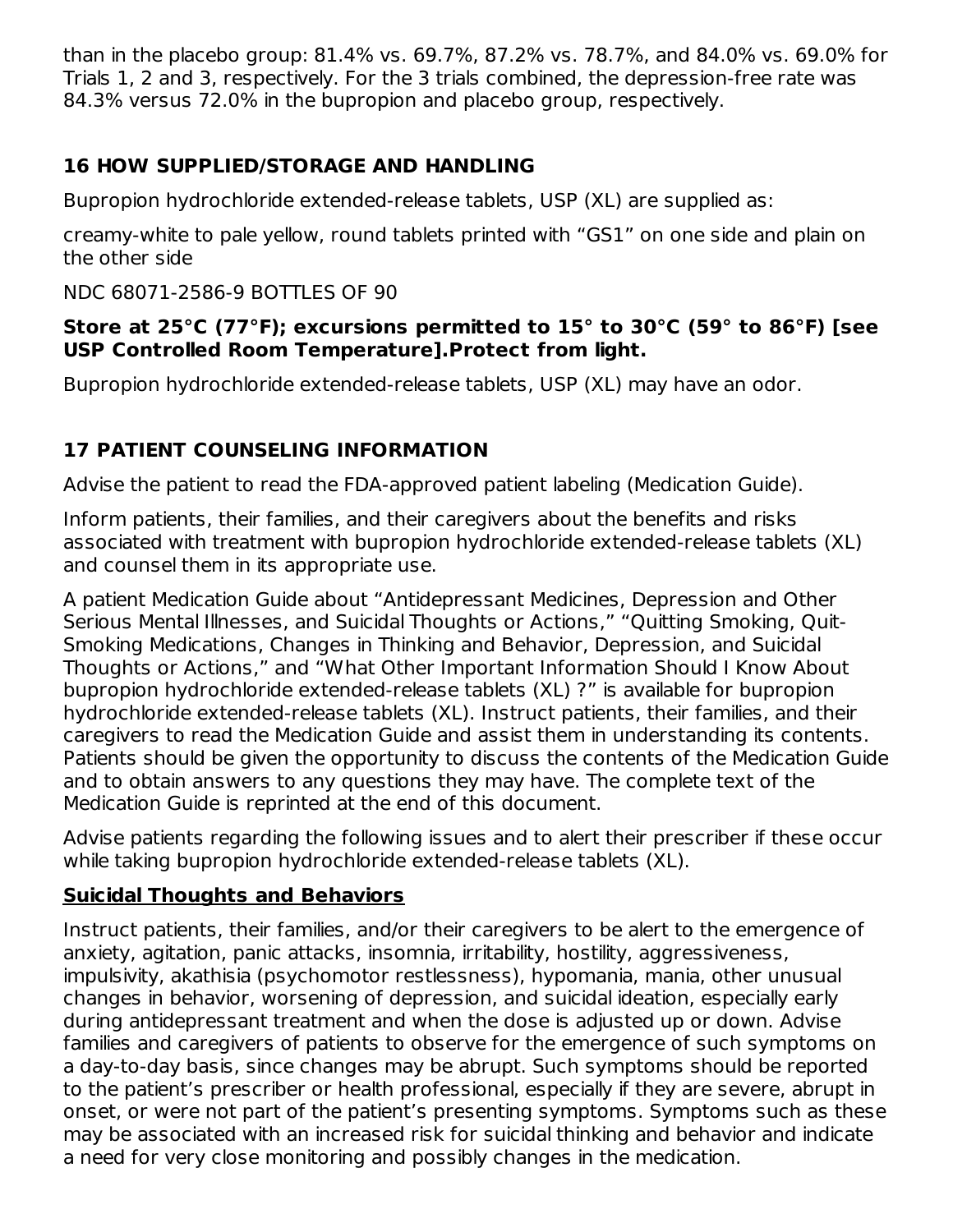than in the placebo group: 81.4% vs. 69.7%, 87.2% vs. 78.7%, and 84.0% vs. 69.0% for Trials 1, 2 and 3, respectively. For the 3 trials combined, the depression-free rate was 84.3% versus 72.0% in the bupropion and placebo group, respectively.

## 16 HOW SUPPLIED/STORAGE AND HANDLING

Bupropion hydrochloride extended-release tablets, USP (XL) are supplied as:

creamy-white to pale yellow, round tablets printed with "GS1" on one side and plain on the other side

NDC 68071-2586-9 BOTTLES OF 90

**Store at 25°C (77°F); excursions permitted to 15° to 30°C (59° to 86°F) [see USP Controlled Room Temperature].Protect from light.**

Bupropion hydrochloride extended-release tablets, USP (XL) may have an odor.

## 17 PATIENT COUNSELING INFORMATION

Advise the patient to read the FDA-approved patient labeling (Medication Guide).

Inform patients, their families, and their caregivers about the benefits and risks associated with treatment with bupropion hydrochloride extended-release tablets (XL) and counsel them in its appropriate use.

A patient Medication Guide about "Antidepressant Medicines, Depression and Other Serious Mental Illnesses, and Suicidal Thoughts or Actions," "Quitting Smoking, Quit-Smoking Medications, Changes in Thinking and Behavior, Depression, and Suicidal Thoughts or Actions," and "What Other Important Information Should I Know About bupropion hydrochloride extended-release tablets (XL) ?" is available for bupropion hydrochloride extended-release tablets (XL). Instruct patients, their families, and their caregivers to read the Medication Guide and assist them in understanding its contents. Patients should be given the opportunity to discuss the contents of the Medication Guide and to obtain answers to any questions they may have. The complete text of the Medication Guide is reprinted at the end of this document.

Advise patients regarding the following issues and to alert their prescriber if these occur while taking bupropion hydrochloride extended-release tablets (XL).

**Suicidal Thoughts and Behaviors**

Instruct patients, their families, and/or their caregivers to be alert to the emergence of anxiety, agitation, panic attacks, insomnia, irritability, hostility, aggressiveness, impulsivity, akathisia (psychomotor restlessness), hypomania, mania, other unusual changes in behavior, worsening of depression, and suicidal ideation, especially early during antidepressant treatment and when the dose is adjusted up or down. Advise families and caregivers of patients to observe for the emergence of such symptoms on a day-to-day basis, since changes may be abrupt. Such symptoms should be reported to the patient's prescriber or health professional, especially if they are severe, abrupt in onset, or were not part of the patient's presenting symptoms. Symptoms such as these may be associated with an increased risk for suicidal thinking and behavior and indicate a need for very close monitoring and possibly changes in the medication.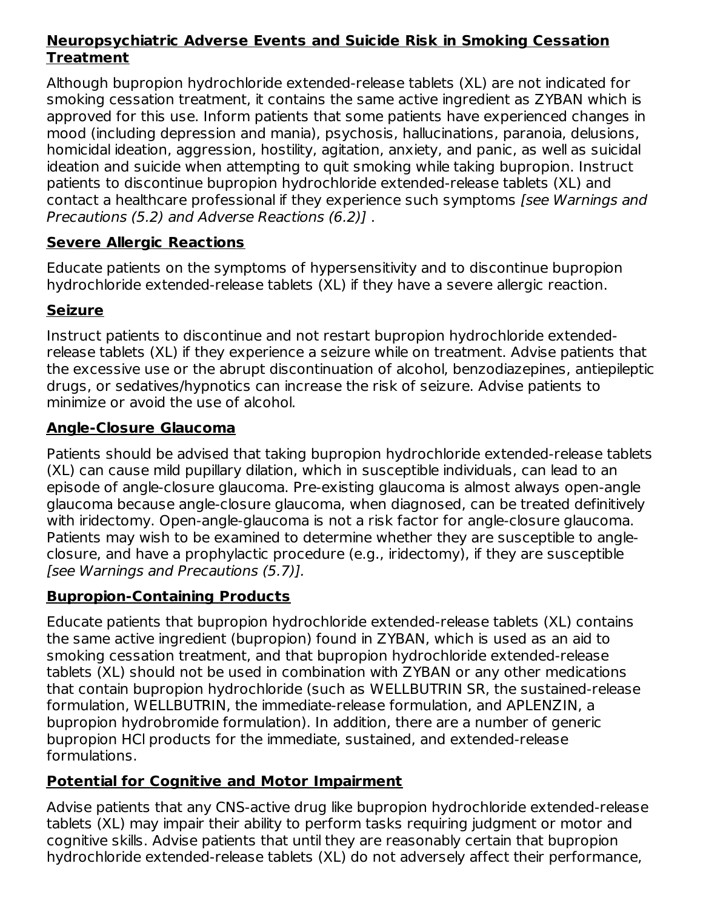**Neuropsychiatric Adverse Events and Suicide Risk in Smoking Cessation Treatment**

Although bupropion hydrochloride extended-release tablets (XL) are not indicated for smoking cessation treatment, it contains the same active ingredient as ZYBAN which is approved for this use. Inform patients that some patients have experienced changes in mood (including depression and mania), psychosis, hallucinations, paranoia, delusions, homicidal ideation, aggression, hostility, agitation, anxiety, and panic, as well as suicidal ideation and suicide when attempting to quit smoking while taking bupropion. Instruct patients to discontinue bupropion hydrochloride extended-release tablets (XL) and contact a healthcare professional if they experience such symptoms *[see Warnings and Precautions (5.2) and Adverse Reactions (6.2)]* .

**Severe Allergic Reactions**

Educate patients on the symptoms of hypersensitivity and to discontinue bupropion hydrochloride extended-release tablets (XL) if they have a severe allergic reaction.

**Seizure**

Instruct patients to discontinue and not restart bupropion hydrochloride extended-release tablets (XL) if they experience a seizure while on treatment. Advise patients that the excessive use or the abrupt discontinuation of alcohol, benzodiazepines, antiepileptic drugs, or sedatives/hypnotics can increase the risk of seizure. Advise patients to minimize or avoid the use of alcohol.

**Angle-Closure Glaucoma**

Patients should be advised that taking bupropion hydrochloride extended-release tablets (XL) can cause mild pupillary dilation, which in susceptible individuals, can lead to an episode of angle-closure glaucoma. Pre-existing glaucoma is almost always open-angle glaucoma because angle-closure glaucoma, when diagnosed, can be treated definitively with iridectomy. Open-angle-glaucoma is not a risk factor for angle-closure glaucoma. Patients may wish to be examined to determine whether they are susceptible to angle-closure, and have a prophylactic procedure (e.g., iridectomy), if they are susceptible *[see Warnings and Precautions (5.7)].*

**Bupropion-Containing Products**

Educate patients that bupropion hydrochloride extended-release tablets (XL) contains the same active ingredient (bupropion) found in ZYBAN, which is used as an aid to smoking cessation treatment, and that bupropion hydrochloride extended-release tablets (XL) should not be used in combination with ZYBAN or any other medications that contain bupropion hydrochloride (such as WELLBUTRIN SR, the sustained-release formulation, WELLBUTRIN, the immediate-release formulation, and APLENZIN, a bupropion hydrobromide formulation). In addition, there are a number of generic bupropion HCl products for the immediate, sustained, and extended-release formulations.

**Potential for Cognitive and Motor Impairment**

Advise patients that any CNS-active drug like bupropion hydrochloride extended-release tablets (XL) may impair their ability to perform tasks requiring judgment or motor and cognitive skills. Advise patients that until they are reasonably certain that bupropion hydrochloride extended-release tablets (XL) do not adversely affect their performance,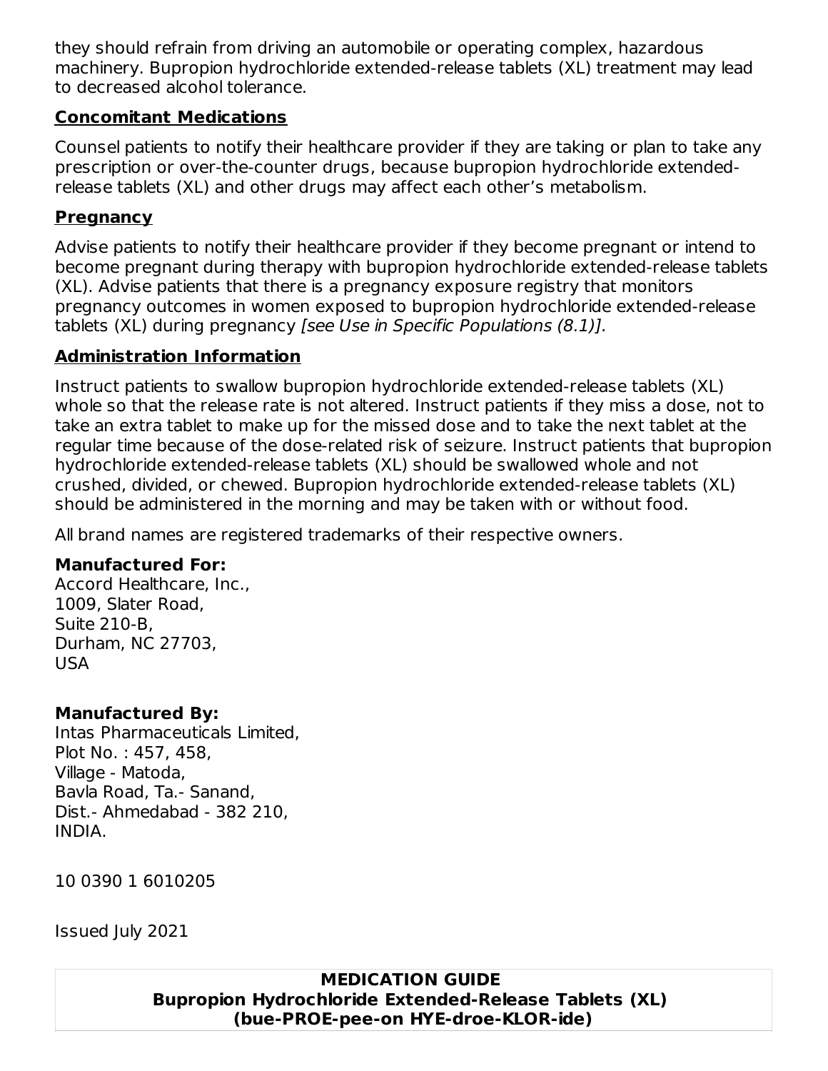they should refrain from driving an automobile or operating complex, hazardous machinery. Bupropion hydrochloride extended-release tablets (XL) treatment may lead to decreased alcohol tolerance.

**Concomitant Medications**

Counsel patients to notify their healthcare provider if they are taking or plan to take any prescription or over-the-counter drugs, because bupropion hydrochloride extended-release tablets (XL) and other drugs may affect each other's metabolism.

**Pregnancy**

Advise patients to notify their healthcare provider if they become pregnant or intend to become pregnant during therapy with bupropion hydrochloride extended-release tablets (XL). Advise patients that there is a pregnancy exposure registry that monitors pregnancy outcomes in women exposed to bupropion hydrochloride extended-release tablets (XL) during pregnancy *[see Use in Specific Populations (8.1)].*

**Administration Information**

Instruct patients to swallow bupropion hydrochloride extended-release tablets (XL) whole so that the release rate is not altered. Instruct patients if they miss a dose, not to take an extra tablet to make up for the missed dose and to take the next tablet at the regular time because of the dose-related risk of seizure. Instruct patients that bupropion hydrochloride extended-release tablets (XL) should be swallowed whole and not crushed, divided, or chewed. Bupropion hydrochloride extended-release tablets (XL) should be administered in the morning and may be taken with or without food.

All brand names are registered trademarks of their respective owners.

**Manufactured For:**
Accord Healthcare, Inc.,
1009, Slater Road,
Suite 210-B,
Durham, NC 27703,
USA

**Manufactured By:**
Intas Pharmaceuticals Limited,
Plot No. : 457, 458,
Village - Matoda,
Bavla Road, Ta.- Sanand,
Dist.- Ahmedabad - 382 210,
INDIA.

10 0390 1 6010205

Issued July 2021

**MEDICATION GUIDE**
**Bupropion Hydrochloride Extended-Release Tablets (XL)**
**(bue-PROE-pee-on HYE-droe-KLOR-ide)**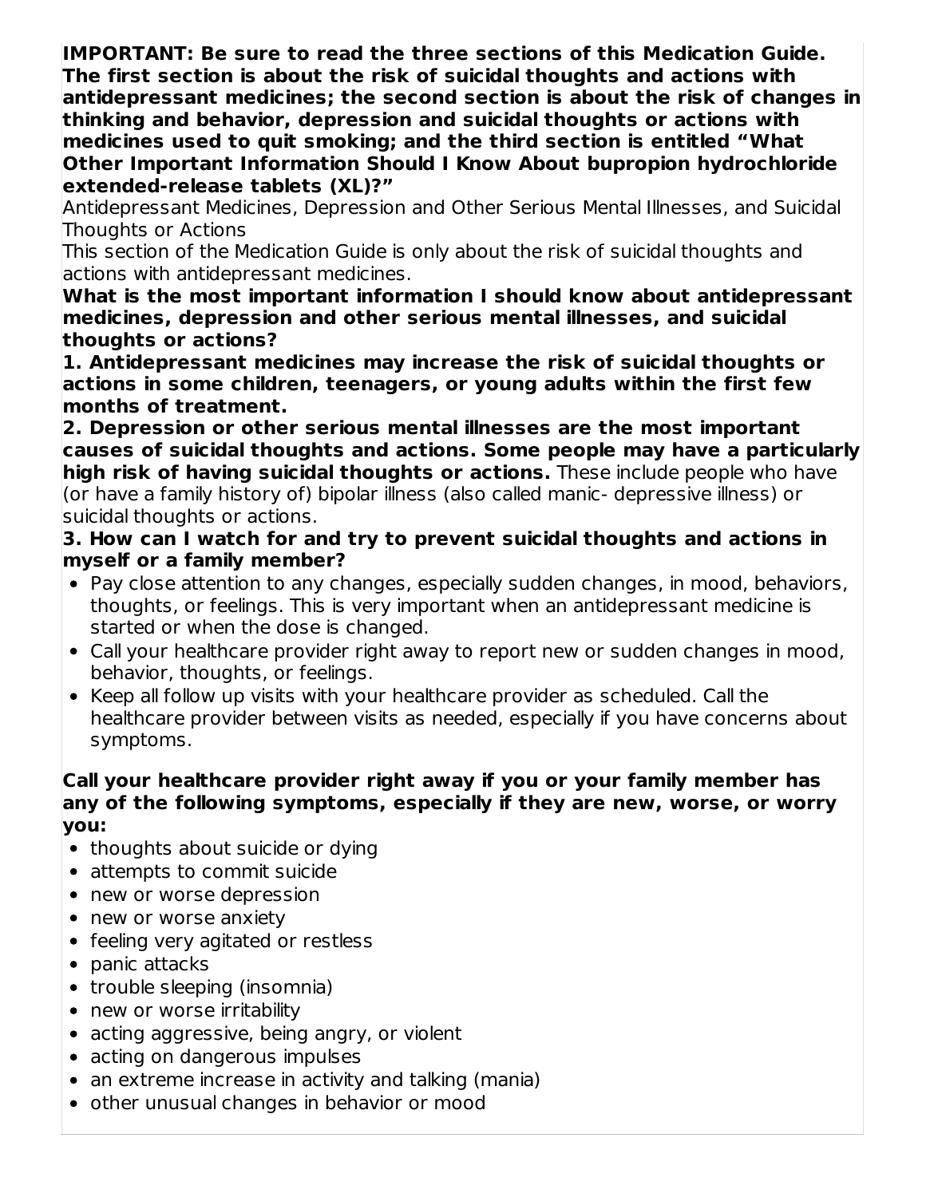**IMPORTANT: Be sure to read the three sections of this Medication Guide. The first section is about the risk of suicidal thoughts and actions with antidepressant medicines; the second section is about the risk of changes in thinking and behavior, depression and suicidal thoughts or actions with medicines used to quit smoking; and the third section is entitled "What Other Important Information Should I Know About bupropion hydrochloride extended-release tablets (XL)?"**

Antidepressant Medicines, Depression and Other Serious Mental Illnesses, and Suicidal Thoughts or Actions

This section of the Medication Guide is only about the risk of suicidal thoughts and actions with antidepressant medicines.

**What is the most important information I should know about antidepressant medicines, depression and other serious mental illnesses, and suicidal thoughts or actions?**

**1. Antidepressant medicines may increase the risk of suicidal thoughts or actions in some children, teenagers, or young adults within the first few months of treatment.**

**2. Depression or other serious mental illnesses are the most important causes of suicidal thoughts and actions. Some people may have a particularly high risk of having suicidal thoughts or actions.** These include people who have (or have a family history of) bipolar illness (also called manic- depressive illness) or suicidal thoughts or actions.

**3. How can I watch for and try to prevent suicidal thoughts and actions in myself or a family member?**

- Pay close attention to any changes, especially sudden changes, in mood, behaviors, thoughts, or feelings. This is very important when an antidepressant medicine is started or when the dose is changed.
- Call your healthcare provider right away to report new or sudden changes in mood, behavior, thoughts, or feelings.
- Keep all follow up visits with your healthcare provider as scheduled. Call the healthcare provider between visits as needed, especially if you have concerns about symptoms.

**Call your healthcare provider right away if you or your family member has any of the following symptoms, especially if they are new, worse, or worry you:**

- thoughts about suicide or dying
- attempts to commit suicide
- new or worse depression
- new or worse anxiety
- feeling very agitated or restless
- panic attacks
- trouble sleeping (insomnia)
- new or worse irritability
- acting aggressive, being angry, or violent
- acting on dangerous impulses
- an extreme increase in activity and talking (mania)
- other unusual changes in behavior or mood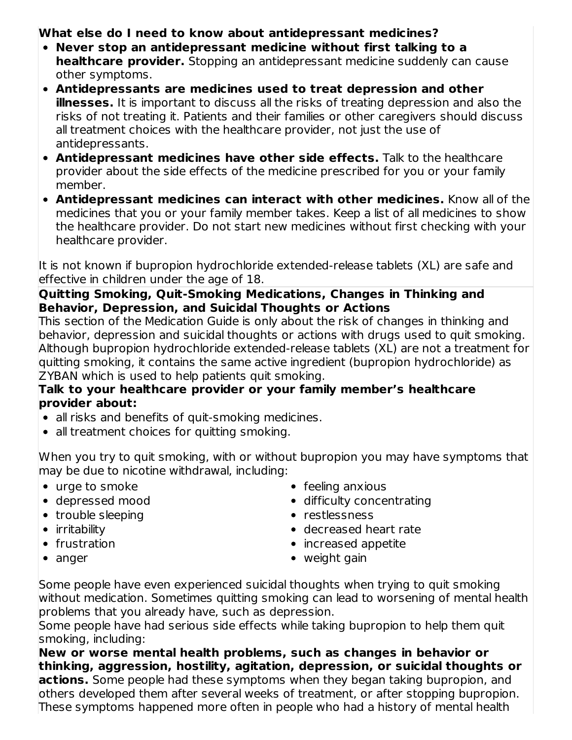**What else do I need to know about antidepressant medicines?**

- **Never stop an antidepressant medicine without first talking to a healthcare provider.** Stopping an antidepressant medicine suddenly can cause other symptoms.
- **Antidepressants are medicines used to treat depression and other illnesses.** It is important to discuss all the risks of treating depression and also the risks of not treating it. Patients and their families or other caregivers should discuss all treatment choices with the healthcare provider, not just the use of antidepressants.
- **Antidepressant medicines have other side effects.** Talk to the healthcare provider about the side effects of the medicine prescribed for you or your family member.
- **Antidepressant medicines can interact with other medicines.** Know all of the medicines that you or your family member takes. Keep a list of all medicines to show the healthcare provider. Do not start new medicines without first checking with your healthcare provider.

It is not known if bupropion hydrochloride extended-release tablets (XL) are safe and effective in children under the age of 18.

**Quitting Smoking, Quit-Smoking Medications, Changes in Thinking and Behavior, Depression, and Suicidal Thoughts or Actions**

This section of the Medication Guide is only about the risk of changes in thinking and behavior, depression and suicidal thoughts or actions with drugs used to quit smoking. Although bupropion hydrochloride extended-release tablets (XL) are not a treatment for quitting smoking, it contains the same active ingredient (bupropion hydrochloride) as ZYBAN which is used to help patients quit smoking.

**Talk to your healthcare provider or your family member's healthcare provider about:**

- all risks and benefits of quit-smoking medicines.
- all treatment choices for quitting smoking.

When you try to quit smoking, with or without bupropion you may have symptoms that may be due to nicotine withdrawal, including:

- urge to smoke
- depressed mood
- trouble sleeping
- irritability
- frustration
- anger
- feeling anxious
- difficulty concentrating
- restlessness
- decreased heart rate
- increased appetite
- weight gain

Some people have even experienced suicidal thoughts when trying to quit smoking without medication. Sometimes quitting smoking can lead to worsening of mental health problems that you already have, such as depression.

Some people have had serious side effects while taking bupropion to help them quit smoking, including:

**New or worse mental health problems, such as changes in behavior or thinking, aggression, hostility, agitation, depression, or suicidal thoughts or actions.** Some people had these symptoms when they began taking bupropion, and others developed them after several weeks of treatment, or after stopping bupropion. These symptoms happened more often in people who had a history of mental health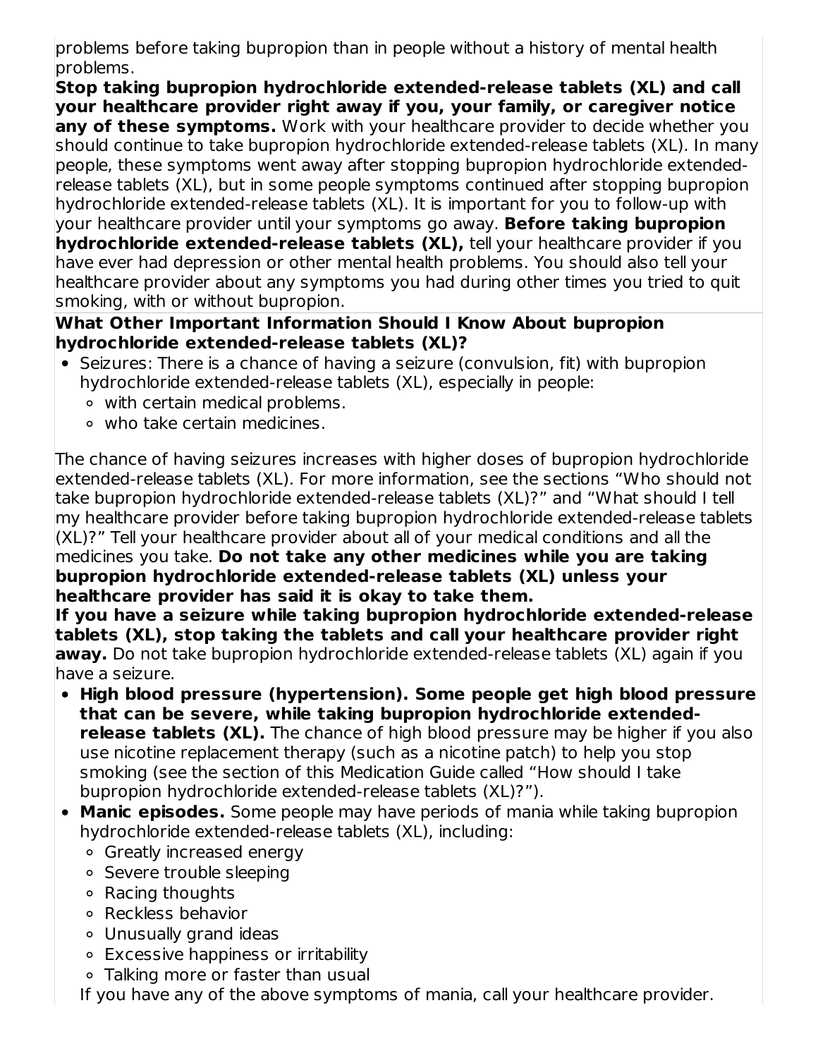problems before taking bupropion than in people without a history of mental health problems.

**Stop taking bupropion hydrochloride extended-release tablets (XL) and call your healthcare provider right away if you, your family, or caregiver notice any of these symptoms.** Work with your healthcare provider to decide whether you should continue to take bupropion hydrochloride extended-release tablets (XL). In many people, these symptoms went away after stopping bupropion hydrochloride extended-release tablets (XL), but in some people symptoms continued after stopping bupropion hydrochloride extended-release tablets (XL). It is important for you to follow-up with your healthcare provider until your symptoms go away. **Before taking bupropion hydrochloride extended-release tablets (XL),** tell your healthcare provider if you have ever had depression or other mental health problems. You should also tell your healthcare provider about any symptoms you had during other times you tried to quit smoking, with or without bupropion.

**What Other Important Information Should I Know About bupropion hydrochloride extended-release tablets (XL)?**

- Seizures: There is a chance of having a seizure (convulsion, fit) with bupropion hydrochloride extended-release tablets (XL), especially in people:
  - with certain medical problems.
  - who take certain medicines.

The chance of having seizures increases with higher doses of bupropion hydrochloride extended-release tablets (XL). For more information, see the sections “Who should not take bupropion hydrochloride extended-release tablets (XL)?” and “What should I tell my healthcare provider before taking bupropion hydrochloride extended-release tablets (XL)?” Tell your healthcare provider about all of your medical conditions and all the medicines you take. **Do not take any other medicines while you are taking bupropion hydrochloride extended-release tablets (XL) unless your healthcare provider has said it is okay to take them.**

**If you have a seizure while taking bupropion hydrochloride extended-release tablets (XL), stop taking the tablets and call your healthcare provider right away.** Do not take bupropion hydrochloride extended-release tablets (XL) again if you have a seizure.

- **High blood pressure (hypertension). Some people get high blood pressure that can be severe, while taking bupropion hydrochloride extended-release tablets (XL).** The chance of high blood pressure may be higher if you also use nicotine replacement therapy (such as a nicotine patch) to help you stop smoking (see the section of this Medication Guide called “How should I take bupropion hydrochloride extended-release tablets (XL)?”).
- **Manic episodes.** Some people may have periods of mania while taking bupropion hydrochloride extended-release tablets (XL), including:
  - Greatly increased energy
  - Severe trouble sleeping
  - Racing thoughts
  - Reckless behavior
  - Unusually grand ideas
  - Excessive happiness or irritability
  - Talking more or faster than usual

  If you have any of the above symptoms of mania, call your healthcare provider.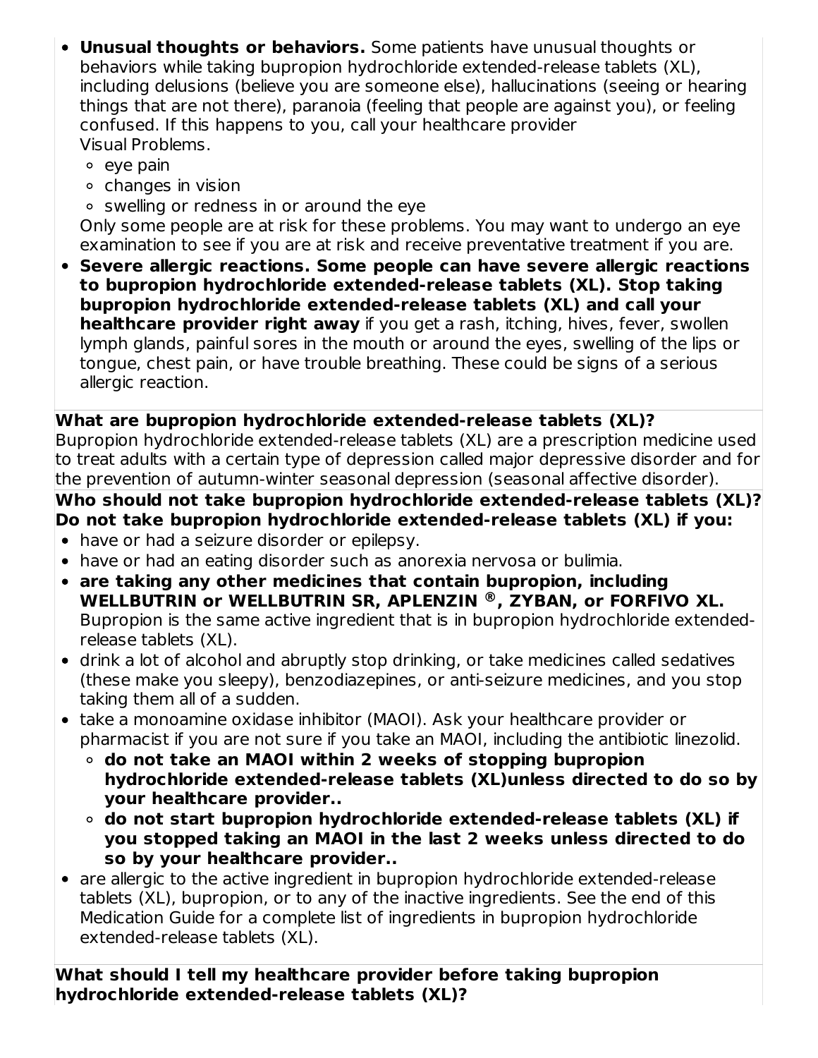- **Unusual thoughts or behaviors.** Some patients have unusual thoughts or behaviors while taking bupropion hydrochloride extended-release tablets (XL), including delusions (believe you are someone else), hallucinations (seeing or hearing things that are not there), paranoia (feeling that people are against you), or feeling confused. If this happens to you, call your healthcare provider
  Visual Problems.
  - eye pain
  - changes in vision
  - swelling or redness in or around the eye

  Only some people are at risk for these problems. You may want to undergo an eye examination to see if you are at risk and receive preventative treatment if you are.
- **Severe allergic reactions. Some people can have severe allergic reactions to bupropion hydrochloride extended-release tablets (XL). Stop taking bupropion hydrochloride extended-release tablets (XL) and call your healthcare provider right away** if you get a rash, itching, hives, fever, swollen lymph glands, painful sores in the mouth or around the eyes, swelling of the lips or tongue, chest pain, or have trouble breathing. These could be signs of a serious allergic reaction.

**What are bupropion hydrochloride extended-release tablets (XL)?**
Bupropion hydrochloride extended-release tablets (XL) are a prescription medicine used to treat adults with a certain type of depression called major depressive disorder and for the prevention of autumn-winter seasonal depression (seasonal affective disorder).

**Who should not take bupropion hydrochloride extended-release tablets (XL)?**
**Do not take bupropion hydrochloride extended-release tablets (XL) if you:**

- have or had a seizure disorder or epilepsy.
- have or had an eating disorder such as anorexia nervosa or bulimia.
- **are taking any other medicines that contain bupropion, including WELLBUTRIN or WELLBUTRIN SR, APLENZIN ®, ZYBAN, or FORFIVO XL.** Bupropion is the same active ingredient that is in bupropion hydrochloride extended-release tablets (XL).
- drink a lot of alcohol and abruptly stop drinking, or take medicines called sedatives (these make you sleepy), benzodiazepines, or anti-seizure medicines, and you stop taking them all of a sudden.
- take a monoamine oxidase inhibitor (MAOI). Ask your healthcare provider or pharmacist if you are not sure if you take an MAOI, including the antibiotic linezolid.
  - **do not take an MAOI within 2 weeks of stopping bupropion hydrochloride extended-release tablets (XL)unless directed to do so by your healthcare provider..**
  - **do not start bupropion hydrochloride extended-release tablets (XL) if you stopped taking an MAOI in the last 2 weeks unless directed to do so by your healthcare provider..**
- are allergic to the active ingredient in bupropion hydrochloride extended-release tablets (XL), bupropion, or to any of the inactive ingredients. See the end of this Medication Guide for a complete list of ingredients in bupropion hydrochloride extended-release tablets (XL).

**What should I tell my healthcare provider before taking bupropion hydrochloride extended-release tablets (XL)?**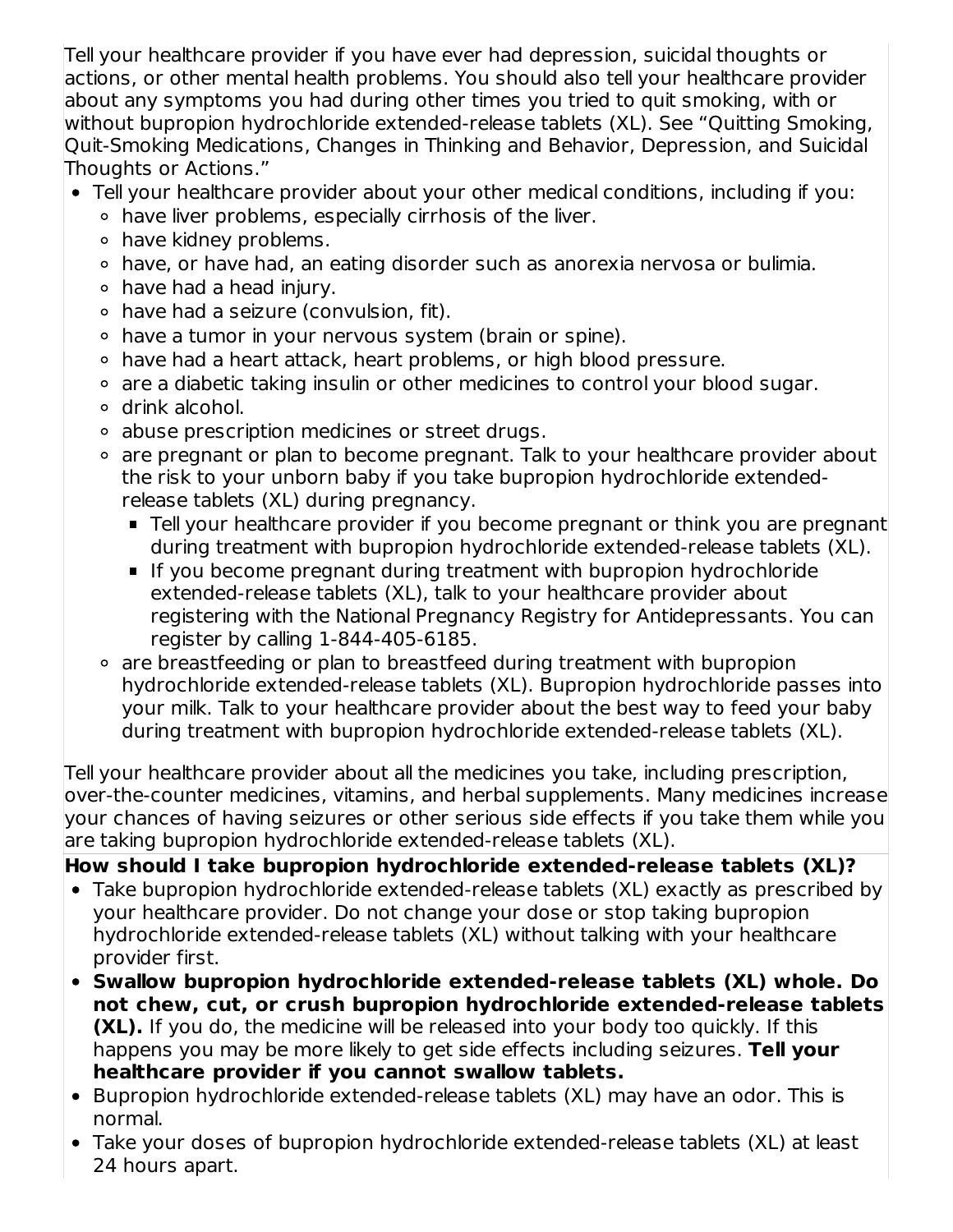Tell your healthcare provider if you have ever had depression, suicidal thoughts or actions, or other mental health problems. You should also tell your healthcare provider about any symptoms you had during other times you tried to quit smoking, with or without bupropion hydrochloride extended-release tablets (XL). See "Quitting Smoking, Quit-Smoking Medications, Changes in Thinking and Behavior, Depression, and Suicidal Thoughts or Actions."

- Tell your healthcare provider about your other medical conditions, including if you:
  - have liver problems, especially cirrhosis of the liver.
  - have kidney problems.
  - have, or have had, an eating disorder such as anorexia nervosa or bulimia.
  - have had a head injury.
  - have had a seizure (convulsion, fit).
  - have a tumor in your nervous system (brain or spine).
  - have had a heart attack, heart problems, or high blood pressure.
  - are a diabetic taking insulin or other medicines to control your blood sugar.
  - drink alcohol.
  - abuse prescription medicines or street drugs.
  - are pregnant or plan to become pregnant. Talk to your healthcare provider about the risk to your unborn baby if you take bupropion hydrochloride extended-release tablets (XL) during pregnancy.
    - Tell your healthcare provider if you become pregnant or think you are pregnant during treatment with bupropion hydrochloride extended-release tablets (XL).
    - If you become pregnant during treatment with bupropion hydrochloride extended-release tablets (XL), talk to your healthcare provider about registering with the National Pregnancy Registry for Antidepressants. You can register by calling 1-844-405-6185.
  - are breastfeeding or plan to breastfeed during treatment with bupropion hydrochloride extended-release tablets (XL). Bupropion hydrochloride passes into your milk. Talk to your healthcare provider about the best way to feed your baby during treatment with bupropion hydrochloride extended-release tablets (XL).

Tell your healthcare provider about all the medicines you take, including prescription, over-the-counter medicines, vitamins, and herbal supplements. Many medicines increase your chances of having seizures or other serious side effects if you take them while you are taking bupropion hydrochloride extended-release tablets (XL).

**How should I take bupropion hydrochloride extended-release tablets (XL)?**

- Take bupropion hydrochloride extended-release tablets (XL) exactly as prescribed by your healthcare provider. Do not change your dose or stop taking bupropion hydrochloride extended-release tablets (XL) without talking with your healthcare provider first.
- **Swallow bupropion hydrochloride extended-release tablets (XL) whole. Do not chew, cut, or crush bupropion hydrochloride extended-release tablets (XL).** If you do, the medicine will be released into your body too quickly. If this happens you may be more likely to get side effects including seizures. **Tell your healthcare provider if you cannot swallow tablets.**
- Bupropion hydrochloride extended-release tablets (XL) may have an odor. This is normal.
- Take your doses of bupropion hydrochloride extended-release tablets (XL) at least 24 hours apart.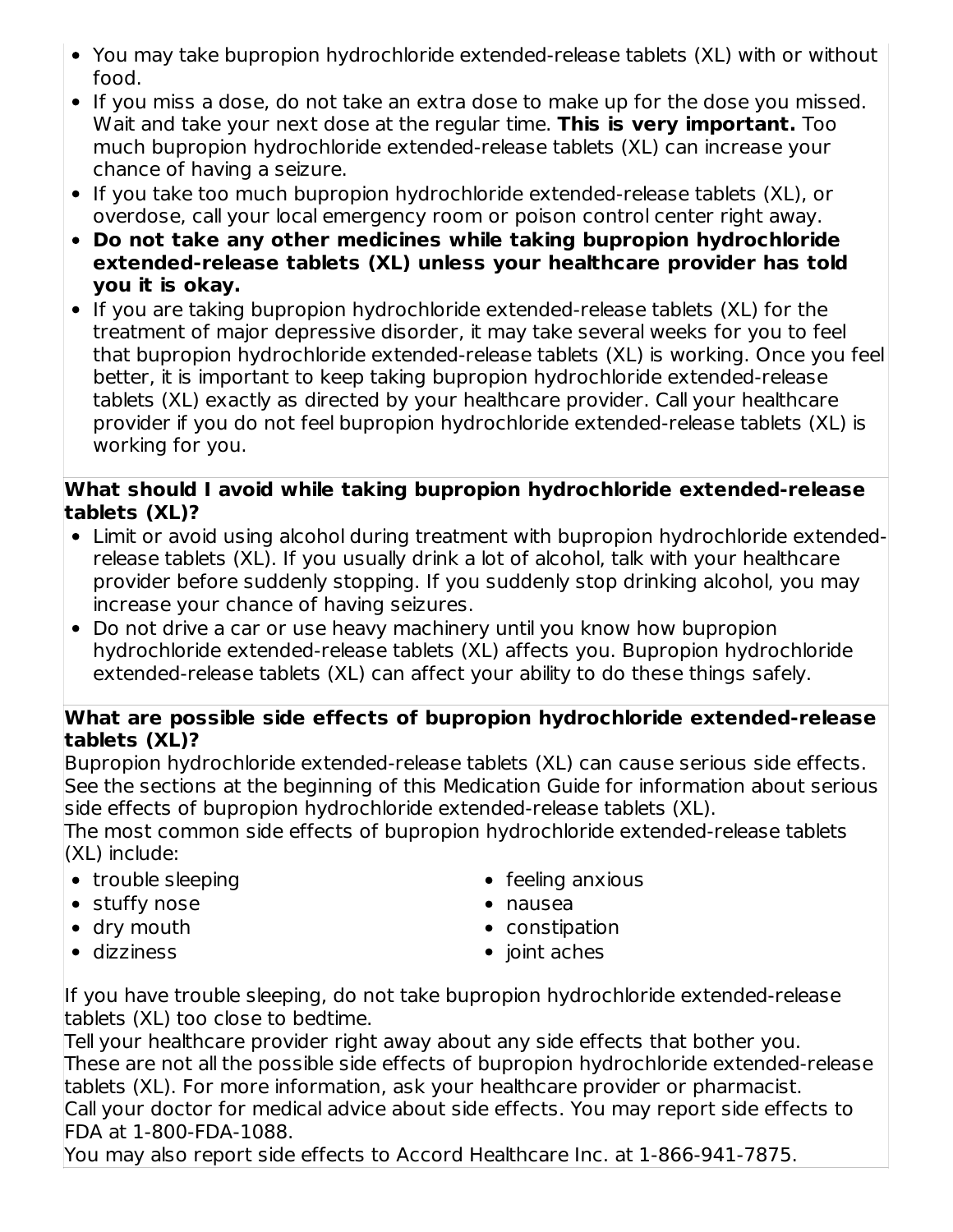- You may take bupropion hydrochloride extended-release tablets (XL) with or without food.
- If you miss a dose, do not take an extra dose to make up for the dose you missed. Wait and take your next dose at the regular time. **This is very important.** Too much bupropion hydrochloride extended-release tablets (XL) can increase your chance of having a seizure.
- If you take too much bupropion hydrochloride extended-release tablets (XL), or overdose, call your local emergency room or poison control center right away.
- **Do not take any other medicines while taking bupropion hydrochloride extended-release tablets (XL) unless your healthcare provider has told you it is okay.**
- If you are taking bupropion hydrochloride extended-release tablets (XL) for the treatment of major depressive disorder, it may take several weeks for you to feel that bupropion hydrochloride extended-release tablets (XL) is working. Once you feel better, it is important to keep taking bupropion hydrochloride extended-release tablets (XL) exactly as directed by your healthcare provider. Call your healthcare provider if you do not feel bupropion hydrochloride extended-release tablets (XL) is working for you.

**What should I avoid while taking bupropion hydrochloride extended-release tablets (XL)?**

- Limit or avoid using alcohol during treatment with bupropion hydrochloride extended-release tablets (XL). If you usually drink a lot of alcohol, talk with your healthcare provider before suddenly stopping. If you suddenly stop drinking alcohol, you may increase your chance of having seizures.
- Do not drive a car or use heavy machinery until you know how bupropion hydrochloride extended-release tablets (XL) affects you. Bupropion hydrochloride extended-release tablets (XL) can affect your ability to do these things safely.

**What are possible side effects of bupropion hydrochloride extended-release tablets (XL)?**

Bupropion hydrochloride extended-release tablets (XL) can cause serious side effects. See the sections at the beginning of this Medication Guide for information about serious side effects of bupropion hydrochloride extended-release tablets (XL).

The most common side effects of bupropion hydrochloride extended-release tablets (XL) include:

- trouble sleeping
- stuffy nose
- dry mouth
- dizziness
- feeling anxious
- nausea
- constipation
- joint aches

If you have trouble sleeping, do not take bupropion hydrochloride extended-release tablets (XL) too close to bedtime.

Tell your healthcare provider right away about any side effects that bother you.

These are not all the possible side effects of bupropion hydrochloride extended-release tablets (XL). For more information, ask your healthcare provider or pharmacist.

Call your doctor for medical advice about side effects. You may report side effects to FDA at 1-800-FDA-1088.

You may also report side effects to Accord Healthcare Inc. at 1-866-941-7875.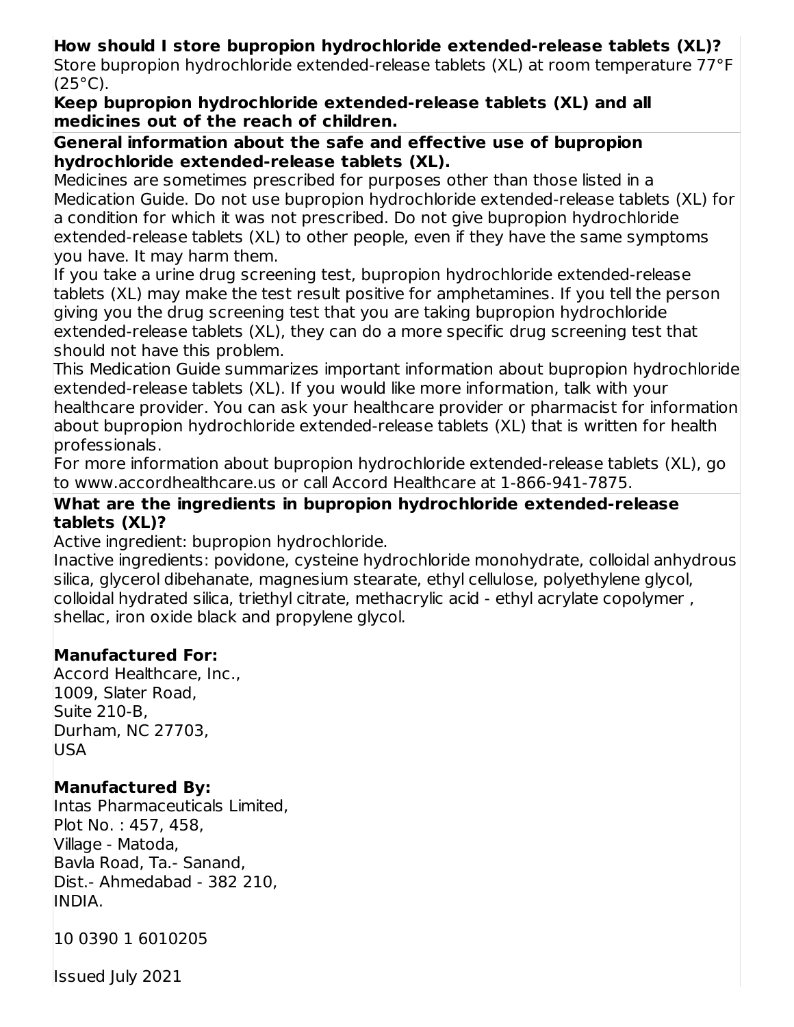**How should I store bupropion hydrochloride extended-release tablets (XL)?**

Store bupropion hydrochloride extended-release tablets (XL) at room temperature 77°F (25°C).

**Keep bupropion hydrochloride extended-release tablets (XL) and all medicines out of the reach of children.**

**General information about the safe and effective use of bupropion hydrochloride extended-release tablets (XL).**

Medicines are sometimes prescribed for purposes other than those listed in a Medication Guide. Do not use bupropion hydrochloride extended-release tablets (XL) for a condition for which it was not prescribed. Do not give bupropion hydrochloride extended-release tablets (XL) to other people, even if they have the same symptoms you have. It may harm them.

If you take a urine drug screening test, bupropion hydrochloride extended-release tablets (XL) may make the test result positive for amphetamines. If you tell the person giving you the drug screening test that you are taking bupropion hydrochloride extended-release tablets (XL), they can do a more specific drug screening test that should not have this problem.

This Medication Guide summarizes important information about bupropion hydrochloride extended-release tablets (XL). If you would like more information, talk with your healthcare provider. You can ask your healthcare provider or pharmacist for information about bupropion hydrochloride extended-release tablets (XL) that is written for health professionals.

For more information about bupropion hydrochloride extended-release tablets (XL), go to www.accordhealthcare.us or call Accord Healthcare at 1-866-941-7875.

**What are the ingredients in bupropion hydrochloride extended-release tablets (XL)?**

Active ingredient: bupropion hydrochloride.

Inactive ingredients: povidone, cysteine hydrochloride monohydrate, colloidal anhydrous silica, glycerol dibehanate, magnesium stearate, ethyl cellulose, polyethylene glycol, colloidal hydrated silica, triethyl citrate, methacrylic acid - ethyl acrylate copolymer , shellac, iron oxide black and propylene glycol.

**Manufactured For:**

Accord Healthcare, Inc.,
1009, Slater Road,
Suite 210-B,
Durham, NC 27703,
USA

**Manufactured By:**

Intas Pharmaceuticals Limited,
Plot No. : 457, 458,
Village - Matoda,
Bavla Road, Ta.- Sanand,
Dist.- Ahmedabad - 382 210,
INDIA.

10 0390 1 6010205

Issued July 2021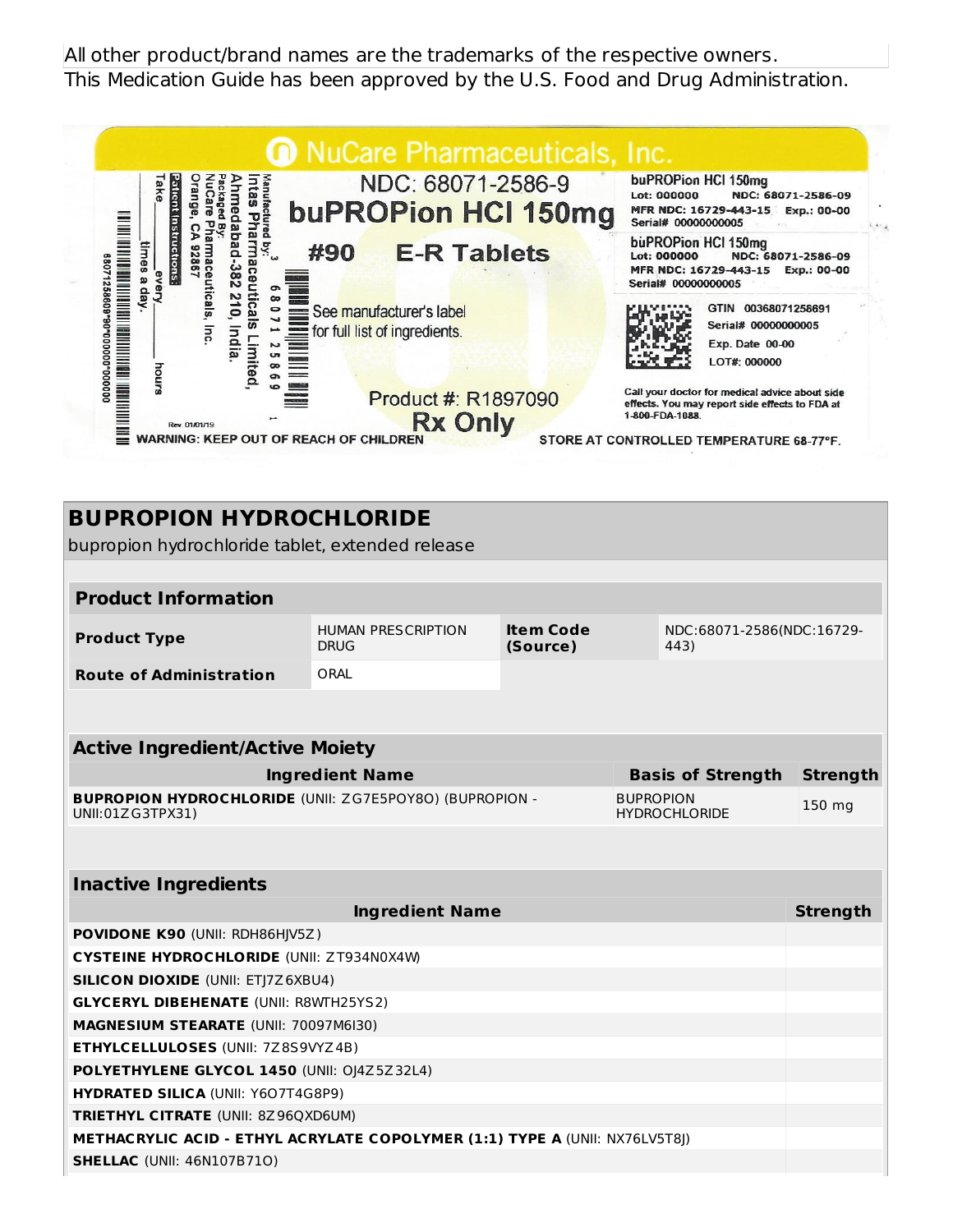All other product/brand names are the trademarks of the respective owners.

This Medication Guide has been approved by the U.S. Food and Drug Administration.

NuCare Pharmaceuticals, Inc.

NDC: 68071-2586-9

buPROPion HCl 150mg

#90 E-R Tablets

See manufacturer's label for full list of ingredients.

Product #: R1897090

Rx Only

Manufactured by: Intas Pharmaceuticals Limited, Ahmedabad-382 210, India.

Packaged By: NuCare Pharmaceuticals, Inc. Orange, CA 92867

Patient Instructions: Take ____ times a day, every ____ hours

Rev 01/01/19

WARNING: KEEP OUT OF REACH OF CHILDREN

buPROPion HCl 150mg
Lot: 000000 NDC: 68071-2586-09
MFR NDC: 16729-443-15 Exp.: 00-00
Serial# 00000000005

buPROPion HCl 150mg
Lot: 000000 NDC: 68071-2586-09
MFR NDC: 16729-443-15 Exp.: 00-00
Serial# 00000000005

GTIN 00368071258691
Serial# 00000000005
Exp. Date 00-00
LOT#: 000000

Call your doctor for medical advice about side effects. You may report side effects to FDA at 1-800-FDA-1088.

STORE AT CONTROLLED TEMPERATURE 68-77°F.

## BUPROPION HYDROCHLORIDE

bupropion hydrochloride tablet, extended release

| Product Information | | | |
|---|---|---|---|
| **Product Type** | HUMAN PRESCRIPTION DRUG | **Item Code (Source)** | NDC:68071-2586(NDC:16729-443) |
| **Route of Administration** | ORAL | | |

| Active Ingredient/Active Moiety | | |
|---|---|---|
| **Ingredient Name** | **Basis of Strength** | **Strength** |
| **BUPROPION HYDROCHLORIDE** (UNII: ZG7E5POY8O) (BUPROPION - UNII:01ZG3TPX31) | BUPROPION HYDROCHLORIDE | 150 mg |

| Inactive Ingredients | |
|---|---|
| **Ingredient Name** | **Strength** |
| **POVIDONE K90** (UNII: RDH86HJV5Z) | |
| **CYSTEINE HYDROCHLORIDE** (UNII: ZT934N0X4W) | |
| **SILICON DIOXIDE** (UNII: ETJ7Z6XBU4) | |
| **GLYCERYL DIBEHENATE** (UNII: R8WTH25YS2) | |
| **MAGNESIUM STEARATE** (UNII: 70097M6I30) | |
| **ETHYLCELLULOSES** (UNII: 7Z8S9VYZ4B) | |
| **POLYETHYLENE GLYCOL 1450** (UNII: OJ4Z5Z32L4) | |
| **HYDRATED SILICA** (UNII: Y6O7T4G8P9) | |
| **TRIETHYL CITRATE** (UNII: 8Z96QXD6UM) | |
| **METHACRYLIC ACID - ETHYL ACRYLATE COPOLYMER (1:1) TYPE A** (UNII: NX76LV5T8J) | |
| **SHELLAC** (UNII: 46N107B71O) | |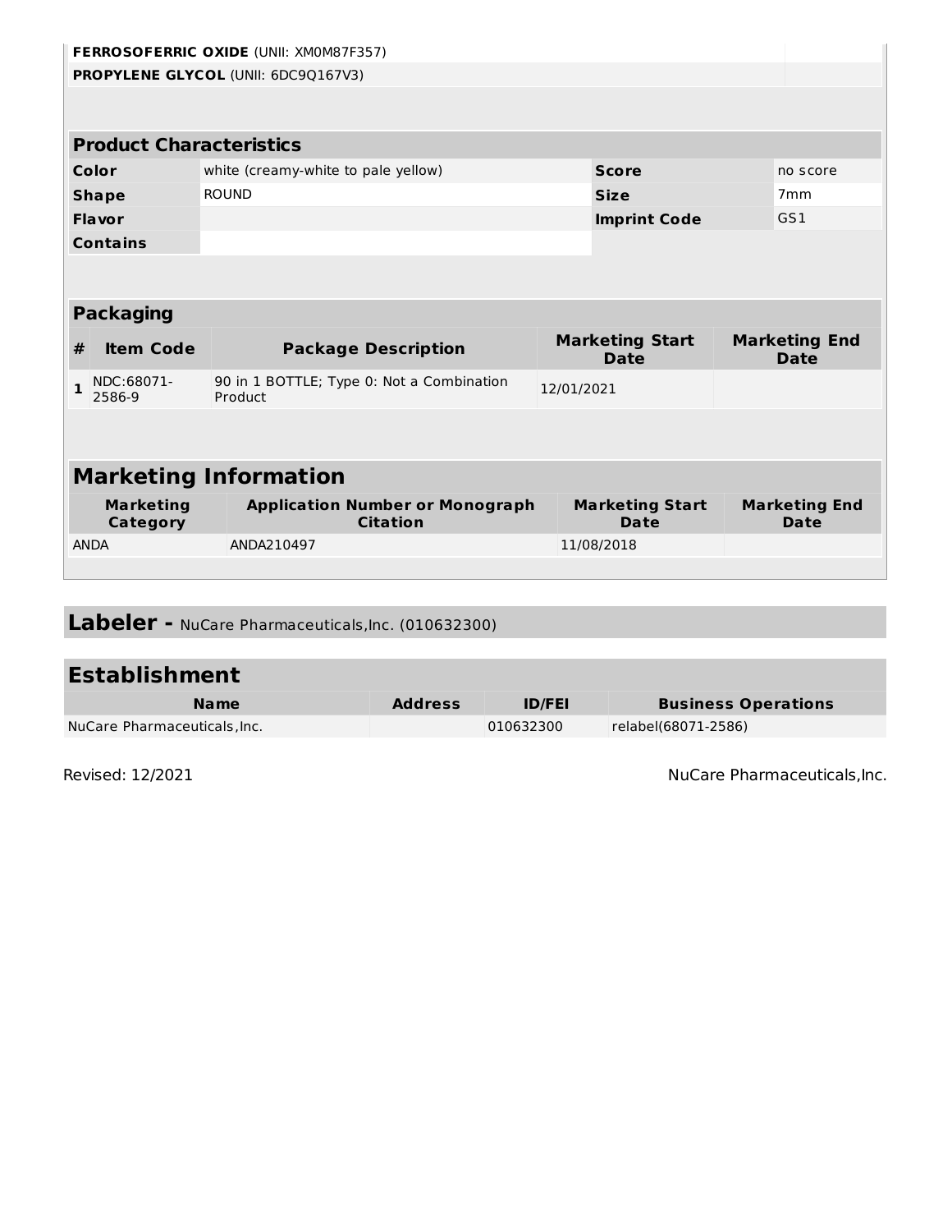| | |
|---|---|
| **FERROSOFERRIC OXIDE** (UNII: XM0M87F357) | |
| **PROPYLENE GLYCOL** (UNII: 6DC9Q167V3) | |

| **Product Characteristics** | | | |
|---|---|---|---|
| **Color** | white (creamy-white to pale yellow) | **Score** | no score |
| **Shape** | ROUND | **Size** | 7mm |
| **Flavor** | | **Imprint Code** | GS1 |
| **Contains** | | | |

**Packaging**

| # | Item Code | Package Description | Marketing Start Date | Marketing End Date |
|---|---|---|---|---|
| 1 | NDC:68071-2586-9 | 90 in 1 BOTTLE; Type 0: Not a Combination Product | 12/01/2021 | |

## Marketing Information

| Marketing Category | Application Number or Monograph Citation | Marketing Start Date | Marketing End Date |
|---|---|---|---|
| ANDA | ANDA210497 | 11/08/2018 | |

## Labeler - NuCare Pharmaceuticals,Inc. (010632300)

## Establishment

| Name | Address | ID/FEI | Business Operations |
|---|---|---|---|
| NuCare Pharmaceuticals,Inc. | | 010632300 | relabel(68071-2586) |

Revised: 12/2021

NuCare Pharmaceuticals,Inc.